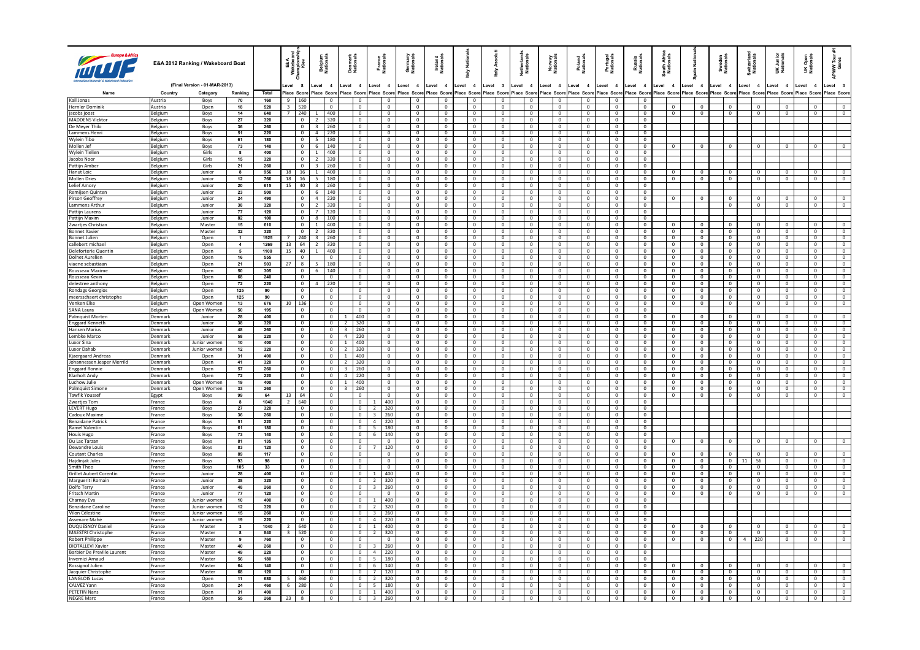# E&A 2012 Ranking / Wakeboard Boat

(Final Version - 01-MAR-2013)

| Name | Country | Category | Ranking | Total | E&A Wakeboard Championships Kiev | | Belgium Nationals | | Denmark Nationals | | France Nationals | | Germany Nationals | | Ireland Nationals | | Italy Nationals | | Italy Assoluti | | Netherlands Nationals | | Norway Nationals | | Poland Nationals | | Portugal Nationals | | Russia Nationals | | South Africa Nationals | | Spain Nationals | | Sweden Nationals | | Switzerland Nationals | | UK Junior Nationals | | UK Open Nationals | | APWW Tour #1 Genoa | |
|---|---|---|---|---|---|---|---|---|---|---|---|---|---|---|---|---|---|---|---|---|---|---|---|---|---|---|---|---|---|---|---|---|---|---|---|---|---|---|---|---|---|---|---|---|
| | | | | | Level 8 | | Level 4 | | Level 4 | | Level 4 | | Level 4 | | Level 4 | | Level 4 | | Level 3 | | Level 4 | | Level 4 | | Level 4 | | Level 4 | | Level 4 | | Level 4 | | Level 4 | | Level 4 | | Level 4 | | Level 4 | | Level 4 | | Level 3 | |
| | | | | | Place | Score | Place | Score | Place | Score | Place | Score | Place | Score | Place | Score | Place | Score | Place | Score | Place | Score | Place | Score | Place | Score | Place | Score | Place | Score | Place | Score | Place | Score | Place | Score | Place | Score | Place | Score | Place | Score | Place | Score |
| Kail Jonas | Austria | Boys | 70 | 160 | 9 | 160 | | 0 | | 0 | | 0 | | 0 | | 0 | | 0 | | 0 | | 0 | | 0 | | 0 | | 0 | | 0 | | | | | | | | | | | | | | |
| Hernler Dominik | Austria | Open | 18 | 520 | 3 | 520 | | 0 | | 0 | | 0 | | 0 | | 0 | | 0 | | 0 | | 0 | | 0 | | 0 | | 0 | | 0 | | 0 | | 0 | | 0 | | 0 | | 0 | | 0 | | 0 |
| jacobs joost | Belgium | Boys | 14 | 640 | 7 | 240 | 1 | 400 | | 0 | | 0 | | 0 | | 0 | | 0 | | 0 | | 0 | | 0 | | 0 | | 0 | | 0 | | 0 | | 0 | | 0 | | 0 | | 0 | | 0 | | 0 |
| MADDENS Vicktor | Belgium | Boys | 27 | 320 | | 0 | 2 | 320 | | 0 | | 0 | | 0 | | 0 | | 0 | | 0 | | 0 | | 0 | | 0 | | 0 | | 0 | | | | | | | | | | | | | | |
| De Meyer Thilo | Belgium | Boys | 36 | 260 | | 0 | 3 | 260 | | 0 | | 0 | | 0 | | 0 | | 0 | | 0 | | 0 | | 0 | | 0 | | 0 | | 0 | | | | | | | | | | | | | | |
| Lammens Henri | Belgium | Boys | 51 | 220 | | 0 | 4 | 220 | | 0 | | 0 | | 0 | | 0 | | 0 | | 0 | | 0 | | 0 | | 0 | | 0 | | 0 | | | | | | | | | | | | | | |
| Wylein Tibo | Belgium | Boys | 61 | 180 | | 0 | 5 | 180 | | 0 | | 0 | | 0 | | 0 | | 0 | | 0 | | 0 | | 0 | | 0 | | 0 | | 0 | | | | | | | | | | | | | | |
| Mollen Jef | Belgium | Boys | 73 | 140 | | 0 | 6 | 140 | | 0 | | 0 | | 0 | | 0 | | 0 | | 0 | | 0 | | 0 | | 0 | | 0 | | 0 | | 0 | | 0 | | 0 | | 0 | | 0 | | 0 | | 0 |
| Wylein Tielien | Belgium | Girls | 8 | 400 | | 0 | 1 | 400 | | 0 | | 0 | | 0 | | 0 | | 0 | | 0 | | 0 | | 0 | | 0 | | 0 | | 0 | | | | | | | | | | | | | | |
| Jacobs Noor | Belgium | Girls | 15 | 320 | | 0 | 2 | 320 | | 0 | | 0 | | 0 | | 0 | | 0 | | 0 | | 0 | | 0 | | 0 | | 0 | | 0 | | | | | | | | | | | | | | |
| Pattijn Amber | Belgium | Girls | 21 | 260 | | 0 | 3 | 260 | | 0 | | 0 | | 0 | | 0 | | 0 | | 0 | | 0 | | 0 | | 0 | | 0 | | 0 | | | | | | | | | | | | | | |
| Hanut Loic | Belgium | Junior | 8 | 956 | 18 | 16 | 1 | 400 | | 0 | | 0 | | 0 | | 0 | | 0 | | 0 | | 0 | | 0 | | 0 | | 0 | | 0 | | 0 | | 0 | | 0 | | 0 | | 0 | | 0 | | 0 |
| Mollen Dries | Belgium | Junior | 12 | 766 | 18 | 16 | 5 | 180 | | 0 | | 0 | | 0 | | 0 | | 0 | | 0 | | 0 | | 0 | | 0 | | 0 | | 0 | | 0 | | 0 | | 0 | | 0 | | 0 | | 0 | | 0 |
| Lelief Amory | Belgium | Junior | 20 | 615 | 15 | 40 | 3 | 260 | | 0 | | 0 | | 0 | | 0 | | 0 | | 0 | | 0 | | 0 | | 0 | | 0 | | 0 | | | | | | | | | | | | | | |
| Remijsen Quinten | Belgium | Junior | 23 | 500 | | 0 | 6 | 140 | | 0 | | 0 | | 0 | | 0 | | 0 | | 0 | | 0 | | 0 | | 0 | | 0 | | 0 | | | | | | | | | | | | | | |
| Pirson Geoffrey | Belgium | Junior | 24 | 490 | | 0 | 4 | 220 | | 0 | | 0 | | 0 | | 0 | | 0 | | 0 | | 0 | | 0 | | 0 | | 0 | | 0 | | 0 | | 0 | | 0 | | 0 | | 0 | | 0 | | 0 |
| Lammens Arthur | Belgium | Junior | 38 | 320 | | 0 | 2 | 320 | | 0 | | 0 | | 0 | | 0 | | 0 | | 0 | | 0 | | 0 | | 0 | | 0 | | 0 | | | | | | 0 | | 0 | | 0 | | 0 | | 0 |
| Pattijn Laurens | Belgium | Junior | 77 | 120 | | 0 | 7 | 120 | | 0 | | 0 | | 0 | | 0 | | 0 | | 0 | | 0 | | 0 | | 0 | | 0 | | 0 | | | | | | | | | | | | | | |
| Pattijn Maxim | Belgium | Junior | 82 | 100 | | 0 | 8 | 100 | | 0 | | 0 | | 0 | | 0 | | 0 | | 0 | | 0 | | 0 | | 0 | | 0 | | 0 | | | | | | | | | | | | | | |
| Zwartjes Christian | Belgium | Master | 15 | 610 | | 0 | 1 | 400 | | 0 | | 0 | | 0 | | 0 | | 0 | | 0 | | 0 | | 0 | | 0 | | 0 | | 0 | | 0 | | 0 | | 0 | | 0 | | 0 | | 0 | | 0 |
| Bonnet Xavier | Belgium | Master | 32 | 320 | | 0 | 2 | 320 | | 0 | | 0 | | 0 | | 0 | | 0 | | 0 | | 0 | | 0 | | 0 | | 0 | | 0 | | 0 | | 0 | | 0 | | 0 | | 0 | | 0 | | 0 |
| Bonnet Julien | Belgium | Open | 1 | 1925 | 7 | 240 | 3 | 260 | | 0 | | 0 | | 0 | | 0 | | 0 | | 0 | | 0 | | 0 | | 0 | | 0 | | 0 | | 0 | | 0 | | 0 | | 0 | | 0 | | 0 | | 0 |
| callebert michael | Belgium | Open | 4 | 1269 | 13 | 64 | 2 | 320 | | 0 | | 0 | | 0 | | 0 | | 0 | | 0 | | 0 | | 0 | | 0 | | 0 | | 0 | | 0 | | 0 | | 0 | | 0 | | 0 | | 0 | | 0 |
| Deleforterie Quentin | Belgium | Open | 5 | 1100 | 15 | 40 | 1 | 400 | | 0 | | 0 | | 0 | | 0 | | 0 | | 0 | | 0 | | 0 | | 0 | | 0 | | 0 | | 0 | | 0 | | 0 | | 0 | | 0 | | 0 | | 0 |
| Dolhet Aurelien | Belgium | Open | 16 | 555 | | 0 | | 0 | | 0 | | 0 | | 0 | | 0 | | 0 | | 0 | | 0 | | 0 | | 0 | | 0 | | 0 | | 0 | | 0 | | 0 | | 0 | | 0 | | 0 | | 0 |
| viaene sebastiaan | Belgium | Open | 21 | 503 | 27 | 8 | 5 | 180 | | 0 | | 0 | | 0 | | 0 | | 0 | | 0 | | 0 | | 0 | | 0 | | 0 | | 0 | | 0 | | 0 | | 0 | | 0 | | 0 | | 0 | | 0 |
| Rousseau Maxime | Belgium | Open | 50 | 305 | | 0 | 6 | 140 | | 0 | | 0 | | 0 | | 0 | | 0 | | 0 | | 0 | | 0 | | 0 | | 0 | | 0 | | 0 | | 0 | | 0 | | 0 | | 0 | | 0 | | 0 |
| Rousseau Kevin | Belgium | Open | 68 | 240 | | 0 | | 0 | | 0 | | 0 | | 0 | | 0 | | 0 | | 0 | | 0 | | 0 | | 0 | | 0 | | 0 | | 0 | | 0 | | 0 | | 0 | | 0 | | 0 | | 0 |
| delestree anthony | Belgium | Open | 72 | 220 | | 0 | 4 | 220 | | 0 | | 0 | | 0 | | 0 | | 0 | | 0 | | 0 | | 0 | | 0 | | 0 | | 0 | | 0 | | 0 | | 0 | | 0 | | 0 | | 0 | | 0 |
| Rondags Georgios | Belgium | Open | 125 | 90 | | 0 | | 0 | | 0 | | 0 | | 0 | | 0 | | 0 | | 0 | | 0 | | 0 | | 0 | | 0 | | 0 | | 0 | | 0 | | 0 | | 0 | | 0 | | 0 | | 0 |
| meersschaert christophe | Belgium | Open | 125 | 90 | | 0 | | 0 | | 0 | | 0 | | 0 | | 0 | | 0 | | 0 | | 0 | | 0 | | 0 | | 0 | | 0 | | 0 | | 0 | | 0 | | 0 | | 0 | | 0 | | 0 |
| Venken Elke | Belgium | Open Women | 13 | 676 | 10 | 136 | | 0 | | 0 | | 0 | | 0 | | 0 | | 0 | | 0 | | 0 | | 0 | | 0 | | 0 | | 0 | | 0 | | 0 | | 0 | | 0 | | 0 | | 0 | | 0 |
| SANA Laura | Belgium | Open Women | 50 | 195 | | 0 | | 0 | | 0 | | 0 | | 0 | | 0 | | 0 | | 0 | | 0 | | 0 | | 0 | | 0 | | 0 | | | | | | | | | | | | | | |
| Palmquist Morten | Denmark | Junior | 28 | 400 | | 0 | | 0 | 1 | 400 | | 0 | | 0 | | 0 | | 0 | | 0 | | 0 | | 0 | | 0 | | 0 | | 0 | | 0 | | 0 | | 0 | | 0 | | 0 | | 0 | | 0 |
| Enggard Kenneth | Denmark | Junior | 38 | 320 | | 0 | | 0 | 2 | 320 | | 0 | | 0 | | 0 | | 0 | | 0 | | 0 | | 0 | | 0 | | 0 | | 0 | | 0 | | 0 | | 0 | | 0 | | 0 | | 0 | | 0 |
| Hansen Marius | Denmark | Junior | 48 | 260 | | 0 | | 0 | 3 | 260 | | 0 | | 0 | | 0 | | 0 | | 0 | | 0 | | 0 | | 0 | | 0 | | 0 | | 0 | | 0 | | 0 | | 0 | | 0 | | 0 | | 0 |
| Lembke Marco | Denmark | Junior | 58 | 220 | | 0 | | 0 | 4 | 220 | | 0 | | 0 | | 0 | | 0 | | 0 | | 0 | | 0 | | 0 | | 0 | | 0 | | 0 | | 0 | | 0 | | 0 | | 0 | | 0 | | 0 |
| Luxor Sina | Denmark | Junior women | 10 | 400 | | 0 | | 0 | 1 | 400 | | 0 | | 0 | | 0 | | 0 | | 0 | | 0 | | 0 | | 0 | | 0 | | 0 | | 0 | | 0 | | 0 | | 0 | | 0 | | 0 | | 0 |
| Luxor Dahab | Denmark | Junior women | 12 | 320 | | 0 | | 0 | 2 | 320 | | 0 | | 0 | | 0 | | 0 | | 0 | | 0 | | 0 | | 0 | | 0 | | 0 | | 0 | | 0 | | 0 | | 0 | | 0 | | 0 | | 0 |
| Kjaergaard Andreas | Denmark | Open | 31 | 400 | | 0 | | 0 | 1 | 400 | | 0 | | 0 | | 0 | | 0 | | 0 | | 0 | | 0 | | 0 | | 0 | | 0 | | 0 | | 0 | | 0 | | 0 | | 0 | | 0 | | 0 |
| Johannessen Jesper Merrild | Denmark | Open | 41 | 320 | | 0 | | 0 | 2 | 320 | | 0 | | 0 | | 0 | | 0 | | 0 | | 0 | | 0 | | 0 | | 0 | | 0 | | 0 | | 0 | | 0 | | 0 | | 0 | | 0 | | 0 |
| Enggard Ronnie | Denmark | Open | 57 | 260 | | 0 | | 0 | 3 | 260 | | 0 | | 0 | | 0 | | 0 | | 0 | | 0 | | 0 | | 0 | | 0 | | 0 | | 0 | | 0 | | 0 | | 0 | | 0 | | 0 | | 0 |
| Klarholt Andy | Denmark | Open | 72 | 220 | | 0 | | 0 | 4 | 220 | | 0 | | 0 | | 0 | | 0 | | 0 | | 0 | | 0 | | 0 | | 0 | | 0 | | 0 | | 0 | | 0 | | 0 | | 0 | | 0 | | 0 |
| Luchow Julie | Denmark | Open Women | 19 | 400 | | 0 | | 0 | 1 | 400 | | 0 | | 0 | | 0 | | 0 | | 0 | | 0 | | 0 | | 0 | | 0 | | 0 | | 0 | | 0 | | 0 | | 0 | | 0 | | 0 | | 0 |
| Palmquist Simone | Denmark | Open Women | 33 | 260 | | 0 | | 0 | 3 | 260 | | 0 | | 0 | | 0 | | 0 | | 0 | | 0 | | 0 | | 0 | | 0 | | 0 | | 0 | | 0 | | 0 | | 0 | | 0 | | 0 | | 0 |
| Tawfik Youssef | Egypt | Boys | 99 | 64 | 13 | 64 | | 0 | | 0 | | 0 | | 0 | | 0 | | 0 | | 0 | | 0 | | 0 | | 0 | | 0 | | 0 | | 0 | | 0 | | 0 | | 0 | | 0 | | 0 | | 0 |
| Zwartjes Tom | France | Boys | 8 | 1040 | 2 | 640 | | 0 | | 0 | 1 | 400 | | 0 | | 0 | | 0 | | 0 | | 0 | | 0 | | 0 | | 0 | | 0 | | | | | | | | | | | | | | |
| LEVERT Hugo | France | Boys | 27 | 320 | | 0 | | 0 | | 0 | 2 | 320 | | 0 | | 0 | | 0 | | 0 | | 0 | | 0 | | 0 | | 0 | | 0 | | | | | | | | | | | | | | |
| Cadoux Maxime | France | Boys | 36 | 260 | | 0 | | 0 | | 0 | 3 | 260 | | 0 | | 0 | | 0 | | 0 | | 0 | | 0 | | 0 | | 0 | | 0 | | | | | | | | | | | | | | |
| Benzidane Patrick | France | Boys | 51 | 220 | | 0 | | 0 | | 0 | 4 | 220 | | 0 | | 0 | | 0 | | 0 | | 0 | | 0 | | 0 | | 0 | | 0 | | | | | | | | | | | | | | |
| Ramel Valentin | France | Boys | 61 | 180 | | 0 | | 0 | | 0 | 5 | 180 | | 0 | | 0 | | 0 | | 0 | | 0 | | 0 | | 0 | | 0 | | 0 | | | | | | | | | | | | | | |
| Houis Hugo | France | Boys | 73 | 140 | | 0 | | 0 | | 0 | 6 | 140 | | 0 | | 0 | | 0 | | 0 | | 0 | | 0 | | 0 | | 0 | | 0 | | | | | | | | | | | | | | |
| Du Lac Tarzan | France | Boys | 81 | 135 | | 0 | | 0 | | 0 | | 0 | | 0 | | 0 | | 0 | | 0 | | 0 | | 0 | | 0 | | 0 | | 0 | | 0 | | 0 | | 0 | | 0 | | 0 | | 0 | | 0 |
| Dewandre Louis | France | Boys | 83 | 120 | | 0 | | 0 | | 0 | 7 | 120 | | 0 | | 0 | | 0 | | 0 | | 0 | | 0 | | 0 | | 0 | | 0 | | | | | | | | | | | | | | |
| Coutant Charles | France | Boys | 89 | 117 | | 0 | | 0 | | 0 | | 0 | | 0 | | 0 | | 0 | | 0 | | 0 | | 0 | | 0 | | 0 | | 0 | | 0 | | 0 | | 0 | | 0 | | 0 | | 0 | | 0 |
| Hajdinjak Jules | France | Boys | 93 | 98 | | 0 | | 0 | | 0 | | 0 | | 0 | | 0 | | 0 | | 0 | | 0 | | 0 | | 0 | | 0 | | 0 | | 0 | | 0 | | 0 | 11 | 56 | | 0 | | 0 | | 0 |
| Smith Theo | France | Boys | 105 | 33 | | 0 | | 0 | | 0 | | 0 | | 0 | | 0 | | 0 | | 0 | | 0 | | 0 | | 0 | | 0 | | 0 | | 0 | | 0 | | 0 | | 0 | | 0 | | 0 | | 0 |
| Grillet Aubert Corentin | France | Junior | 28 | 400 | | 0 | | 0 | | 0 | 1 | 400 | | 0 | | 0 | | 0 | | 0 | | 0 | | 0 | | 0 | | 0 | | 0 | | 0 | | 0 | | 0 | | 0 | | 0 | | 0 | | 0 |
| Margueriti Romain | France | Junior | 38 | 320 | | 0 | | 0 | | 0 | 2 | 320 | | 0 | | 0 | | 0 | | 0 | | 0 | | 0 | | 0 | | 0 | | 0 | | 0 | | 0 | | 0 | | 0 | | 0 | | 0 | | 0 |
| Dolfo Terry | France | Junior | 48 | 260 | | 0 | | 0 | | 0 | 3 | 260 | | 0 | | 0 | | 0 | | 0 | | 0 | | 0 | | 0 | | 0 | | 0 | | 0 | | 0 | | 0 | | 0 | | 0 | | 0 | | 0 |
| Fritsch Martin | France | Junior | 77 | 120 | | 0 | | 0 | | 0 | | 0 | | 0 | | 0 | | 0 | | 0 | | 0 | | 0 | | 0 | | 0 | | 0 | | 0 | | 0 | | 0 | | 0 | | 0 | | 0 | | 0 |
| Charnay Eva | France | Junior women | 10 | 400 | | 0 | | 0 | | 0 | 1 | 400 | | 0 | | 0 | | 0 | | 0 | | 0 | | 0 | | 0 | | 0 | | 0 | | | | | | | | | | | | | | |
| Benzidane Caroline | France | Junior women | 12 | 320 | | 0 | | 0 | | 0 | 2 | 320 | | 0 | | 0 | | 0 | | 0 | | 0 | | 0 | | 0 | | 0 | | 0 | | | | | | | | | | | | | | |
| Vilon Célestine | France | Junior women | 15 | 260 | | 0 | | 0 | | 0 | 3 | 260 | | 0 | | 0 | | 0 | | 0 | | 0 | | 0 | | 0 | | 0 | | 0 | | | | | | | | | | | | | | |
| Assenare Mahé | France | Junior women | 19 | 220 | | 0 | | 0 | | 0 | 4 | 220 | | 0 | | 0 | | 0 | | 0 | | 0 | | 0 | | 0 | | 0 | | 0 | | | | | | | | | | | | | | |
| DUQUESNOY Daniel | France | Master | 3 | 1040 | 2 | 640 | | 0 | | 0 | 1 | 400 | | 0 | | 0 | | 0 | | 0 | | 0 | | 0 | | 0 | | 0 | | 0 | | 0 | | 0 | | 0 | | 0 | | 0 | | 0 | | 0 |
| MAESTRI Christophe | France | Master | 8 | 760 | 3 | 520 | | 0 | | 0 | 2 | 320 | | 0 | | 0 | | 0 | | 0 | | 0 | | 0 | | 0 | | 0 | | 0 | | 0 | | 0 | | 0 | | 0 | | 0 | | 0 | | 0 |
| Robert Philippe | France | Master | 9 | 760 | | 0 | | 0 | | 0 | | 0 | | 0 | | 0 | | 0 | | 0 | | 0 | | 0 | | 0 | | 0 | | 0 | | 0 | | 0 | | 0 | 4 | 220 | | 0 | | 0 | | 0 |
| DIOTALLEVI Xavier | France | Master | 40 | 260 | | 0 | | 0 | | 0 | 3 | 260 | | 0 | | 0 | | 0 | | 0 | | 0 | | 0 | | 0 | | 0 | | 0 | | | | | | | | | | | | | | |
| Barbier De Preville Laurent | France | Master | 49 | 220 | | 0 | | 0 | | 0 | 4 | 220 | | 0 | | 0 | | 0 | | 0 | | 0 | | 0 | | 0 | | 0 | | 0 | | | | | | | | | | | | | | |
| Invernizi Arnaud | France | Master | 56 | 180 | | 0 | | 0 | | 0 | 5 | 180 | | 0 | | 0 | | 0 | | 0 | | 0 | | 0 | | 0 | | 0 | | 0 | | | | | | | | | | | | | | |
| Rossignol Julien | France | Master | 64 | 140 | | 0 | | 0 | | 0 | 6 | 140 | | 0 | | 0 | | 0 | | 0 | | 0 | | 0 | | 0 | | 0 | | 0 | | 0 | | 0 | | 0 | | 0 | | 0 | | 0 | | 0 |
| Jacquier Christophe | France | Master | 68 | 120 | | 0 | | 0 | | 0 | 7 | 120 | | 0 | | 0 | | 0 | | 0 | | 0 | | 0 | | 0 | | 0 | | 0 | | 0 | | 0 | | 0 | | 0 | | 0 | | 0 | | 0 |
| LANGLOIS Lucas | France | Open | 11 | 680 | 5 | 360 | | 0 | | 0 | 2 | 320 | | 0 | | 0 | | 0 | | 0 | | 0 | | 0 | | 0 | | 0 | | 0 | | 0 | | 0 | | 0 | | 0 | | 0 | | 0 | | 0 |
| CALVEZ Yann | France | Open | 24 | 460 | 6 | 280 | | 0 | | 0 | 5 | 180 | | 0 | | 0 | | 0 | | 0 | | 0 | | 0 | | 0 | | 0 | | 0 | | 0 | | 0 | | 0 | | 0 | | 0 | | 0 | | 0 |
| PETETIN Nans | France | Open | 31 | 400 | | 0 | | 0 | | 0 | 1 | 400 | | 0 | | 0 | | 0 | | 0 | | 0 | | 0 | | 0 | | 0 | | 0 | | 0 | | 0 | | 0 | | 0 | | 0 | | 0 | | 0 |
| NEGRE Marc | France | Open | 55 | 268 | 23 | 8 | | 0 | | 0 | 3 | 260 | | 0 | | 0 | | 0 | | 0 | | 0 | | 0 | | 0 | | 0 | | 0 | | 0 | | 0 | | 0 | | 0 | | 0 | | 0 | | 0 |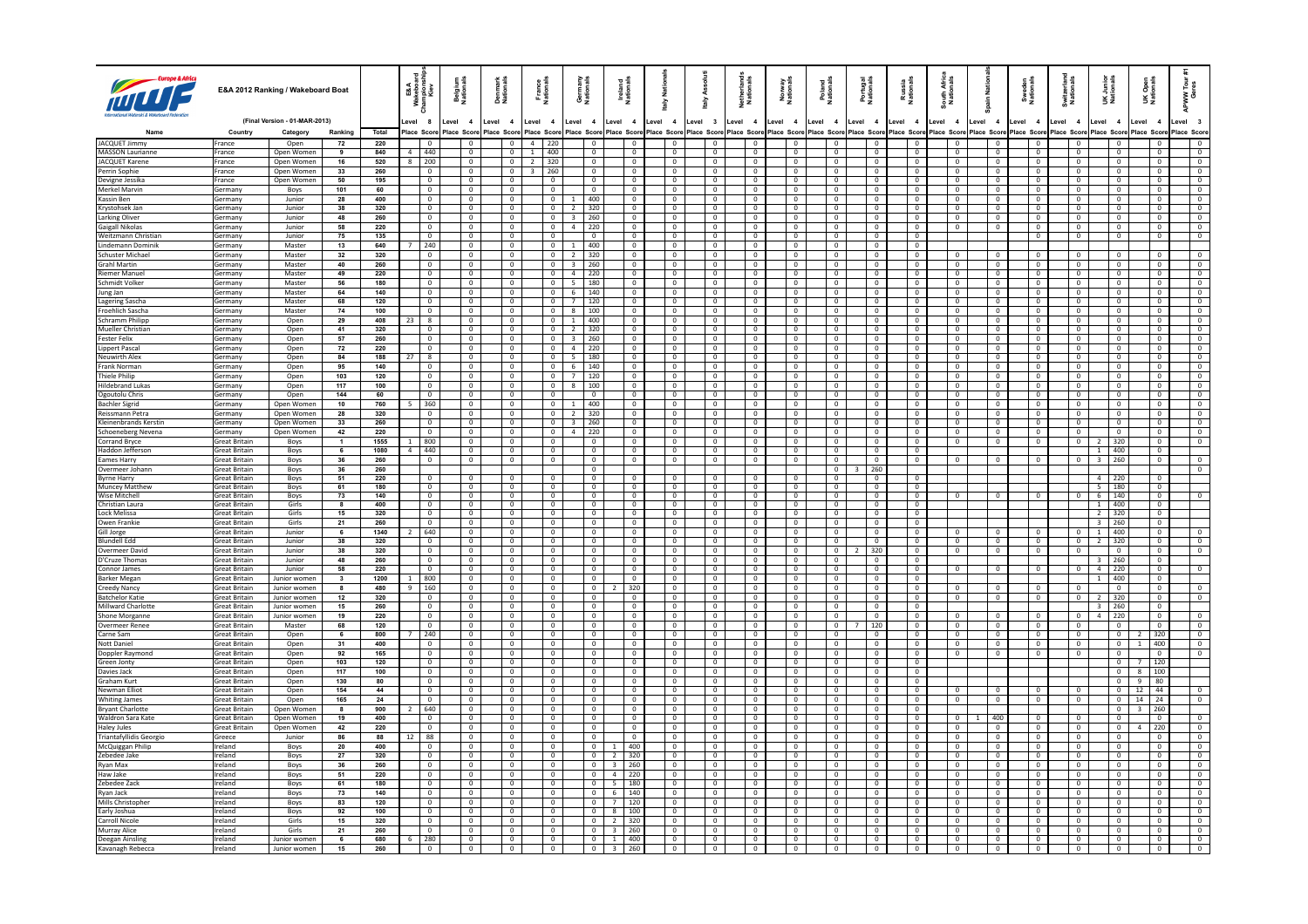**E&A 2012 Ranking / Wakeboard Boat**

**(Final Version - 01-MAR-2013)**

| Name | Country | Category | Ranking | Total | E&A Wakeboard Championships Kiev | | Belgium Nationals | | Denmark Nationals | | France Nationals | | Germany Nationals | | Ireland Nationals | | Italy Nationals | | Italy Assoluti | | Netherlands Nationals | | Norway Nationals | | Poland Nationals | | Portugal Nationals | | Russia Nationals | | South Africa Nationals | | Spain Nationals | | Sweden Nationals | | Switzerland Nationals | | UK Junior Nationals | | UK Open Nationals | | APWW Tour #1 Geneva | |
|---|---|---|---|---|---|---|---|---|---|---|---|---|---|---|---|---|---|---|---|---|---|---|---|---|---|---|---|---|---|---|---|---|---|---|---|---|---|---|---|---|---|---|---|---|
| | | | | | Level 8 | | Level 4 | | Level 4 | | Level 4 | | Level 4 | | Level 4 | | Level 4 | | Level 3 | | Level 4 | | Level 4 | | Level 4 | | Level 4 | | Level 4 | | Level 4 | | Level 4 | | Level 4 | | Level 4 | | Level 4 | | Level 4 | | Level 3 | |
| | | | | | Place | Score | Place | Score | Place | Score | Place | Score | Place | Score | Place | Score | Place | Score | Place | Score | Place | Score | Place | Score | Place | Score | Place | Score | Place | Score | Place | Score | Place | Score | Place | Score | Place | Score | Place | Score | Place | Score | Place | Score |
| JACQUET Jimmy | France | Open | 72 | 220 | | 0 | | 0 | | 0 | 4 | 220 | | 0 | | 0 | | 0 | | 0 | | 0 | | 0 | | 0 | | 0 | | 0 | | 0 | | 0 | | 0 | | 0 | | 0 | | 0 | | 0 |
| MASSON Laurianne | France | Open Women | 9 | 840 | 4 | 440 | | 0 | | 0 | 1 | 400 | | 0 | | 0 | | 0 | | 0 | | 0 | | 0 | | 0 | | 0 | | 0 | | 0 | | 0 | | 0 | | 0 | | 0 | | 0 | | 0 |
| JACQUET Karene | France | Open Women | 16 | 520 | 8 | 200 | | 0 | | 0 | 2 | 320 | | 0 | | 0 | | 0 | | 0 | | 0 | | 0 | | 0 | | 0 | | 0 | | 0 | | 0 | | 0 | | 0 | | 0 | | 0 | | 0 |
| Perrin Sophie | France | Open Women | 33 | 260 | | 0 | | 0 | | 0 | 3 | 260 | | 0 | | 0 | | 0 | | 0 | | 0 | | 0 | | 0 | | 0 | | 0 | | 0 | | 0 | | 0 | | 0 | | 0 | | 0 | | 0 |
| Devigne Jessika | France | Open Women | 50 | 195 | | 0 | | 0 | | 0 | | 0 | | 0 | | 0 | | 0 | | 0 | | 0 | | 0 | | 0 | | 0 | | 0 | | 0 | | 0 | | 0 | | 0 | | 0 | | 0 | | 0 |
| Merkel Marvin | Germany | Boys | 101 | 60 | | 0 | | 0 | | 0 | | 0 | | 0 | | 0 | | 0 | | 0 | | 0 | | 0 | | 0 | | 0 | | 0 | | 0 | | 0 | | 0 | | 0 | | 0 | | 0 | | 0 |
| Kassin Ben | Germany | Junior | 28 | 400 | | 0 | | 0 | | 0 | | 0 | 1 | 400 | | 0 | | 0 | | 0 | | 0 | | 0 | | 0 | | 0 | | 0 | | 0 | | 0 | | 0 | | 0 | | 0 | | 0 | | 0 |
| Krystohsek Jan | Germany | Junior | 38 | 320 | | 0 | | 0 | | 0 | | 0 | 2 | 320 | | 0 | | 0 | | 0 | | 0 | | 0 | | 0 | | 0 | | 0 | | 0 | | 0 | | 0 | | 0 | | 0 | | 0 | | 0 |
| Larking Oliver | Germany | Junior | 48 | 260 | | 0 | | 0 | | 0 | | 0 | 3 | 260 | | 0 | | 0 | | 0 | | 0 | | 0 | | 0 | | 0 | | 0 | | 0 | | 0 | | 0 | | 0 | | 0 | | 0 | | 0 |
| Gaigall Nikolas | Germany | Junior | 58 | 220 | | 0 | | 0 | | 0 | | 0 | 4 | 220 | | 0 | | 0 | | 0 | | 0 | | 0 | | 0 | | 0 | | 0 | | 0 | | 0 | | 0 | | 0 | | 0 | | 0 | | 0 |
| Weitzmann Christian | Germany | Junior | 75 | 135 | | 0 | | 0 | | 0 | | 0 | | 0 | | 0 | | 0 | | 0 | | 0 | | 0 | | 0 | | 0 | | 0 | | | | | | 0 | | 0 | | 0 | | 0 | | 0 |
| Lindemann Dominik | Germany | Master | 13 | 640 | 7 | 240 | | 0 | | 0 | | 0 | 1 | 400 | | 0 | | 0 | | 0 | | 0 | | 0 | | 0 | | 0 | | 0 | | | | | | | | | | | | | | |
| Schuster Michael | Germany | Master | 32 | 320 | | 0 | | 0 | | 0 | | 0 | 2 | 320 | | 0 | | 0 | | 0 | | 0 | | 0 | | 0 | | 0 | | 0 | | 0 | | 0 | | 0 | | 0 | | 0 | | 0 | | 0 |
| Grahl Martin | Germany | Master | 40 | 260 | | 0 | | 0 | | 0 | | 0 | 3 | 260 | | 0 | | 0 | | 0 | | 0 | | 0 | | 0 | | 0 | | 0 | | 0 | | 0 | | 0 | | 0 | | 0 | | 0 | | 0 |
| Riemer Manuel | Germany | Master | 49 | 220 | | 0 | | 0 | | 0 | | 0 | 4 | 220 | | 0 | | 0 | | 0 | | 0 | | 0 | | 0 | | 0 | | 0 | | 0 | | 0 | | 0 | | 0 | | 0 | | 0 | | 0 |
| Schmidt Volker | Germany | Master | 56 | 180 | | 0 | | 0 | | 0 | | 0 | 5 | 180 | | 0 | | 0 | | 0 | | 0 | | 0 | | 0 | | 0 | | 0 | | 0 | | 0 | | 0 | | 0 | | 0 | | 0 | | 0 |
| Jung Jan | Germany | Master | 64 | 140 | | 0 | | 0 | | 0 | | 0 | 6 | 140 | | 0 | | 0 | | 0 | | 0 | | 0 | | 0 | | 0 | | 0 | | 0 | | 0 | | 0 | | 0 | | 0 | | 0 | | 0 |
| Lagering Sascha | Germany | Master | 68 | 120 | | 0 | | 0 | | 0 | | 0 | 7 | 120 | | 0 | | 0 | | 0 | | 0 | | 0 | | 0 | | 0 | | 0 | | 0 | | 0 | | 0 | | 0 | | 0 | | 0 | | 0 |
| Froehlich Sascha | Germany | Master | 74 | 100 | | 0 | | 0 | | 0 | | 0 | 8 | 100 | | 0 | | 0 | | 0 | | 0 | | 0 | | 0 | | 0 | | 0 | | 0 | | 0 | | 0 | | 0 | | 0 | | 0 | | 0 |
| Schramm Philipp | Germany | Open | 29 | 408 | 23 | 8 | | 0 | | 0 | | 0 | 1 | 400 | | 0 | | 0 | | 0 | | 0 | | 0 | | 0 | | 0 | | 0 | | 0 | | 0 | | 0 | | 0 | | 0 | | 0 | | 0 |
| Mueller Christian | Germany | Open | 41 | 320 | | 0 | | 0 | | 0 | | 0 | 2 | 320 | | 0 | | 0 | | 0 | | 0 | | 0 | | 0 | | 0 | | 0 | | 0 | | 0 | | 0 | | 0 | | 0 | | 0 | | 0 |
| Fester Felix | Germany | Open | 57 | 260 | | 0 | | 0 | | 0 | | 0 | 3 | 260 | | 0 | | 0 | | 0 | | 0 | | 0 | | 0 | | 0 | | 0 | | 0 | | 0 | | 0 | | 0 | | 0 | | 0 | | 0 |
| Lippert Pascal | Germany | Open | 72 | 220 | | 0 | | 0 | | 0 | | 0 | 4 | 220 | | 0 | | 0 | | 0 | | 0 | | 0 | | 0 | | 0 | | 0 | | 0 | | 0 | | 0 | | 0 | | 0 | | 0 | | 0 |
| Neuwirth Alex | Germany | Open | 84 | 188 | 27 | 8 | | 0 | | 0 | | 0 | 5 | 180 | | 0 | | 0 | | 0 | | 0 | | 0 | | 0 | | 0 | | 0 | | 0 | | 0 | | 0 | | 0 | | 0 | | 0 | | 0 |
| Frank Norman | Germany | Open | 95 | 140 | | 0 | | 0 | | 0 | | 0 | 6 | 140 | | 0 | | 0 | | 0 | | 0 | | 0 | | 0 | | 0 | | 0 | | 0 | | 0 | | 0 | | 0 | | 0 | | 0 | | 0 |
| Thiele Philip | Germany | Open | 103 | 120 | | 0 | | 0 | | 0 | | 0 | 7 | 120 | | 0 | | 0 | | 0 | | 0 | | 0 | | 0 | | 0 | | 0 | | 0 | | 0 | | 0 | | 0 | | 0 | | 0 | | 0 |
| Hildebrand Lukas | Germany | Open | 117 | 100 | | 0 | | 0 | | 0 | | 0 | 8 | 100 | | 0 | | 0 | | 0 | | 0 | | 0 | | 0 | | 0 | | 0 | | 0 | | 0 | | 0 | | 0 | | 0 | | 0 | | 0 |
| Ogoutolu Chris | Germany | Open | 144 | 60 | | 0 | | 0 | | 0 | | 0 | | 0 | | 0 | | 0 | | 0 | | 0 | | 0 | | 0 | | 0 | | 0 | | 0 | | 0 | | 0 | | 0 | | 0 | | 0 | | 0 |
| Bachler Sigrid | Germany | Open Women | 10 | 760 | 5 | 360 | | 0 | | 0 | | 0 | 1 | 400 | | 0 | | 0 | | 0 | | 0 | | 0 | | 0 | | 0 | | 0 | | 0 | | 0 | | 0 | | 0 | | 0 | | 0 | | 0 |
| Reissmann Petra | Germany | Open Women | 28 | 320 | | 0 | | 0 | | 0 | | 0 | 2 | 320 | | 0 | | 0 | | 0 | | 0 | | 0 | | 0 | | 0 | | 0 | | 0 | | 0 | | 0 | | 0 | | 0 | | 0 | | 0 |
| Kleinenbrands Kerstin | Germany | Open Women | 33 | 260 | | 0 | | 0 | | 0 | | 0 | 3 | 260 | | 0 | | 0 | | 0 | | 0 | | 0 | | 0 | | 0 | | 0 | | 0 | | 0 | | 0 | | 0 | | 0 | | 0 | | 0 |
| Schoeneberg Nevena | Germany | Open Women | 42 | 220 | | 0 | | 0 | | 0 | | 0 | 4 | 220 | | 0 | | 0 | | 0 | | 0 | | 0 | | 0 | | 0 | | 0 | | 0 | | 0 | | 0 | | 0 | | 0 | | 0 | | 0 |
| Corrand Bryce | Great Britain | Boys | 1 | 1555 | 1 | 800 | | 0 | | 0 | | 0 | | 0 | | 0 | | 0 | | 0 | | 0 | | 0 | | 0 | | 0 | | 0 | | 0 | | 0 | | 0 | | 0 | 2 | 320 | | 0 | | 0 |
| Haddon Jefferson | Great Britain | Boys | 6 | 1080 | 4 | 440 | | 0 | | 0 | | 0 | | 0 | | 0 | | 0 | | 0 | | 0 | | 0 | | 0 | | 0 | | 0 | | | | | | | | | 1 | 400 | | 0 | | |
| Eames Harry | Great Britain | Boys | 36 | 260 | | 0 | | 0 | | 0 | | 0 | | 0 | | 0 | | 0 | | 0 | | 0 | | 0 | | 0 | | 0 | | 0 | | 0 | | 0 | | 0 | | 0 | 3 | 260 | | | | 0 |
| Overmeer Johann | Great Britain | Boys | 36 | 260 | | | | | | | | | | 0 | | | | | | | | | | | | 0 | 3 | 260 | | | | | | | | | | | | | | 0 | | |
| Byrne Harry | Great Britain | Boys | 51 | 220 | | 0 | | 0 | | 0 | | 0 | | 0 | | 0 | | 0 | | 0 | | 0 | | 0 | | 0 | | 0 | | 0 | | | | | | | | | 4 | 220 | | 0 | | |
| Muncey Matthew | Great Britain | Boys | 61 | 180 | | 0 | | 0 | | 0 | | 0 | | 0 | | 0 | | 0 | | 0 | | 0 | | 0 | | 0 | | 0 | | 0 | | | | | | | | | 5 | 180 | | 0 | | |
| Wise Mitchell | Great Britain | Boys | 73 | 140 | | 0 | | 0 | | 0 | | 0 | | 0 | | 0 | | 0 | | 0 | | 0 | | 0 | | 0 | | 0 | | 0 | | 0 | | 0 | | 0 | | 0 | 6 | 140 | | 0 | | 0 |
| Christian Laura | Great Britain | Girls | 8 | 400 | | 0 | | 0 | | 0 | | 0 | | 0 | | 0 | | 0 | | 0 | | 0 | | 0 | | 0 | | 0 | | 0 | | | | | | | | | 1 | 400 | | 0 | | |
| Lock Melissa | Great Britain | Girls | 15 | 320 | | 0 | | 0 | | 0 | | 0 | | 0 | | 0 | | 0 | | 0 | | 0 | | 0 | | 0 | | 0 | | 0 | | | | | | | | | 2 | 320 | | 0 | | |
| Owen Frankie | Great Britain | Girls | 21 | 260 | | 0 | | 0 | | 0 | | 0 | | 0 | | 0 | | 0 | | 0 | | 0 | | 0 | | 0 | | 0 | | 0 | | | | | | | | | 3 | 260 | | 0 | | |
| Gill Jorge | Great Britain | Junior | 6 | 1340 | 2 | 640 | | 0 | | 0 | | 0 | | 0 | | 0 | | 0 | | 0 | | 0 | | 0 | | 0 | | 0 | | 0 | | 0 | | 0 | | 0 | | 0 | 1 | 400 | | 0 | | 0 |
| Blundell Edd | Great Britain | Junior | 38 | 320 | | 0 | | 0 | | 0 | | 0 | | 0 | | 0 | | 0 | | 0 | | 0 | | 0 | | 0 | | 0 | | 0 | | 0 | | 0 | | 0 | | 0 | 2 | 320 | | 0 | | 0 |
| Overmeer David | Great Britain | Junior | 38 | 320 | | 0 | | 0 | | 0 | | 0 | | 0 | | 0 | | 0 | | 0 | | 0 | | 0 | | 0 | 2 | 320 | | 0 | | 0 | | 0 | | 0 | | 0 | | 0 | | 0 | | 0 |
| D'Cruze Thomas | Great Britain | Junior | 48 | 260 | | 0 | | 0 | | 0 | | 0 | | 0 | | 0 | | 0 | | 0 | | 0 | | 0 | | 0 | | 0 | | 0 | | | | | | | | | 3 | 260 | | 0 | | |
| Connor James | Great Britain | Junior | 58 | 220 | | 0 | | 0 | | 0 | | 0 | | 0 | | 0 | | 0 | | 0 | | 0 | | 0 | | 0 | | 0 | | 0 | | 0 | | 0 | | 0 | | 0 | 4 | 220 | | 0 | | 0 |
| Barker Megan | Great Britain | Junior women | 3 | 1200 | 1 | 800 | | 0 | | 0 | | 0 | | 0 | | 0 | | 0 | | 0 | | 0 | | 0 | | 0 | | 0 | | 0 | | | | | | | | | 1 | 400 | | 0 | | |
| Creedy Nancy | Great Britain | Junior women | 8 | 480 | 9 | 160 | | 0 | | 0 | | 0 | | 0 | 2 | 320 | | 0 | | 0 | | 0 | | 0 | | 0 | | 0 | | 0 | | 0 | | 0 | | 0 | | 0 | | 0 | | 0 | | 0 |
| Batchelor Katie | Great Britain | Junior women | 12 | 320 | | 0 | | 0 | | 0 | | 0 | | 0 | | 0 | | 0 | | 0 | | 0 | | 0 | | 0 | | 0 | | 0 | | 0 | | 0 | | 0 | | 0 | 2 | 320 | | 0 | | 0 |
| Millward Charlotte | Great Britain | Junior women | 15 | 260 | | 0 | | 0 | | 0 | | 0 | | 0 | | 0 | | 0 | | 0 | | 0 | | 0 | | 0 | | 0 | | 0 | | | | | | | | | 3 | 260 | | 0 | | |
| Shone Morganne | Great Britain | Junior women | 19 | 220 | | 0 | | 0 | | 0 | | 0 | | 0 | | 0 | | 0 | | 0 | | 0 | | 0 | | 0 | | 0 | | 0 | | 0 | | 0 | | 0 | | 0 | 4 | 220 | | 0 | | 0 |
| Overmeer Renee | Great Britain | Master | 68 | 120 | | 0 | | 0 | | 0 | | 0 | | 0 | | 0 | | 0 | | 0 | | 0 | | 0 | | 0 | 7 | 120 | | 0 | | 0 | | 0 | | 0 | | 0 | | 0 | | 0 | | |
| Carne Sam | Great Britain | Open | 6 | 800 | 7 | 240 | | 0 | | 0 | | 0 | | 0 | | 0 | | 0 | | 0 | | 0 | | 0 | | 0 | | 0 | | 0 | | 0 | | 0 | | 0 | | 0 | | 0 | 2 | 320 | | 0 |
| Nott Daniel | Great Britain | Open | 31 | 400 | | 0 | | 0 | | 0 | | 0 | | 0 | | 0 | | 0 | | 0 | | 0 | | 0 | | 0 | | 0 | | 0 | | 0 | | 0 | | 0 | | 0 | | 0 | 1 | 400 | | 0 |
| Doppler Raymond | Great Britain | Open | 92 | 165 | | 0 | | 0 | | 0 | | 0 | | 0 | | 0 | | 0 | | 0 | | 0 | | 0 | | 0 | | 0 | | 0 | | 0 | | 0 | | 0 | | 0 | | 0 | | 0 | | 0 |
| Green Jonty | Great Britain | Open | 103 | 120 | | 0 | | 0 | | 0 | | 0 | | 0 | | 0 | | 0 | | 0 | | 0 | | 0 | | 0 | | 0 | | 0 | | | | | | | | | | 0 | 7 | 120 | | |
| Davies Jack | Great Britain | Open | 117 | 100 | | 0 | | 0 | | 0 | | 0 | | 0 | | 0 | | 0 | | 0 | | 0 | | 0 | | 0 | | 0 | | 0 | | | | | | | | | | 0 | 8 | 100 | | |
| Graham Kurt | Great Britain | Open | 130 | 80 | | 0 | | 0 | | 0 | | 0 | | 0 | | 0 | | 0 | | 0 | | 0 | | 0 | | 0 | | 0 | | 0 | | | | | | | | | | 0 | 9 | 80 | | |
| Newman Elliot | Great Britain | Open | 154 | 44 | | 0 | | 0 | | 0 | | 0 | | 0 | | 0 | | 0 | | 0 | | 0 | | 0 | | 0 | | 0 | | 0 | | 0 | | 0 | | 0 | | 0 | | 0 | 12 | 44 | | 0 |
| Whiting James | Great Britain | Open | 165 | 24 | | 0 | | 0 | | 0 | | 0 | | 0 | | 0 | | 0 | | 0 | | 0 | | 0 | | 0 | | 0 | | 0 | | 0 | | 0 | | 0 | | 0 | | 0 | 14 | 24 | | 0 |
| Bryant Charlotte | Great Britain | Open Women | 8 | 900 | 2 | 640 | | 0 | | 0 | | 0 | | 0 | | 0 | | 0 | | 0 | | 0 | | 0 | | 0 | | 0 | | 0 | | | | | | | | | | 0 | 3 | 260 | | |
| Waldron Sara Kate | Great Britain | Open Women | 19 | 400 | | 0 | | 0 | | 0 | | 0 | | 0 | | 0 | | 0 | | 0 | | 0 | | 0 | | 0 | | 0 | | 0 | | 0 | 1 | 400 | | 0 | | 0 | | 0 | | 0 | | 0 |
| Haley Jules | Great Britain | Open Women | 42 | 220 | | 0 | | 0 | | 0 | | 0 | | 0 | | 0 | | 0 | | 0 | | 0 | | 0 | | 0 | | 0 | | 0 | | 0 | | 0 | | 0 | | 0 | | 0 | 4 | 220 | | 0 |
| Triantafyllidis Georgio | Greece | Junior | 86 | 88 | 12 | 88 | | 0 | | 0 | | 0 | | 0 | | 0 | | 0 | | 0 | | 0 | | 0 | | 0 | | 0 | | 0 | | 0 | | 0 | | 0 | | 0 | | 0 | | 0 | | 0 |
| McQuiggan Philip | Ireland | Boys | 20 | 400 | | 0 | | 0 | | 0 | | 0 | | 0 | 1 | 400 | | 0 | | 0 | | 0 | | 0 | | 0 | | 0 | | 0 | | 0 | | 0 | | 0 | | 0 | | 0 | | 0 | | 0 |
| Zebedee Jake | Ireland | Boys | 27 | 320 | | 0 | | 0 | | 0 | | 0 | | 0 | 2 | 320 | | 0 | | 0 | | 0 | | 0 | | 0 | | 0 | | 0 | | 0 | | 0 | | 0 | | 0 | | 0 | | 0 | | 0 |
| Ryan Max | Ireland | Boys | 36 | 260 | | 0 | | 0 | | 0 | | 0 | | 0 | 3 | 260 | | 0 | | 0 | | 0 | | 0 | | 0 | | 0 | | 0 | | 0 | | 0 | | 0 | | 0 | | 0 | | 0 | | 0 |
| Haw Jake | Ireland | Boys | 51 | 220 | | 0 | | 0 | | 0 | | 0 | | 0 | 4 | 220 | | 0 | | 0 | | 0 | | 0 | | 0 | | 0 | | 0 | | 0 | | 0 | | 0 | | 0 | | 0 | | 0 | | 0 |
| Zebedee Zack | Ireland | Boys | 61 | 180 | | 0 | | 0 | | 0 | | 0 | | 0 | 5 | 180 | | 0 | | 0 | | 0 | | 0 | | 0 | | 0 | | 0 | | 0 | | 0 | | 0 | | 0 | | 0 | | 0 | | 0 |
| Ryan Jack | Ireland | Boys | 73 | 140 | | 0 | | 0 | | 0 | | 0 | | 0 | 6 | 140 | | 0 | | 0 | | 0 | | 0 | | 0 | | 0 | | 0 | | 0 | | 0 | | 0 | | 0 | | 0 | | 0 | | 0 |
| Mills Christopher | Ireland | Boys | 83 | 120 | | 0 | | 0 | | 0 | | 0 | | 0 | 7 | 120 | | 0 | | 0 | | 0 | | 0 | | 0 | | 0 | | 0 | | 0 | | 0 | | 0 | | 0 | | 0 | | 0 | | 0 |
| Early Joshua | Ireland | Boys | 92 | 100 | | 0 | | 0 | | 0 | | 0 | | 0 | 8 | 100 | | 0 | | 0 | | 0 | | 0 | | 0 | | 0 | | 0 | | 0 | | 0 | | 0 | | 0 | | 0 | | 0 | | 0 |
| Carroll Nicole | Ireland | Girls | 15 | 320 | | 0 | | 0 | | 0 | | 0 | | 0 | 2 | 320 | | 0 | | 0 | | 0 | | 0 | | 0 | | 0 | | 0 | | 0 | | 0 | | 0 | | 0 | | 0 | | 0 | | 0 |
| Murray Alice | Ireland | Girls | 21 | 260 | | 0 | | 0 | | 0 | | 0 | | 0 | 3 | 260 | | 0 | | 0 | | 0 | | 0 | | 0 | | 0 | | 0 | | 0 | | 0 | | 0 | | 0 | | 0 | | 0 | | 0 |
| Deegan Ainsling | Ireland | Junior women | 6 | 680 | 6 | 280 | | 0 | | 0 | | 0 | | 0 | 1 | 400 | | 0 | | 0 | | 0 | | 0 | | 0 | | 0 | | 0 | | 0 | | 0 | | 0 | | 0 | | 0 | | 0 | | 0 |
| Kavanagh Rebecca | Ireland | Junior women | 15 | 260 | | 0 | | 0 | | 0 | | 0 | | 0 | 3 | 260 | | 0 | | 0 | | 0 | | 0 | | 0 | | 0 | | 0 | | 0 | | 0 | | 0 | | 0 | | 0 | | 0 | | 0 |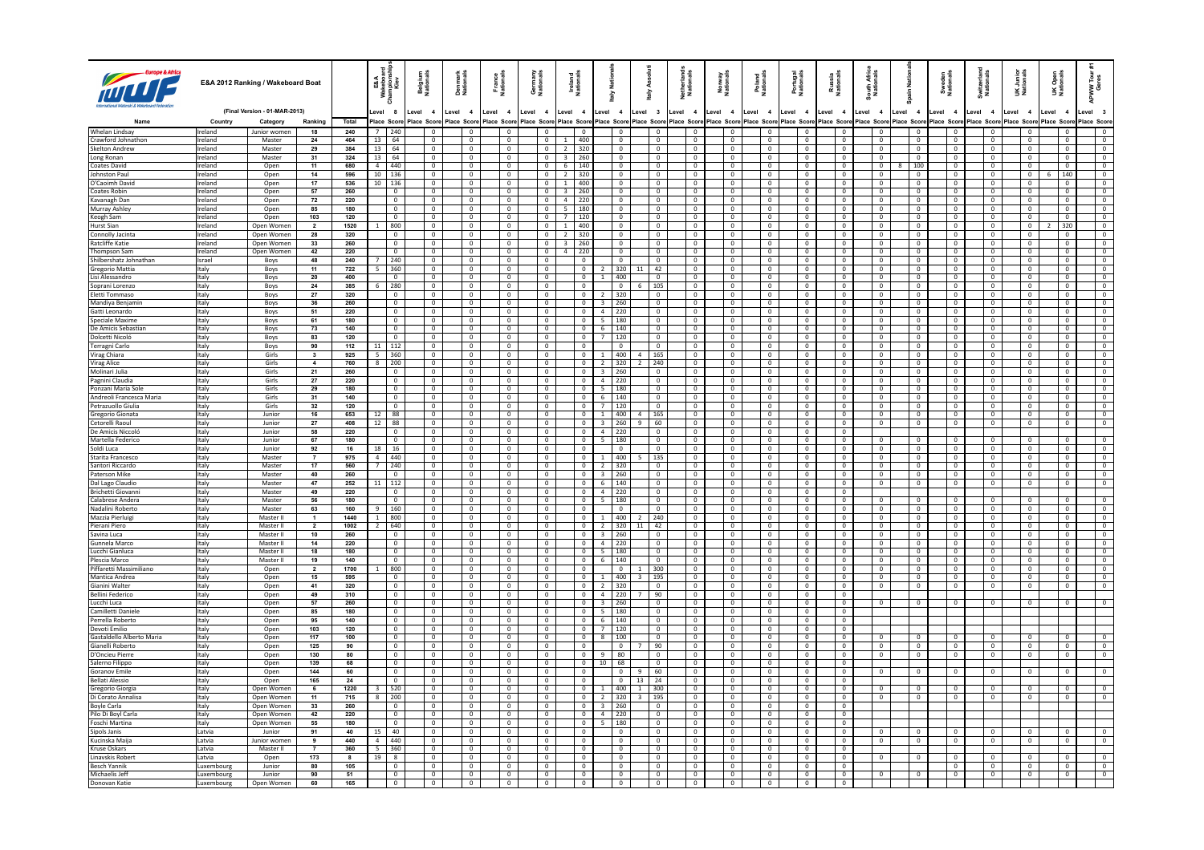**E&A 2012 Ranking / Wakeboard Boat**

**(Final Version - 01-MAR-2013)**

| Name | Country | Category | Ranking | Total | E&A Wakeboard Championships Kiev | | Belgium Nationals | | Denmark Nationals | | France Nationals | | Germany Nationals | | Ireland Nationals | | Italy Nationals | | Italy Assoluti | | Netherlands Nationals | | Norway Nationals | | Poland Nationals | | Portugal Nationals | | Russia Nationals | | South Africa Nationals | | Spain Nationals | | Sweden Nationals | | Switzerland Nationals | | UK Junior Nationals | | UK Open Nationals | | APWW Tour #1 Greece | |
|---|---|---|---|---|---|---|---|---|---|---|---|---|---|---|---|---|---|---|---|---|---|---|---|---|---|---|---|---|---|---|---|---|---|---|---|---|---|---|---|---|---|---|---|---|
| | | | | | Level 8 | | Level 4 | | Level 4 | | Level 4 | | Level 4 | | Level 4 | | Level 4 | | Level 3 | | Level 4 | | Level 4 | | Level 4 | | Level 4 | | Level 4 | | Level 4 | | Level 4 | | Level 4 | | Level 4 | | Level 4 | | Level 4 | | Level 3 | |
| | | | | Total | Place | Score | Place | Score | Place | Score | Place | Score | Place | Score | Place | Score | Place | Score | Place | Score | Place | Score | Place | Score | Place | Score | Place | Score | Place | Score | Place | Score | Place | Score | Place | Score | Place | Score | Place | Score | Place | Score | Place | Score |
| Whelan Lindsay | Ireland | Junior women | 18 | 240 | 7 | 240 | | 0 | | 0 | | 0 | | 0 | | 0 | | 0 | | 0 | | 0 | | 0 | | 0 | | 0 | | 0 | | 0 | | 0 | | 0 | | 0 | | 0 | | 0 | | 0 |
| Crawford Johnathon | Ireland | Master | 24 | 464 | 13 | 64 | | 0 | | 0 | | 0 | | 0 | 1 | 400 | | 0 | | 0 | | 0 | | 0 | | 0 | | 0 | | 0 | | 0 | | 0 | | 0 | | 0 | | 0 | | 0 | | 0 |
| Skelton Andrew | Ireland | Master | 29 | 384 | 13 | 64 | | 0 | | 0 | | 0 | | 0 | 2 | 320 | | 0 | | 0 | | 0 | | 0 | | 0 | | 0 | | 0 | | 0 | | 0 | | 0 | | 0 | | 0 | | 0 | | 0 |
| Long Ronan | Ireland | Master | 31 | 324 | 13 | 64 | | 0 | | 0 | | 0 | | 0 | 3 | 260 | | 0 | | 0 | | 0 | | 0 | | 0 | | 0 | | 0 | | 0 | | 0 | | 0 | | 0 | | 0 | | 0 | | 0 |
| Coates David | Ireland | Open | 11 | 680 | 4 | 440 | | 0 | | 0 | | 0 | | 0 | 6 | 140 | | 0 | | 0 | | 0 | | 0 | | 0 | | 0 | | 0 | | 0 | 8 | 100 | | 0 | | 0 | | 0 | | 0 | | 0 |
| Johnston Paul | Ireland | Open | 14 | 596 | 10 | 136 | | 0 | | 0 | | 0 | | 0 | 2 | 320 | | 0 | | 0 | | 0 | | 0 | | 0 | | 0 | | 0 | | 0 | | 0 | | 0 | | 0 | | 0 | 6 | 140 | | 0 |
| O'Caoimh David | Ireland | Open | 17 | 536 | 10 | 136 | | 0 | | 0 | | 0 | | 0 | 1 | 400 | | 0 | | 0 | | 0 | | 0 | | 0 | | 0 | | 0 | | 0 | | 0 | | 0 | | 0 | | 0 | | 0 | | 0 |
| Coates Robin | Ireland | Open | 57 | 260 | | 0 | | 0 | | 0 | | 0 | | 0 | 3 | 260 | | 0 | | 0 | | 0 | | 0 | | 0 | | 0 | | 0 | | 0 | | 0 | | 0 | | 0 | | 0 | | 0 | | 0 |
| Kavanagh Dan | Ireland | Open | 72 | 220 | | 0 | | 0 | | 0 | | 0 | | 0 | 4 | 220 | | 0 | | 0 | | 0 | | 0 | | 0 | | 0 | | 0 | | 0 | | 0 | | 0 | | 0 | | 0 | | 0 | | 0 |
| Murray Ashley | Ireland | Open | 85 | 180 | | 0 | | 0 | | 0 | | 0 | | 0 | 5 | 180 | | 0 | | 0 | | 0 | | 0 | | 0 | | 0 | | 0 | | 0 | | 0 | | 0 | | 0 | | 0 | | 0 | | 0 |
| Keogh Sam | Ireland | Open | 103 | 120 | | 0 | | 0 | | 0 | | 0 | | 0 | 7 | 120 | | 0 | | 0 | | 0 | | 0 | | 0 | | 0 | | 0 | | 0 | | 0 | | 0 | | 0 | | 0 | | 0 | | 0 |
| Hurst Sian | Ireland | Open Women | 2 | 1520 | 1 | 800 | | 0 | | 0 | | 0 | | 0 | 1 | 400 | | 0 | | 0 | | 0 | | 0 | | 0 | | 0 | | 0 | | 0 | | 0 | | 0 | | 0 | | 0 | 2 | 320 | | 0 |
| Connolly Jacinta | Ireland | Open Women | 28 | 320 | | 0 | | 0 | | 0 | | 0 | | 0 | 2 | 320 | | 0 | | 0 | | 0 | | 0 | | 0 | | 0 | | 0 | | 0 | | 0 | | 0 | | 0 | | 0 | | 0 | | 0 |
| Ratcliffe Katie | Ireland | Open Women | 33 | 260 | | 0 | | 0 | | 0 | | 0 | | 0 | 3 | 260 | | 0 | | 0 | | 0 | | 0 | | 0 | | 0 | | 0 | | 0 | | 0 | | 0 | | 0 | | 0 | | 0 | | 0 |
| Thompson Sam | Ireland | Open Women | 42 | 220 | | 0 | | 0 | | 0 | | 0 | | 0 | 4 | 220 | | 0 | | 0 | | 0 | | 0 | | 0 | | 0 | | 0 | | 0 | | 0 | | 0 | | 0 | | 0 | | 0 | | 0 |
| Shilbershatz Johnathan | Israel | Boys | 48 | 240 | 7 | 240 | | 0 | | 0 | | 0 | | 0 | | 0 | | 0 | | 0 | | 0 | | 0 | | 0 | | 0 | | 0 | | 0 | | 0 | | 0 | | 0 | | 0 | | 0 | | 0 |
| Gregorio Mattia | Italy | Boys | 11 | 722 | 5 | 360 | | 0 | | 0 | | 0 | | 0 | | 0 | 2 | 320 | 11 | 42 | | 0 | | 0 | | 0 | | 0 | | 0 | | 0 | | 0 | | 0 | | 0 | | 0 | | 0 | | 0 |
| Lisi Alessandro | Italy | Boys | 20 | 400 | | 0 | | 0 | | 0 | | 0 | | 0 | | 0 | 1 | 400 | | 0 | | 0 | | 0 | | 0 | | 0 | | 0 | | 0 | | 0 | | 0 | | 0 | | 0 | | 0 | | 0 |
| Soprani Lorenzo | Italy | Boys | 24 | 385 | 6 | 280 | | 0 | | 0 | | 0 | | 0 | | 0 | | 0 | 6 | 105 | | 0 | | 0 | | 0 | | 0 | | 0 | | 0 | | 0 | | 0 | | 0 | | 0 | | 0 | | 0 |
| Eletti Tommaso | Italy | Boys | 27 | 320 | | 0 | | 0 | | 0 | | 0 | | 0 | | 0 | 2 | 320 | | 0 | | 0 | | 0 | | 0 | | 0 | | 0 | | 0 | | 0 | | 0 | | 0 | | 0 | | 0 | | 0 |
| Mandiya Benjamin | Italy | Boys | 36 | 260 | | 0 | | 0 | | 0 | | 0 | | 0 | | 0 | 3 | 260 | | 0 | | 0 | | 0 | | 0 | | 0 | | 0 | | 0 | | 0 | | 0 | | 0 | | 0 | | 0 | | 0 |
| Gatti Leonardo | Italy | Boys | 51 | 220 | | 0 | | 0 | | 0 | | 0 | | 0 | | 0 | 4 | 220 | | 0 | | 0 | | 0 | | 0 | | 0 | | 0 | | 0 | | 0 | | 0 | | 0 | | 0 | | 0 | | 0 |
| Speciale Maxime | Italy | Boys | 61 | 180 | | 0 | | 0 | | 0 | | 0 | | 0 | | 0 | 5 | 180 | | 0 | | 0 | | 0 | | 0 | | 0 | | 0 | | 0 | | 0 | | 0 | | 0 | | 0 | | 0 | | 0 |
| De Amicis Sebastian | Italy | Boys | 73 | 140 | | 0 | | 0 | | 0 | | 0 | | 0 | | 0 | 6 | 140 | | 0 | | 0 | | 0 | | 0 | | 0 | | 0 | | 0 | | 0 | | 0 | | 0 | | 0 | | 0 | | 0 |
| Dolcetti Nicolò | Italy | Boys | 83 | 120 | | 0 | | 0 | | 0 | | 0 | | 0 | | 0 | 7 | 120 | | 0 | | 0 | | 0 | | 0 | | 0 | | 0 | | 0 | | 0 | | 0 | | 0 | | 0 | | 0 | | 0 |
| Terragni Carlo | Italy | Boys | 90 | 112 | 11 | 112 | | 0 | | 0 | | 0 | | 0 | | 0 | | 0 | | 0 | | 0 | | 0 | | 0 | | 0 | | 0 | | 0 | | 0 | | 0 | | 0 | | 0 | | 0 | | 0 |
| Virag Chiara | Italy | Girls | 3 | 925 | 5 | 360 | | 0 | | 0 | | 0 | | 0 | | 0 | 1 | 400 | 4 | 165 | | 0 | | 0 | | 0 | | 0 | | 0 | | 0 | | 0 | | 0 | | 0 | | 0 | | 0 | | 0 |
| Virag Alice | Italy | Girls | 4 | 760 | 8 | 200 | | 0 | | 0 | | 0 | | 0 | | 0 | 2 | 320 | 2 | 240 | | 0 | | 0 | | 0 | | 0 | | 0 | | 0 | | 0 | | 0 | | 0 | | 0 | | 0 | | 0 |
| Molinari Julia | Italy | Girls | 21 | 260 | | 0 | | 0 | | 0 | | 0 | | 0 | | 0 | 3 | 260 | | 0 | | 0 | | 0 | | 0 | | 0 | | 0 | | 0 | | 0 | | 0 | | 0 | | 0 | | 0 | | 0 |
| Pagnini Claudia | Italy | Girls | 27 | 220 | | 0 | | 0 | | 0 | | 0 | | 0 | | 0 | 4 | 220 | | 0 | | 0 | | 0 | | 0 | | 0 | | 0 | | 0 | | 0 | | 0 | | 0 | | 0 | | 0 | | 0 |
| Ponzani Maria Sole | Italy | Girls | 29 | 180 | | 0 | | 0 | | 0 | | 0 | | 0 | | 0 | 5 | 180 | | 0 | | 0 | | 0 | | 0 | | 0 | | 0 | | 0 | | 0 | | 0 | | 0 | | 0 | | 0 | | 0 |
| Andreoli Francesca Maria | Italy | Girls | 31 | 140 | | 0 | | 0 | | 0 | | 0 | | 0 | | 0 | 6 | 140 | | 0 | | 0 | | 0 | | 0 | | 0 | | 0 | | 0 | | 0 | | 0 | | 0 | | 0 | | 0 | | 0 |
| Petrazuollo Giulia | Italy | Girls | 32 | 120 | | 0 | | 0 | | 0 | | 0 | | 0 | | 0 | 7 | 120 | | 0 | | 0 | | 0 | | 0 | | 0 | | 0 | | 0 | | 0 | | 0 | | 0 | | 0 | | 0 | | 0 |
| Gregorio Gionata | Italy | Junior | 16 | 653 | 12 | 88 | | 0 | | 0 | | 0 | | 0 | | 0 | 1 | 400 | 4 | 165 | | 0 | | 0 | | 0 | | 0 | | 0 | | 0 | | 0 | | 0 | | 0 | | 0 | | 0 | | |
| Cetorelli Raoul | Italy | Junior | 27 | 408 | 12 | 88 | | 0 | | 0 | | 0 | | 0 | | 0 | 3 | 260 | 9 | 60 | | 0 | | 0 | | 0 | | 0 | | 0 | | 0 | | 0 | | 0 | | 0 | | 0 | | 0 | | |
| De Amicis Niccolò | Italy | Junior | 58 | 220 | | 0 | | 0 | | 0 | | 0 | | 0 | | 0 | 4 | 220 | | 0 | | 0 | | 0 | | 0 | | 0 | | 0 | | | | | | | | | | | | | | |
| Martella Federico | Italy | Junior | 67 | 180 | | 0 | | 0 | | 0 | | 0 | | 0 | | 0 | 5 | 180 | | 0 | | 0 | | 0 | | 0 | | 0 | | 0 | | 0 | | 0 | | 0 | | 0 | | 0 | | 0 | | 0 |
| Soldi Luca | Italy | Junior | 92 | 16 | 18 | 16 | | 0 | | 0 | | 0 | | 0 | | 0 | | 0 | | 0 | | 0 | | 0 | | 0 | | 0 | | 0 | | 0 | | 0 | | 0 | | 0 | | 0 | | 0 | | 0 |
| Starita Francesco | Italy | Master | 7 | 975 | 4 | 440 | | 0 | | 0 | | 0 | | 0 | | 0 | 1 | 400 | 5 | 135 | | 0 | | 0 | | 0 | | 0 | | 0 | | 0 | | 0 | | 0 | | 0 | | 0 | | 0 | | 0 |
| Santori Riccardo | Italy | Master | 17 | 560 | 7 | 240 | | 0 | | 0 | | 0 | | 0 | | 0 | 2 | 320 | | 0 | | 0 | | 0 | | 0 | | 0 | | 0 | | 0 | | 0 | | 0 | | 0 | | 0 | | 0 | | 0 |
| Paterson Mike | Italy | Master | 40 | 260 | | 0 | | 0 | | 0 | | 0 | | 0 | | 0 | 3 | 260 | | 0 | | 0 | | 0 | | 0 | | 0 | | 0 | | 0 | | 0 | | 0 | | 0 | | 0 | | 0 | | 0 |
| Dal Lago Claudio | Italy | Master | 47 | 252 | 11 | 112 | | 0 | | 0 | | 0 | | 0 | | 0 | 6 | 140 | | 0 | | 0 | | 0 | | 0 | | 0 | | 0 | | 0 | | 0 | | 0 | | 0 | | 0 | | 0 | | |
| Brichetti Giovanni | Italy | Master | 49 | 220 | | 0 | | 0 | | 0 | | 0 | | 0 | | 0 | 4 | 220 | | 0 | | 0 | | 0 | | 0 | | 0 | | 0 | | | | | | | | | | | | | | |
| Calabrese Andera | Italy | Master | 56 | 180 | | 0 | | 0 | | 0 | | 0 | | 0 | | 0 | 5 | 180 | | 0 | | 0 | | 0 | | 0 | | 0 | | 0 | | 0 | | 0 | | 0 | | 0 | | 0 | | 0 | | 0 |
| Nadalini Roberto | Italy | Master | 63 | 160 | 9 | 160 | | 0 | | 0 | | 0 | | 0 | | 0 | | 0 | | 0 | | 0 | | 0 | | 0 | | 0 | | 0 | | 0 | | 0 | | 0 | | 0 | | 0 | | 0 | | 0 |
| Mazzia Pierluigi | Italy | Master II | 1 | 1440 | 1 | 800 | | 0 | | 0 | | 0 | | 0 | | 0 | 1 | 400 | 2 | 240 | | 0 | | 0 | | 0 | | 0 | | 0 | | 0 | | 0 | | 0 | | 0 | | 0 | | 0 | | 0 |
| Pierani Piero | Italy | Master II | 2 | 1002 | 2 | 640 | | 0 | | 0 | | 0 | | 0 | | 0 | 2 | 320 | 11 | 42 | | 0 | | 0 | | 0 | | 0 | | 0 | | 0 | | 0 | | 0 | | 0 | | 0 | | 0 | | 0 |
| Savina Luca | Italy | Master II | 10 | 260 | | 0 | | 0 | | 0 | | 0 | | 0 | | 0 | 3 | 260 | | 0 | | 0 | | 0 | | 0 | | 0 | | 0 | | 0 | | 0 | | 0 | | 0 | | 0 | | 0 | | 0 |
| Gunnela Marco | Italy | Master II | 14 | 220 | | 0 | | 0 | | 0 | | 0 | | 0 | | 0 | 4 | 220 | | 0 | | 0 | | 0 | | 0 | | 0 | | 0 | | 0 | | 0 | | 0 | | 0 | | 0 | | 0 | | 0 |
| Lucchi Gianluca | Italy | Master II | 18 | 180 | | 0 | | 0 | | 0 | | 0 | | 0 | | 0 | 5 | 180 | | 0 | | 0 | | 0 | | 0 | | 0 | | 0 | | 0 | | 0 | | 0 | | 0 | | 0 | | 0 | | 0 |
| Plescia Marco | Italy | Master II | 19 | 140 | | 0 | | 0 | | 0 | | 0 | | 0 | | 0 | 6 | 140 | | 0 | | 0 | | 0 | | 0 | | 0 | | 0 | | 0 | | 0 | | 0 | | 0 | | 0 | | 0 | | 0 |
| Piffaretti Massimiliano | Italy | Open | 2 | 1700 | 1 | 800 | | 0 | | 0 | | 0 | | 0 | | 0 | | 0 | 1 | 300 | | 0 | | 0 | | 0 | | 0 | | 0 | | 0 | | 0 | | 0 | | 0 | | 0 | | 0 | | 0 |
| Mantica Andrea | Italy | Open | 15 | 595 | | 0 | | 0 | | 0 | | 0 | | 0 | | 0 | 1 | 400 | 3 | 195 | | 0 | | 0 | | 0 | | 0 | | 0 | | 0 | | 0 | | 0 | | 0 | | 0 | | 0 | | 0 |
| Gianini Walter | Italy | Open | 41 | 320 | | 0 | | 0 | | 0 | | 0 | | 0 | | 0 | 2 | 320 | | 0 | | 0 | | 0 | | 0 | | 0 | | 0 | | 0 | | 0 | | 0 | | 0 | | 0 | | 0 | | |
| Bellini Federico | Italy | Open | 49 | 310 | | 0 | | 0 | | 0 | | 0 | | 0 | | 0 | 4 | 220 | 7 | 90 | | 0 | | 0 | | 0 | | 0 | | 0 | | | | | | | | | | | | | | |
| Lucchi Luca | Italy | Open | 57 | 260 | | 0 | | 0 | | 0 | | 0 | | 0 | | 0 | 3 | 260 | | 0 | | 0 | | 0 | | 0 | | 0 | | 0 | | 0 | | 0 | | 0 | | 0 | | 0 | | 0 | | 0 |
| Camilletti Daniele | Italy | Open | 85 | 180 | | 0 | | 0 | | 0 | | 0 | | 0 | | 0 | 5 | 180 | | 0 | | 0 | | 0 | | 0 | | 0 | | 0 | | | | | | | | | | | | | | |
| Perrella Roberto | Italy | Open | 95 | 140 | | 0 | | 0 | | 0 | | 0 | | 0 | | 0 | 6 | 140 | | 0 | | 0 | | 0 | | 0 | | 0 | | 0 | | | | | | | | | | | | | | |
| Devoti Emilio | Italy | Open | 103 | 120 | | 0 | | 0 | | 0 | | 0 | | 0 | | 0 | 7 | 120 | | 0 | | 0 | | 0 | | 0 | | 0 | | 0 | | | | | | | | | | | | | | |
| Gastaldello Alberto Maria | Italy | Open | 117 | 100 | | 0 | | 0 | | 0 | | 0 | | 0 | | 0 | 8 | 100 | | 0 | | 0 | | 0 | | 0 | | 0 | | 0 | | 0 | | 0 | | 0 | | 0 | | 0 | | 0 | | 0 |
| Gianelli Roberto | Italy | Open | 125 | 90 | | 0 | | 0 | | 0 | | 0 | | 0 | | 0 | | 0 | 7 | 90 | | 0 | | 0 | | 0 | | 0 | | 0 | | 0 | | 0 | | 0 | | 0 | | 0 | | 0 | | 0 |
| D'Oncieu Pierre | Italy | Open | 130 | 80 | | 0 | | 0 | | 0 | | 0 | | 0 | | 0 | 9 | 80 | | 0 | | 0 | | 0 | | 0 | | 0 | | 0 | | 0 | | 0 | | 0 | | 0 | | 0 | | 0 | | |
| Salerno Filippo | Italy | Open | 139 | 68 | | 0 | | 0 | | 0 | | 0 | | 0 | | 0 | 10 | 68 | | 0 | | 0 | | 0 | | 0 | | 0 | | 0 | | | | | | | | | | | | | | |
| Goranov Emile | Italy | Open | 144 | 60 | | 0 | | 0 | | 0 | | 0 | | 0 | | 0 | | 0 | 9 | 60 | | 0 | | 0 | | 0 | | 0 | | 0 | | 0 | | 0 | | 0 | | 0 | | 0 | | 0 | | 0 |
| Bellati Alessio | Italy | Open | 165 | 24 | | 0 | | 0 | | 0 | | 0 | | 0 | | 0 | | 0 | 13 | 24 | | 0 | | 0 | | 0 | | 0 | | 0 | | | | | | | | | | | | | | |
| Gregorio Giorgia | Italy | Open Women | 6 | 1220 | 3 | 520 | | 0 | | 0 | | 0 | | 0 | | 0 | 1 | 400 | 1 | 300 | | 0 | | 0 | | 0 | | 0 | | 0 | | 0 | | 0 | | 0 | | 0 | | 0 | | 0 | | 0 |
| Di Corato Annalisa | Italy | Open Women | 11 | 715 | 8 | 200 | | 0 | | 0 | | 0 | | 0 | | 0 | 2 | 320 | 3 | 195 | | 0 | | 0 | | 0 | | 0 | | 0 | | 0 | | 0 | | 0 | | 0 | | 0 | | 0 | | |
| Boyle Carla | Italy | Open Women | 33 | 260 | | 0 | | 0 | | 0 | | 0 | | 0 | | 0 | 3 | 260 | | 0 | | 0 | | 0 | | 0 | | 0 | | 0 | | | | | | | | | | | | | | |
| Pilo Di Boyl Carla | Italy | Open Women | 42 | 220 | | 0 | | 0 | | 0 | | 0 | | 0 | | 0 | 4 | 220 | | 0 | | 0 | | 0 | | 0 | | 0 | | 0 | | | | | | | | | | | | | | |
| Foschi Martina | Italy | Open Women | 55 | 180 | | 0 | | 0 | | 0 | | 0 | | 0 | | 0 | 5 | 180 | | 0 | | 0 | | 0 | | 0 | | 0 | | 0 | | | | | | | | | | | | | | |
| Sipols Janis | Latvia | Junior | 91 | 40 | 15 | 40 | | 0 | | 0 | | 0 | | 0 | | 0 | | 0 | | 0 | | 0 | | 0 | | 0 | | 0 | | 0 | | 0 | | 0 | | 0 | | 0 | | 0 | | 0 | | 0 |
| Kucinska Maija | Latvia | Junior women | 9 | 440 | 4 | 440 | | 0 | | 0 | | 0 | | 0 | | 0 | | 0 | | 0 | | 0 | | 0 | | 0 | | 0 | | 0 | | 0 | | 0 | | 0 | | 0 | | 0 | | 0 | | 0 |
| Kruse Oskars | Latvia | Master II | 7 | 360 | 5 | 360 | | 0 | | 0 | | 0 | | 0 | | 0 | | 0 | | 0 | | 0 | | 0 | | 0 | | 0 | | 0 | | | | | | | | | | | | | | |
| Linavskis Robert | Latvia | Open | 173 | 8 | 19 | 8 | | 0 | | 0 | | 0 | | 0 | | 0 | | 0 | | 0 | | 0 | | 0 | | 0 | | 0 | | 0 | | 0 | | 0 | | 0 | | 0 | | 0 | | 0 | | 0 |
| Besch Yannik | Luxembourg | Junior | 80 | 105 | | 0 | | 0 | | 0 | | 0 | | 0 | | 0 | | 0 | | 0 | | 0 | | 0 | | 0 | | 0 | | 0 | | | | | | 0 | | 0 | | 0 | | 0 | | |
| Michaelis Jeff | Luxembourg | Junior | 90 | 51 | | 0 | | 0 | | 0 | | 0 | | 0 | | 0 | | 0 | | 0 | | 0 | | 0 | | 0 | | 0 | | 0 | | 0 | | 0 | | 0 | | 0 | | 0 | | 0 | | |
| Donovan Katie | Luxembourg | Open Women | 60 | 165 | | 0 | | 0 | | 0 | | 0 | | 0 | | 0 | | 0 | | 0 | | 0 | | 0 | | 0 | | 0 | | 0 | | | | | | | | | | | | | | |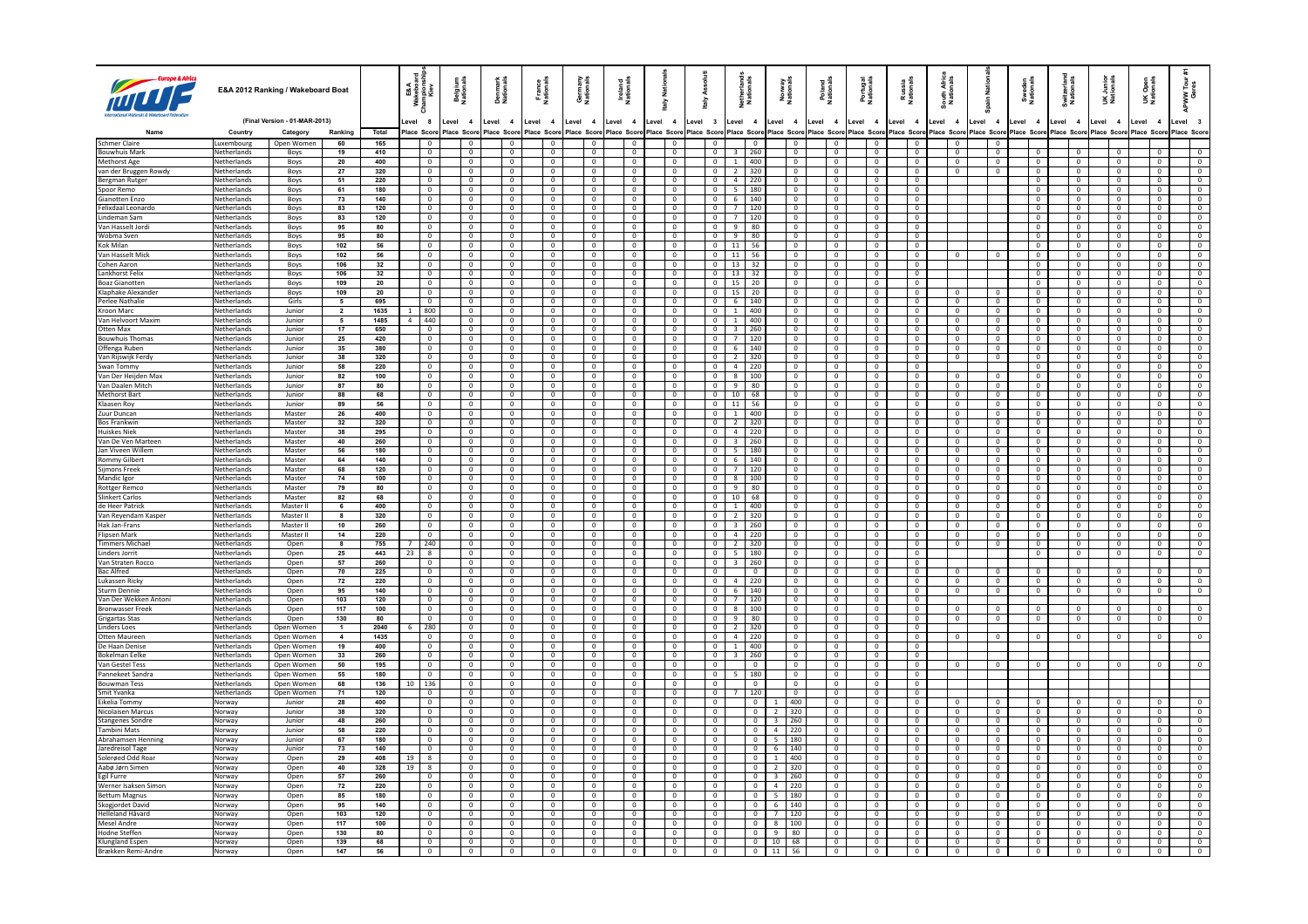# E&A 2012 Ranking / Wakeboard Boat

(Final Version - 01-MAR-2013)

| Name | Country | Category | Ranking | Total | E&A Wakeboard Championships Kiev (Level 8) | | Belgium Nationals (Level 4) | | Denmark Nationals (Level 4) | | France Nationals (Level 4) | | Germany Nationals (Level 4) | | Ireland Nationals (Level 4) | | Italy Nationals (Level 4) | | Italy Assoluti (Level 3) | | Netherlands Nationals (Level 4) | | Norway Nationals (Level 4) | | Poland Nationals (Level 4) | | Portugal Nationals (Level 4) | | Russia Nationals (Level 4) | | South Africa Nationals (Level 4) | | Spain Nationals (Level 4) | | Sweden Nationals (Level 4) | | Switzerland Nationals (Level 4) | | UK Junior Nationals (Level 4) | | UK Open Nationals (Level 4) | | APWW Tour #1 Genoa (Level 3) | |
|---|---|---|---|---|---|---|---|---|---|---|---|---|---|---|---|---|---|---|---|---|---|---|---|---|---|---|---|---|---|---|---|---|---|---|---|---|---|---|---|---|---|---|---|---|
| | | | | Total | Place | Score | Place | Score | Place | Score | Place | Score | Place | Score | Place | Score | Place | Score | Place | Score | Place | Score | Place | Score | Place | Score | Place | Score | Place | Score | Place | Score | Place | Score | Place | Score | Place | Score | Place | Score | Place | Score | Place | Score |
| Schmer Claire | Luxembourg | Open Women | 60 | 165 | | 0 | | 0 | | 0 | | 0 | | 0 | | 0 | | 0 | | 0 | | 0 | | 0 | | 0 | | 0 | | 0 | | 0 | | 0 | | | | | | | | | | |
| Bouwhuis Mark | Netherlands | Boys | 19 | 410 | | 0 | | 0 | | 0 | | 0 | | 0 | | 0 | | 0 | | 0 | 3 | 260 | | 0 | | 0 | | 0 | | 0 | | 0 | | 0 | | 0 | | 0 | | 0 | | 0 | | 0 |
| Methorst Age | Netherlands | Boys | 20 | 400 | | 0 | | 0 | | 0 | | 0 | | 0 | | 0 | | 0 | | 0 | 1 | 400 | | 0 | | 0 | | 0 | | 0 | | 0 | | 0 | | 0 | | 0 | | 0 | | 0 | | 0 |
| van der Bruggen Rowdy | Netherlands | Boys | 27 | 320 | | 0 | | 0 | | 0 | | 0 | | 0 | | 0 | | 0 | | 0 | 2 | 320 | | 0 | | 0 | | 0 | | 0 | | 0 | | 0 | | 0 | | 0 | | 0 | | 0 | | 0 |
| Bergman Rutger | Netherlands | Boys | 51 | 220 | | 0 | | 0 | | 0 | | 0 | | 0 | | 0 | | 0 | | 0 | 4 | 220 | | 0 | | 0 | | 0 | | 0 | | | | | | 0 | | 0 | | 0 | | 0 | | 0 |
| Spoor Remo | Netherlands | Boys | 61 | 180 | | 0 | | 0 | | 0 | | 0 | | 0 | | 0 | | 0 | | 0 | 5 | 180 | | 0 | | 0 | | 0 | | 0 | | | | | | 0 | | 0 | | 0 | | 0 | | 0 |
| Gianotten Enzo | Netherlands | Boys | 73 | 140 | | 0 | | 0 | | 0 | | 0 | | 0 | | 0 | | 0 | | 0 | 6 | 140 | | 0 | | 0 | | 0 | | 0 | | | | | | 0 | | 0 | | 0 | | 0 | | 0 |
| Felixdaal Leonardo | Netherlands | Boys | 83 | 120 | | 0 | | 0 | | 0 | | 0 | | 0 | | 0 | | 0 | | 0 | 7 | 120 | | 0 | | 0 | | 0 | | 0 | | | | | | 0 | | 0 | | 0 | | 0 | | 0 |
| Lindeman Sam | Netherlands | Boys | 83 | 120 | | 0 | | 0 | | 0 | | 0 | | 0 | | 0 | | 0 | | 0 | 7 | 120 | | 0 | | 0 | | 0 | | 0 | | | | | | 0 | | 0 | | 0 | | 0 | | 0 |
| Van Hasselt Jordi | Netherlands | Boys | 95 | 80 | | 0 | | 0 | | 0 | | 0 | | 0 | | 0 | | 0 | | 0 | 9 | 80 | | 0 | | 0 | | 0 | | 0 | | | | | | 0 | | 0 | | 0 | | 0 | | 0 |
| Wobma Sven | Netherlands | Boys | 95 | 80 | | 0 | | 0 | | 0 | | 0 | | 0 | | 0 | | 0 | | 0 | 9 | 80 | | 0 | | 0 | | 0 | | 0 | | | | | | 0 | | 0 | | 0 | | 0 | | 0 |
| Kok Milan | Netherlands | Boys | 102 | 56 | | 0 | | 0 | | 0 | | 0 | | 0 | | 0 | | 0 | | 0 | 11 | 56 | | 0 | | 0 | | 0 | | 0 | | | | | | 0 | | 0 | | 0 | | 0 | | 0 |
| Van Hasselt Mick | Netherlands | Boys | 102 | 56 | | 0 | | 0 | | 0 | | 0 | | 0 | | 0 | | 0 | | 0 | 11 | 56 | | 0 | | 0 | | 0 | | 0 | | 0 | | 0 | | 0 | | 0 | | 0 | | 0 | | 0 |
| Cohen Aaron | Netherlands | Boys | 106 | 32 | | 0 | | 0 | | 0 | | 0 | | 0 | | 0 | | 0 | | 0 | 13 | 32 | | 0 | | 0 | | 0 | | 0 | | | | | | 0 | | 0 | | 0 | | 0 | | 0 |
| Lankhorst Felix | Netherlands | Boys | 106 | 32 | | 0 | | 0 | | 0 | | 0 | | 0 | | 0 | | 0 | | 0 | 13 | 32 | | 0 | | 0 | | 0 | | 0 | | | | | | 0 | | 0 | | 0 | | 0 | | 0 |
| Boaz Gianotten | Netherlands | Boys | 109 | 20 | | 0 | | 0 | | 0 | | 0 | | 0 | | 0 | | 0 | | 0 | 15 | 20 | | 0 | | 0 | | 0 | | 0 | | | | | | 0 | | 0 | | 0 | | 0 | | 0 |
| Klaphake Alexander | Netherlands | Boys | 109 | 20 | | 0 | | 0 | | 0 | | 0 | | 0 | | 0 | | 0 | | 0 | 15 | 20 | | 0 | | 0 | | 0 | | 0 | | 0 | | 0 | | 0 | | 0 | | 0 | | 0 | | 0 |
| Perlee Nathalie | Netherlands | Girls | 5 | 695 | | 0 | | 0 | | 0 | | 0 | | 0 | | 0 | | 0 | | 0 | 6 | 140 | | 0 | | 0 | | 0 | | 0 | | 0 | | 0 | | 0 | | 0 | | 0 | | 0 | | 0 |
| Kroon Marc | Netherlands | Junior | 2 | 1635 | 1 | 800 | | 0 | | 0 | | 0 | | 0 | | 0 | | 0 | | 0 | 1 | 400 | | 0 | | 0 | | 0 | | 0 | | 0 | | 0 | | 0 | | 0 | | 0 | | 0 | | 0 |
| Van Helvoort Maxim | Netherlands | Junior | 5 | 1485 | 4 | 440 | | 0 | | 0 | | 0 | | 0 | | 0 | | 0 | | 0 | 1 | 400 | | 0 | | 0 | | 0 | | 0 | | 0 | | 0 | | 0 | | 0 | | 0 | | 0 | | 0 |
| Otten Max | Netherlands | Junior | 17 | 650 | | 0 | | 0 | | 0 | | 0 | | 0 | | 0 | | 0 | | 0 | 3 | 260 | | 0 | | 0 | | 0 | | 0 | | 0 | | 0 | | 0 | | 0 | | 0 | | 0 | | 0 |
| Bouwhuis Thomas | Netherlands | Junior | 25 | 420 | | 0 | | 0 | | 0 | | 0 | | 0 | | 0 | | 0 | | 0 | 7 | 120 | | 0 | | 0 | | 0 | | 0 | | 0 | | 0 | | 0 | | 0 | | 0 | | 0 | | 0 |
| Offenga Ruben | Netherlands | Junior | 35 | 380 | | 0 | | 0 | | 0 | | 0 | | 0 | | 0 | | 0 | | 0 | 6 | 140 | | 0 | | 0 | | 0 | | 0 | | 0 | | 0 | | 0 | | 0 | | 0 | | 0 | | 0 |
| Van Rijswijk Ferdy | Netherlands | Junior | 38 | 320 | | 0 | | 0 | | 0 | | 0 | | 0 | | 0 | | 0 | | 0 | 2 | 320 | | 0 | | 0 | | 0 | | 0 | | 0 | | 0 | | 0 | | 0 | | 0 | | 0 | | 0 |
| Swan Tommy | Netherlands | Junior | 58 | 220 | | 0 | | 0 | | 0 | | 0 | | 0 | | 0 | | 0 | | 0 | 4 | 220 | | 0 | | 0 | | 0 | | 0 | | | | | | 0 | | 0 | | 0 | | 0 | | 0 |
| Van Der Heijden Max | Netherlands | Junior | 82 | 100 | | 0 | | 0 | | 0 | | 0 | | 0 | | 0 | | 0 | | 0 | 8 | 100 | | 0 | | 0 | | 0 | | 0 | | 0 | | 0 | | 0 | | 0 | | 0 | | 0 | | 0 |
| Van Daalen Mitch | Netherlands | Junior | 87 | 80 | | 0 | | 0 | | 0 | | 0 | | 0 | | 0 | | 0 | | 0 | 9 | 80 | | 0 | | 0 | | 0 | | 0 | | 0 | | 0 | | 0 | | 0 | | 0 | | 0 | | 0 |
| Methorst Bart | Netherlands | Junior | 88 | 68 | | 0 | | 0 | | 0 | | 0 | | 0 | | 0 | | 0 | | 0 | 10 | 68 | | 0 | | 0 | | 0 | | 0 | | 0 | | 0 | | 0 | | 0 | | 0 | | 0 | | 0 |
| Klaasen Roy | Netherlands | Junior | 89 | 56 | | 0 | | 0 | | 0 | | 0 | | 0 | | 0 | | 0 | | 0 | 11 | 56 | | 0 | | 0 | | 0 | | 0 | | 0 | | 0 | | 0 | | 0 | | 0 | | 0 | | 0 |
| Zuur Duncan | Netherlands | Master | 26 | 400 | | 0 | | 0 | | 0 | | 0 | | 0 | | 0 | | 0 | | 0 | 1 | 400 | | 0 | | 0 | | 0 | | 0 | | 0 | | 0 | | 0 | | 0 | | 0 | | 0 | | 0 |
| Bos Frankwin | Netherlands | Master | 32 | 320 | | 0 | | 0 | | 0 | | 0 | | 0 | | 0 | | 0 | | 0 | 2 | 320 | | 0 | | 0 | | 0 | | 0 | | 0 | | 0 | | 0 | | 0 | | 0 | | 0 | | 0 |
| Huiskes Niek | Netherlands | Master | 38 | 295 | | 0 | | 0 | | 0 | | 0 | | 0 | | 0 | | 0 | | 0 | 4 | 220 | | 0 | | 0 | | 0 | | 0 | | 0 | | 0 | | 0 | | 0 | | 0 | | 0 | | 0 |
| Van De Ven Marteen | Netherlands | Master | 40 | 260 | | 0 | | 0 | | 0 | | 0 | | 0 | | 0 | | 0 | | 0 | 3 | 260 | | 0 | | 0 | | 0 | | 0 | | 0 | | 0 | | 0 | | 0 | | 0 | | 0 | | 0 |
| Jan Viveen Willem | Netherlands | Master | 56 | 180 | | 0 | | 0 | | 0 | | 0 | | 0 | | 0 | | 0 | | 0 | 5 | 180 | | 0 | | 0 | | 0 | | 0 | | 0 | | 0 | | 0 | | 0 | | 0 | | 0 | | 0 |
| Rommy Gilbert | Netherlands | Master | 64 | 140 | | 0 | | 0 | | 0 | | 0 | | 0 | | 0 | | 0 | | 0 | 6 | 140 | | 0 | | 0 | | 0 | | 0 | | 0 | | 0 | | 0 | | 0 | | 0 | | 0 | | 0 |
| Sijmons Freek | Netherlands | Master | 68 | 120 | | 0 | | 0 | | 0 | | 0 | | 0 | | 0 | | 0 | | 0 | 7 | 120 | | 0 | | 0 | | 0 | | 0 | | 0 | | 0 | | 0 | | 0 | | 0 | | 0 | | 0 |
| Mandic Igor | Netherlands | Master | 74 | 100 | | 0 | | 0 | | 0 | | 0 | | 0 | | 0 | | 0 | | 0 | 8 | 100 | | 0 | | 0 | | 0 | | 0 | | 0 | | 0 | | 0 | | 0 | | 0 | | 0 | | 0 |
| Rottger Remco | Netherlands | Master | 79 | 80 | | 0 | | 0 | | 0 | | 0 | | 0 | | 0 | | 0 | | 0 | 9 | 80 | | 0 | | 0 | | 0 | | 0 | | 0 | | 0 | | 0 | | 0 | | 0 | | 0 | | 0 |
| Slinkert Carlos | Netherlands | Master | 82 | 68 | | 0 | | 0 | | 0 | | 0 | | 0 | | 0 | | 0 | | 0 | 10 | 68 | | 0 | | 0 | | 0 | | 0 | | 0 | | 0 | | 0 | | 0 | | 0 | | 0 | | 0 |
| de Heer Patrick | Netherlands | Master II | 6 | 400 | | 0 | | 0 | | 0 | | 0 | | 0 | | 0 | | 0 | | 0 | 1 | 400 | | 0 | | 0 | | 0 | | 0 | | 0 | | 0 | | 0 | | 0 | | 0 | | 0 | | 0 |
| Van Reyendam Kasper | Netherlands | Master II | 8 | 320 | | 0 | | 0 | | 0 | | 0 | | 0 | | 0 | | 0 | | 0 | 2 | 320 | | 0 | | 0 | | 0 | | 0 | | 0 | | 0 | | 0 | | 0 | | 0 | | 0 | | 0 |
| Hak Jan-Frans | Netherlands | Master II | 10 | 260 | | 0 | | 0 | | 0 | | 0 | | 0 | | 0 | | 0 | | 0 | 3 | 260 | | 0 | | 0 | | 0 | | 0 | | 0 | | 0 | | 0 | | 0 | | 0 | | 0 | | 0 |
| Flipsen Mark | Netherlands | Master II | 14 | 220 | | 0 | | 0 | | 0 | | 0 | | 0 | | 0 | | 0 | | 0 | 4 | 220 | | 0 | | 0 | | 0 | | 0 | | 0 | | 0 | | 0 | | 0 | | 0 | | 0 | | 0 |
| Timmers Michael | Netherlands | Open | 8 | 755 | 7 | 240 | | 0 | | 0 | | 0 | | 0 | | 0 | | 0 | | 0 | 2 | 320 | | 0 | | 0 | | 0 | | 0 | | 0 | | 0 | | 0 | | 0 | | 0 | | 0 | | 0 |
| Linders Jorrit | Netherlands | Open | 25 | 443 | 23 | 8 | | 0 | | 0 | | 0 | | 0 | | 0 | | 0 | | 0 | 5 | 180 | | 0 | | 0 | | 0 | | 0 | | | | | | 0 | | 0 | | 0 | | 0 | | 0 |
| Van Straten Rocco | Netherlands | Open | 57 | 260 | | 0 | | 0 | | 0 | | 0 | | 0 | | 0 | | 0 | | 0 | 3 | 260 | | 0 | | 0 | | 0 | | 0 | | | | | | | | | | | | | | |
| Bac Alfred | Netherlands | Open | 70 | 225 | | 0 | | 0 | | 0 | | 0 | | 0 | | 0 | | 0 | | 0 | | 0 | | 0 | | 0 | | 0 | | 0 | | 0 | | 0 | | 0 | | 0 | | 0 | | 0 | | 0 |
| Lukassen Ricky | Netherlands | Open | 72 | 220 | | 0 | | 0 | | 0 | | 0 | | 0 | | 0 | | 0 | | 0 | 4 | 220 | | 0 | | 0 | | 0 | | 0 | | 0 | | 0 | | 0 | | 0 | | 0 | | 0 | | 0 |
| Sturm Dennie | Netherlands | Open | 95 | 140 | | 0 | | 0 | | 0 | | 0 | | 0 | | 0 | | 0 | | 0 | 6 | 140 | | 0 | | 0 | | 0 | | 0 | | 0 | | 0 | | 0 | | 0 | | 0 | | 0 | | 0 |
| Van Der Wekken Antoni | Netherlands | Open | 103 | 120 | | 0 | | 0 | | 0 | | 0 | | 0 | | 0 | | 0 | | 0 | 7 | 120 | | 0 | | 0 | | 0 | | 0 | | | | | | | | | | | | | | |
| Bronwasser Freek | Netherlands | Open | 117 | 100 | | 0 | | 0 | | 0 | | 0 | | 0 | | 0 | | 0 | | 0 | 8 | 100 | | 0 | | 0 | | 0 | | 0 | | 0 | | 0 | | 0 | | 0 | | 0 | | 0 | | 0 |
| Grigartas Stas | Netherlands | Open | 130 | 80 | | 0 | | 0 | | 0 | | 0 | | 0 | | 0 | | 0 | | 0 | 9 | 80 | | 0 | | 0 | | 0 | | 0 | | 0 | | 0 | | 0 | | 0 | | 0 | | 0 | | 0 |
| Linders Loes | Netherlands | Open Women | 1 | 2040 | 6 | 280 | | 0 | | 0 | | 0 | | 0 | | 0 | | 0 | | 0 | 2 | 320 | | 0 | | 0 | | 0 | | 0 | | | | | | | | | | | | | | |
| Otten Maureen | Netherlands | Open Women | 4 | 1435 | | 0 | | 0 | | 0 | | 0 | | 0 | | 0 | | 0 | | 0 | 4 | 220 | | 0 | | 0 | | 0 | | 0 | | 0 | | 0 | | 0 | | 0 | | 0 | | 0 | | 0 |
| De Haan Denise | Netherlands | Open Women | 19 | 400 | | 0 | | 0 | | 0 | | 0 | | 0 | | 0 | | 0 | | 0 | 1 | 400 | | 0 | | 0 | | 0 | | 0 | | | | | | | | | | | | | | |
| Bokelman Eelke | Netherlands | Open Women | 33 | 260 | | 0 | | 0 | | 0 | | 0 | | 0 | | 0 | | 0 | | 0 | 3 | 260 | | 0 | | 0 | | 0 | | 0 | | | | | | | | | | | | | | |
| Van Gestel Tess | Netherlands | Open Women | 50 | 195 | | 0 | | 0 | | 0 | | 0 | | 0 | | 0 | | 0 | | 0 | | 0 | | 0 | | 0 | | 0 | | 0 | | 0 | | 0 | | 0 | | 0 | | 0 | | 0 | | 0 |
| Pannekeet Sandra | Netherlands | Open Women | 55 | 180 | | 0 | | 0 | | 0 | | 0 | | 0 | | 0 | | 0 | | 0 | 5 | 180 | | 0 | | 0 | | 0 | | 0 | | | | | | | | | | | | | | |
| Bouwman Tess | Netherlands | Open Women | 68 | 136 | 10 | 136 | | 0 | | 0 | | 0 | | 0 | | 0 | | 0 | | 0 | | 0 | | 0 | | 0 | | 0 | | 0 | | | | | | | | | | | | | | |
| Smit Yvanka | Netherlands | Open Women | 71 | 120 | | 0 | | 0 | | 0 | | 0 | | 0 | | 0 | | 0 | | 0 | 7 | 120 | | 0 | | 0 | | 0 | | 0 | | | | | | | | | | | | | | |
| Eikelia Tommy | Norway | Junior | 28 | 400 | | 0 | | 0 | | 0 | | 0 | | 0 | | 0 | | 0 | | | | 0 | 1 | 400 | | 0 | | 0 | | 0 | | 0 | | 0 | | 0 | | 0 | | 0 | | 0 | | 0 |
| Nicolaisen Marcus | Norway | Junior | 38 | 320 | | 0 | | 0 | | 0 | | 0 | | 0 | | 0 | | 0 | | | | 0 | 2 | 320 | | 0 | | 0 | | 0 | | 0 | | 0 | | 0 | | 0 | | 0 | | 0 | | 0 |
| Stangenes Sondre | Norway | Junior | 48 | 260 | | 0 | | 0 | | 0 | | 0 | | 0 | | 0 | | 0 | | | | 0 | 3 | 260 | | 0 | | 0 | | 0 | | 0 | | 0 | | 0 | | 0 | | 0 | | 0 | | 0 |
| Tambini Mats | Norway | Junior | 58 | 220 | | 0 | | 0 | | 0 | | 0 | | 0 | | 0 | | 0 | | | | 0 | 4 | 220 | | 0 | | 0 | | 0 | | 0 | | 0 | | 0 | | 0 | | 0 | | 0 | | 0 |
| Abrahamsen Henning | Norway | Junior | 67 | 180 | | 0 | | 0 | | 0 | | 0 | | 0 | | 0 | | 0 | | | | 0 | 5 | 180 | | 0 | | 0 | | 0 | | 0 | | 0 | | 0 | | 0 | | 0 | | 0 | | 0 |
| Jaredreisol Tage | Norway | Junior | 73 | 140 | | 0 | | 0 | | 0 | | 0 | | 0 | | 0 | | 0 | | | | 0 | 6 | 140 | | 0 | | 0 | | 0 | | 0 | | 0 | | 0 | | 0 | | 0 | | 0 | | 0 |
| Solerød Odd Roar | Norway | Open | 29 | 408 | 19 | 8 | | 0 | | 0 | | 0 | | 0 | | 0 | | 0 | | | | 0 | 1 | 400 | | 0 | | 0 | | 0 | | 0 | | 0 | | 0 | | 0 | | 0 | | 0 | | 0 |
| Aabø Jørn Simen | Norway | Open | 40 | 328 | 19 | 8 | | 0 | | 0 | | 0 | | 0 | | 0 | | 0 | | | | 0 | 2 | 320 | | 0 | | 0 | | 0 | | 0 | | 0 | | 0 | | 0 | | 0 | | 0 | | 0 |
| Egil Furre | Norway | Open | 57 | 260 | | 0 | | 0 | | 0 | | 0 | | 0 | | 0 | | 0 | | | | 0 | 3 | 260 | | 0 | | 0 | | 0 | | 0 | | 0 | | 0 | | 0 | | 0 | | 0 | | 0 |
| Werner Isaksen Simon | Norway | Open | 72 | 220 | | 0 | | 0 | | 0 | | 0 | | 0 | | 0 | | 0 | | | | 0 | 4 | 220 | | 0 | | 0 | | 0 | | 0 | | 0 | | 0 | | 0 | | 0 | | 0 | | 0 |
| Bettum Magnus | Norway | Open | 85 | 180 | | 0 | | 0 | | 0 | | 0 | | 0 | | 0 | | 0 | | | | 0 | 5 | 180 | | 0 | | 0 | | 0 | | 0 | | 0 | | 0 | | 0 | | 0 | | 0 | | 0 |
| Skoggordet David | Norway | Open | 95 | 140 | | 0 | | 0 | | 0 | | 0 | | 0 | | 0 | | 0 | | | | 0 | 6 | 140 | | 0 | | 0 | | 0 | | 0 | | 0 | | 0 | | 0 | | 0 | | 0 | | 0 |
| Helleland Håvard | Norway | Open | 103 | 120 | | 0 | | 0 | | 0 | | 0 | | 0 | | 0 | | 0 | | | | 0 | 7 | 120 | | 0 | | 0 | | 0 | | 0 | | 0 | | 0 | | 0 | | 0 | | 0 | | 0 |
| Mesel Andre | Norway | Open | 117 | 100 | | 0 | | 0 | | 0 | | 0 | | 0 | | 0 | | 0 | | | | 0 | 8 | 100 | | 0 | | 0 | | 0 | | 0 | | 0 | | 0 | | 0 | | 0 | | 0 | | 0 |
| Hodne Steffen | Norway | Open | 130 | 80 | | 0 | | 0 | | 0 | | 0 | | 0 | | 0 | | 0 | | | | 0 | 9 | 80 | | 0 | | 0 | | 0 | | 0 | | 0 | | 0 | | 0 | | 0 | | 0 | | 0 |
| Klungland Espen | Norway | Open | 139 | 68 | | 0 | | 0 | | 0 | | 0 | | 0 | | 0 | | 0 | | | | 0 | 10 | 68 | | 0 | | 0 | | 0 | | 0 | | 0 | | 0 | | 0 | | 0 | | 0 | | 0 |
| Brækken Remi-Andre | Norway | Open | 147 | 56 | | 0 | | 0 | | 0 | | 0 | | 0 | | 0 | | 0 | | | | 0 | 11 | 56 | | 0 | | 0 | | 0 | | 0 | | 0 | | 0 | | 0 | | 0 | | 0 | | 0 |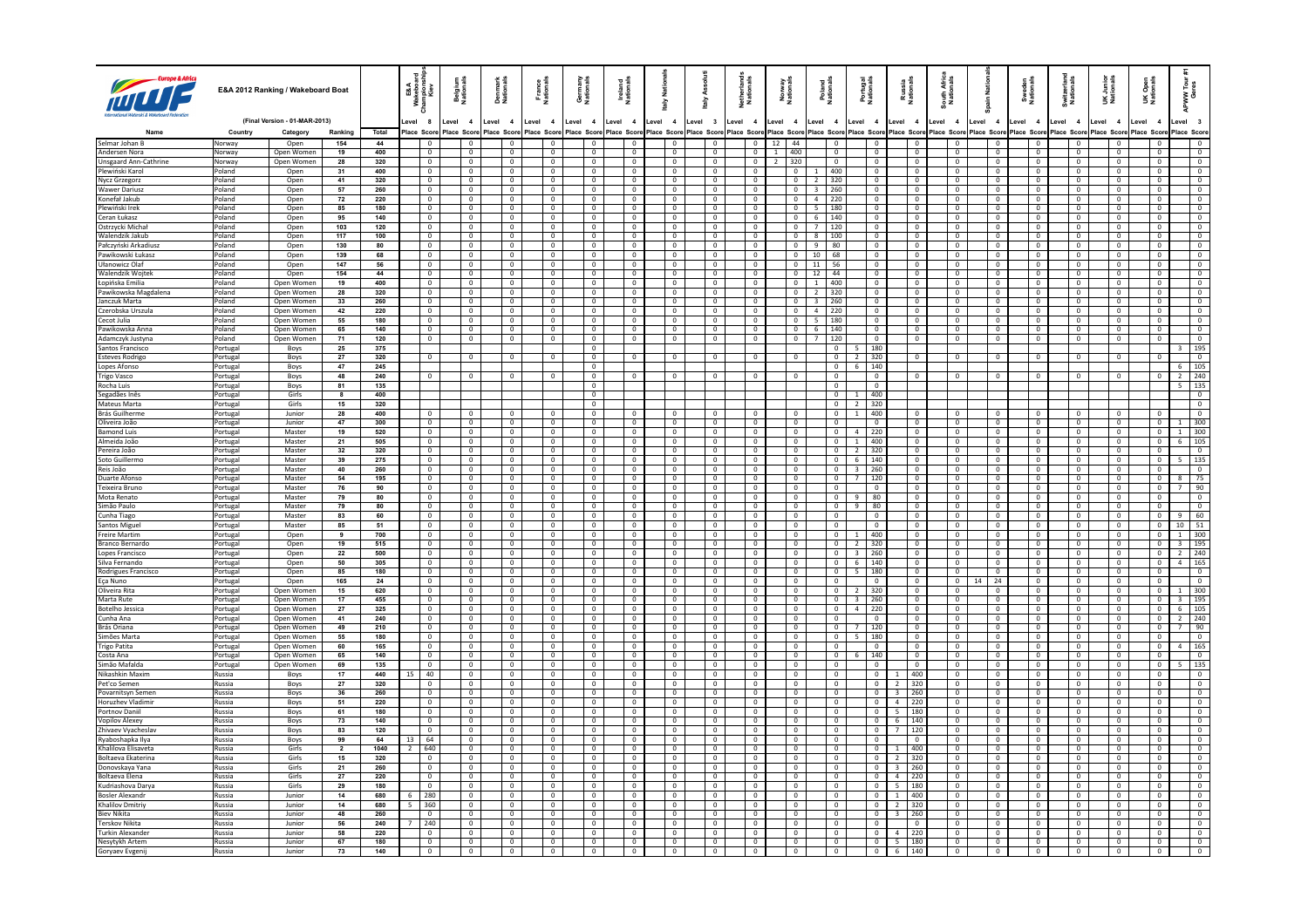| Name | Country | Category | Ranking | Total | E&A Wakeboard Championships Kiev | | Belgium Nationals | | Denmark Nationals | | France Nationals | | Germany Nationals | | Ireland Nationals | | Italy Nationals | | Italy Assoluti | | Netherlands Nationals | | Norway Nationals | | Poland Nationals | | Portugal Nationals | | Russia Nationals | | South Africa Nationals | | Spain Nationals | | Sweden Nationals | | Switzerland Nationals | | UK Junior Nationals | | UK Open Nationals | | APWW Tour #1 Gerês | |
|---|---|---|---|---|---|---|---|---|---|---|---|---|---|---|---|---|---|---|---|---|---|---|---|---|---|---|---|---|---|---|---|---|---|---|---|---|---|---|---|---|---|---|---|---|
| (Final Version - 01-MAR-2013) | | | | | Level 8 | | Level 4 | | Level 4 | | Level 4 | | Level 4 | | Level 4 | | Level 4 | | Level 3 | | Level 4 | | Level 4 | | Level 4 | | Level 4 | | Level 4 | | Level 4 | | Level 4 | | Level 4 | | Level 4 | | Level 4 | | Level 4 | | Level 3 | |
| | | | | Total | Place | Score | Place | Score | Place | Score | Place | Score | Place | Score | Place | Score | Place | Score | Place | Score | Place | Score | Place | Score | Place | Score | Place | Score | Place | Score | Place | Score | Place | Score | Place | Score | Place | Score | Place | Score | Place | Score | Place | Score |
| Selmar Johan B | Norway | Open | 154 | 44 | | 0 | | 0 | | 0 | | 0 | | 0 | | 0 | | 0 | | 0 | | 0 | 12 | 44 | | 0 | | 0 | | 0 | | 0 | | 0 | | 0 | | 0 | | 0 | | 0 | | 0 |
| Andersen Nora | Norway | Open Women | 19 | 400 | | 0 | | 0 | | 0 | | 0 | | 0 | | 0 | | 0 | | 0 | | 0 | 1 | 400 | | 0 | | 0 | | 0 | | 0 | | 0 | | 0 | | 0 | | 0 | | 0 | | 0 |
| Unsgaard Ann-Cathrine | Norway | Open Women | 28 | 320 | | 0 | | 0 | | 0 | | 0 | | 0 | | 0 | | 0 | | 0 | | 0 | 2 | 320 | | 0 | | 0 | | 0 | | 0 | | 0 | | 0 | | 0 | | 0 | | 0 | | 0 |
| Plewiński Karol | Poland | Open | 31 | 400 | | 0 | | 0 | | 0 | | 0 | | 0 | | 0 | | 0 | | 0 | | 0 | | 0 | 1 | 400 | | 0 | | 0 | | 0 | | 0 | | 0 | | 0 | | 0 | | 0 | | 0 |
| Nycz Grzegorz | Poland | Open | 41 | 320 | | 0 | | 0 | | 0 | | 0 | | 0 | | 0 | | 0 | | 0 | | 0 | | 0 | 2 | 320 | | 0 | | 0 | | 0 | | 0 | | 0 | | 0 | | 0 | | 0 | | 0 |
| Wawer Dariusz | Poland | Open | 57 | 260 | | 0 | | 0 | | 0 | | 0 | | 0 | | 0 | | 0 | | 0 | | 0 | | 0 | 3 | 260 | | 0 | | 0 | | 0 | | 0 | | 0 | | 0 | | 0 | | 0 | | 0 |
| Konefał Jakub | Poland | Open | 72 | 220 | | 0 | | 0 | | 0 | | 0 | | 0 | | 0 | | 0 | | 0 | | 0 | | 0 | 4 | 220 | | 0 | | 0 | | 0 | | 0 | | 0 | | 0 | | 0 | | 0 | | 0 |
| Plewiński Irek | Poland | Open | 85 | 180 | | 0 | | 0 | | 0 | | 0 | | 0 | | 0 | | 0 | | 0 | | 0 | | 0 | 5 | 180 | | 0 | | 0 | | 0 | | 0 | | 0 | | 0 | | 0 | | 0 | | 0 |
| Ceran Łukasz | Poland | Open | 95 | 140 | | 0 | | 0 | | 0 | | 0 | | 0 | | 0 | | 0 | | 0 | | 0 | | 0 | 6 | 140 | | 0 | | 0 | | 0 | | 0 | | 0 | | 0 | | 0 | | 0 | | 0 |
| Ostrzycki Michał | Poland | Open | 103 | 120 | | 0 | | 0 | | 0 | | 0 | | 0 | | 0 | | 0 | | 0 | | 0 | | 0 | 7 | 120 | | 0 | | 0 | | 0 | | 0 | | 0 | | 0 | | 0 | | 0 | | 0 |
| Walendzik Jakub | Poland | Open | 117 | 100 | | 0 | | 0 | | 0 | | 0 | | 0 | | 0 | | 0 | | 0 | | 0 | | 0 | 8 | 100 | | 0 | | 0 | | 0 | | 0 | | 0 | | 0 | | 0 | | 0 | | 0 |
| Pałczyński Arkadiusz | Poland | Open | 130 | 80 | | 0 | | 0 | | 0 | | 0 | | 0 | | 0 | | 0 | | 0 | | 0 | | 0 | 9 | 80 | | 0 | | 0 | | 0 | | 0 | | 0 | | 0 | | 0 | | 0 | | 0 |
| Pawikowski Łukasz | Poland | Open | 139 | 68 | | 0 | | 0 | | 0 | | 0 | | 0 | | 0 | | 0 | | 0 | | 0 | | 0 | 10 | 68 | | 0 | | 0 | | 0 | | 0 | | 0 | | 0 | | 0 | | 0 | | 0 |
| Ułanowicz Olaf | Poland | Open | 147 | 56 | | 0 | | 0 | | 0 | | 0 | | 0 | | 0 | | 0 | | 0 | | 0 | | 0 | 11 | 56 | | 0 | | 0 | | 0 | | 0 | | 0 | | 0 | | 0 | | 0 | | 0 |
| Walendzik Wojtek | Poland | Open | 154 | 44 | | 0 | | 0 | | 0 | | 0 | | 0 | | 0 | | 0 | | 0 | | 0 | | 0 | 12 | 44 | | 0 | | 0 | | 0 | | 0 | | 0 | | 0 | | 0 | | 0 | | 0 |
| Łopińska Emilia | Poland | Open Women | 19 | 400 | | 0 | | 0 | | 0 | | 0 | | 0 | | 0 | | 0 | | 0 | | 0 | | 0 | 1 | 400 | | 0 | | 0 | | 0 | | 0 | | 0 | | 0 | | 0 | | 0 | | 0 |
| Pawikowska Magdalena | Poland | Open Women | 28 | 320 | | 0 | | 0 | | 0 | | 0 | | 0 | | 0 | | 0 | | 0 | | 0 | | 0 | 2 | 320 | | 0 | | 0 | | 0 | | 0 | | 0 | | 0 | | 0 | | 0 | | 0 |
| Janczuk Marta | Poland | Open Women | 33 | 260 | | 0 | | 0 | | 0 | | 0 | | 0 | | 0 | | 0 | | 0 | | 0 | | 0 | 3 | 260 | | 0 | | 0 | | 0 | | 0 | | 0 | | 0 | | 0 | | 0 | | 0 |
| Czerobska Urszula | Poland | Open Women | 42 | 220 | | 0 | | 0 | | 0 | | 0 | | 0 | | 0 | | 0 | | 0 | | 0 | | 0 | 4 | 220 | | 0 | | 0 | | 0 | | 0 | | 0 | | 0 | | 0 | | 0 | | 0 |
| Cecot Julia | Poland | Open Women | 55 | 180 | | 0 | | 0 | | 0 | | 0 | | 0 | | 0 | | 0 | | 0 | | 0 | | 0 | 5 | 180 | | 0 | | 0 | | 0 | | 0 | | 0 | | 0 | | 0 | | 0 | | 0 |
| Pawikowska Anna | Poland | Open Women | 65 | 140 | | 0 | | 0 | | 0 | | 0 | | 0 | | 0 | | 0 | | 0 | | 0 | | 0 | 6 | 140 | | 0 | | 0 | | 0 | | 0 | | 0 | | 0 | | 0 | | 0 | | 0 |
| Adamczyk Justyna | Poland | Open Women | 71 | 120 | | 0 | | 0 | | 0 | | 0 | | 0 | | 0 | | 0 | | 0 | | 0 | | 0 | 7 | 120 | | 0 | | 0 | | 0 | | 0 | | 0 | | 0 | | 0 | | 0 | | 0 |
| Santos Francisco | Portugal | Boys | 25 | 375 | | | | | | | | | | 0 | | | | | | | | | | | | 0 | 5 | 180 | | | | | | | | | | | | | | | 3 | 195 |
| Esteves Rodrigo | Portugal | Boys | 27 | 320 | | 0 | | 0 | | 0 | | 0 | | 0 | | 0 | | 0 | | 0 | | 0 | | 0 | | 0 | 2 | 320 | | 0 | | 0 | | 0 | | 0 | | 0 | | 0 | | 0 | | 0 |
| Lopes Afonso | Portugal | Boys | 47 | 245 | | | | | | | | | | 0 | | | | | | | | | | | | 0 | 6 | 140 | | | | | | | | | | | | | | | 6 | 105 |
| Trigo Vasco | Portugal | Boys | 48 | 240 | | 0 | | 0 | | 0 | | 0 | | 0 | | 0 | | 0 | | 0 | | 0 | | 0 | | 0 | | 0 | | 0 | | 0 | | 0 | | 0 | | 0 | | 0 | | 0 | 2 | 240 |
| Rocha Luis | Portugal | Boys | 81 | 135 | | | | | | | | | | 0 | | | | | | | | | | | | 0 | | 0 | | | | | | | | | | | | | | | 5 | 135 |
| Segadães Inês | Portugal | Girls | 8 | 400 | | | | | | | | | | 0 | | | | | | | | | | | | 0 | 1 | 400 | | | | | | | | | | | | | | | | 0 |
| Mateus Marta | Portugal | Girls | 15 | 320 | | | | | | | | | | 0 | | | | | | | | | | | | 0 | 2 | 320 | | | | | | | | | | | | | | | | 0 |
| Brás Guilherme | Portugal | Junior | 28 | 400 | | 0 | | 0 | | 0 | | 0 | | 0 | | 0 | | 0 | | 0 | | 0 | | 0 | | 0 | 1 | 400 | | 0 | | 0 | | 0 | | 0 | | 0 | | 0 | | 0 | | 0 |
| Oliveira João | Portugal | Junior | 47 | 300 | | 0 | | 0 | | 0 | | 0 | | 0 | | 0 | | 0 | | 0 | | 0 | | 0 | | 0 | | 0 | | 0 | | 0 | | 0 | | 0 | | 0 | | 0 | | 0 | 1 | 300 |
| Bamond Luis | Portugal | Master | 19 | 520 | | 0 | | 0 | | 0 | | 0 | | 0 | | 0 | | 0 | | 0 | | 0 | | 0 | | 0 | 4 | 220 | | 0 | | 0 | | 0 | | 0 | | 0 | | 0 | | 0 | 1 | 300 |
| Almeida João | Portugal | Master | 21 | 505 | | 0 | | 0 | | 0 | | 0 | | 0 | | 0 | | 0 | | 0 | | 0 | | 0 | | 0 | 1 | 400 | | 0 | | 0 | | 0 | | 0 | | 0 | | 0 | | 0 | 6 | 105 |
| Pereira João | Portugal | Master | 32 | 320 | | 0 | | 0 | | 0 | | 0 | | 0 | | 0 | | 0 | | 0 | | 0 | | 0 | | 0 | 2 | 320 | | 0 | | 0 | | 0 | | 0 | | 0 | | 0 | | 0 | | 0 |
| Soto Guillermo | Portugal | Master | 39 | 275 | | 0 | | 0 | | 0 | | 0 | | 0 | | 0 | | 0 | | 0 | | 0 | | 0 | | 0 | 6 | 140 | | 0 | | 0 | | 0 | | 0 | | 0 | | 0 | | 0 | 5 | 135 |
| Reis João | Portugal | Master | 40 | 260 | | 0 | | 0 | | 0 | | 0 | | 0 | | 0 | | 0 | | 0 | | 0 | | 0 | | 0 | 3 | 260 | | 0 | | 0 | | 0 | | 0 | | 0 | | 0 | | 0 | | 0 |
| Duarte Afonso | Portugal | Master | 54 | 195 | | 0 | | 0 | | 0 | | 0 | | 0 | | 0 | | 0 | | 0 | | 0 | | 0 | | 0 | 7 | 120 | | 0 | | 0 | | 0 | | 0 | | 0 | | 0 | | 0 | 8 | 75 |
| Teixeira Bruno | Portugal | Master | 76 | 90 | | 0 | | 0 | | 0 | | 0 | | 0 | | 0 | | 0 | | 0 | | 0 | | 0 | | 0 | | 0 | | 0 | | 0 | | 0 | | 0 | | 0 | | 0 | | 0 | 7 | 90 |
| Mota Renato | Portugal | Master | 79 | 80 | | 0 | | 0 | | 0 | | 0 | | 0 | | 0 | | 0 | | 0 | | 0 | | 0 | | 0 | 9 | 80 | | 0 | | 0 | | 0 | | 0 | | 0 | | 0 | | 0 | | 0 |
| Simão Paulo | Portugal | Master | 79 | 80 | | 0 | | 0 | | 0 | | 0 | | 0 | | 0 | | 0 | | 0 | | 0 | | 0 | | 0 | 9 | 80 | | 0 | | 0 | | 0 | | 0 | | 0 | | 0 | | 0 | | 0 |
| Cunha Tiago | Portugal | Master | 83 | 60 | | 0 | | 0 | | 0 | | 0 | | 0 | | 0 | | 0 | | 0 | | 0 | | 0 | | 0 | | 0 | | 0 | | 0 | | 0 | | 0 | | 0 | | 0 | | 0 | 9 | 60 |
| Santos Miguel | Portugal | Master | 85 | 51 | | 0 | | 0 | | 0 | | 0 | | 0 | | 0 | | 0 | | 0 | | 0 | | 0 | | 0 | | 0 | | 0 | | 0 | | 0 | | 0 | | 0 | | 0 | | 0 | 10 | 51 |
| Freire Martim | Portugal | Open | 9 | 700 | | 0 | | 0 | | 0 | | 0 | | 0 | | 0 | | 0 | | 0 | | 0 | | 0 | | 0 | 1 | 400 | | 0 | | 0 | | 0 | | 0 | | 0 | | 0 | | 0 | 1 | 300 |
| Branco Bernardo | Portugal | Open | 19 | 515 | | 0 | | 0 | | 0 | | 0 | | 0 | | 0 | | 0 | | 0 | | 0 | | 0 | | 0 | 2 | 320 | | 0 | | 0 | | 0 | | 0 | | 0 | | 0 | | 0 | 3 | 195 |
| Lopes Francisco | Portugal | Open | 22 | 500 | | 0 | | 0 | | 0 | | 0 | | 0 | | 0 | | 0 | | 0 | | 0 | | 0 | | 0 | 3 | 260 | | 0 | | 0 | | 0 | | 0 | | 0 | | 0 | | 0 | 2 | 240 |
| Silva Fernando | Portugal | Open | 50 | 305 | | 0 | | 0 | | 0 | | 0 | | 0 | | 0 | | 0 | | 0 | | 0 | | 0 | | 0 | 6 | 140 | | 0 | | 0 | | 0 | | 0 | | 0 | | 0 | | 0 | 4 | 165 |
| Rodrigues Francisco | Portugal | Open | 85 | 180 | | 0 | | 0 | | 0 | | 0 | | 0 | | 0 | | 0 | | 0 | | 0 | | 0 | | 0 | 5 | 180 | | 0 | | 0 | | 0 | | 0 | | 0 | | 0 | | 0 | | 0 |
| Eça Nuno | Portugal | Open | 165 | 24 | | 0 | | 0 | | 0 | | 0 | | 0 | | 0 | | 0 | | 0 | | 0 | | 0 | | 0 | | 0 | | 0 | | 0 | 14 | 24 | | 0 | | 0 | | 0 | | 0 | | 0 |
| Oliveira Rita | Portugal | Open Women | 15 | 620 | | 0 | | 0 | | 0 | | 0 | | 0 | | 0 | | 0 | | 0 | | 0 | | 0 | | 0 | 2 | 320 | | 0 | | 0 | | 0 | | 0 | | 0 | | 0 | | 0 | 1 | 300 |
| Marta Rute | Portugal | Open Women | 17 | 455 | | 0 | | 0 | | 0 | | 0 | | 0 | | 0 | | 0 | | 0 | | 0 | | 0 | | 0 | 3 | 260 | | 0 | | 0 | | 0 | | 0 | | 0 | | 0 | | 0 | 3 | 195 |
| Botelho Jessica | Portugal | Open Women | 27 | 325 | | 0 | | 0 | | 0 | | 0 | | 0 | | 0 | | 0 | | 0 | | 0 | | 0 | | 0 | 4 | 220 | | 0 | | 0 | | 0 | | 0 | | 0 | | 0 | | 0 | 6 | 105 |
| Cunha Ana | Portugal | Open Women | 41 | 240 | | 0 | | 0 | | 0 | | 0 | | 0 | | 0 | | 0 | | 0 | | 0 | | 0 | | 0 | | 0 | | 0 | | 0 | | 0 | | 0 | | 0 | | 0 | | 0 | 2 | 240 |
| Brás Oriana | Portugal | Open Women | 49 | 210 | | 0 | | 0 | | 0 | | 0 | | 0 | | 0 | | 0 | | 0 | | 0 | | 0 | | 0 | 7 | 120 | | 0 | | 0 | | 0 | | 0 | | 0 | | 0 | | 0 | 7 | 90 |
| Simões Marta | Portugal | Open Women | 55 | 180 | | 0 | | 0 | | 0 | | 0 | | 0 | | 0 | | 0 | | 0 | | 0 | | 0 | | 0 | 5 | 180 | | 0 | | 0 | | 0 | | 0 | | 0 | | 0 | | 0 | | 0 |
| Trigo Patita | Portugal | Open Women | 60 | 165 | | 0 | | 0 | | 0 | | 0 | | 0 | | 0 | | 0 | | 0 | | 0 | | 0 | | 0 | | 0 | | 0 | | 0 | | 0 | | 0 | | 0 | | 0 | | 0 | 4 | 165 |
| Costa Ana | Portugal | Open Women | 65 | 140 | | 0 | | 0 | | 0 | | 0 | | 0 | | 0 | | 0 | | 0 | | 0 | | 0 | | 0 | 6 | 140 | | 0 | | 0 | | 0 | | 0 | | 0 | | 0 | | 0 | | 0 |
| Simão Mafalda | Portugal | Open Women | 69 | 135 | | 0 | | 0 | | 0 | | 0 | | 0 | | 0 | | 0 | | 0 | | 0 | | 0 | | 0 | | 0 | | 0 | | 0 | | 0 | | 0 | | 0 | | 0 | | 0 | 5 | 135 |
| Nikashkin Maxim | Russia | Boys | 17 | 440 | 15 | 40 | | 0 | | 0 | | 0 | | 0 | | 0 | | 0 | | 0 | | 0 | | 0 | | 0 | | 0 | 1 | 400 | | 0 | | 0 | | 0 | | 0 | | 0 | | 0 | | 0 |
| Pet'co Semen | Russia | Boys | 27 | 320 | | 0 | | 0 | | 0 | | 0 | | 0 | | 0 | | 0 | | 0 | | 0 | | 0 | | 0 | | 0 | 2 | 320 | | 0 | | 0 | | 0 | | 0 | | 0 | | 0 | | 0 |
| Povarnitsyn Semen | Russia | Boys | 36 | 260 | | 0 | | 0 | | 0 | | 0 | | 0 | | 0 | | 0 | | 0 | | 0 | | 0 | | 0 | | 0 | 3 | 260 | | 0 | | 0 | | 0 | | 0 | | 0 | | 0 | | 0 |
| Horuzhev Vladimir | Russia | Boys | 51 | 220 | | 0 | | 0 | | 0 | | 0 | | 0 | | 0 | | 0 | | 0 | | 0 | | 0 | | 0 | | 0 | 4 | 220 | | 0 | | 0 | | 0 | | 0 | | 0 | | 0 | | 0 |
| Portnov Daniil | Russia | Boys | 61 | 180 | | 0 | | 0 | | 0 | | 0 | | 0 | | 0 | | 0 | | 0 | | 0 | | 0 | | 0 | | 0 | 5 | 180 | | 0 | | 0 | | 0 | | 0 | | 0 | | 0 | | 0 |
| Vopilov Alexey | Russia | Boys | 73 | 140 | | 0 | | 0 | | 0 | | 0 | | 0 | | 0 | | 0 | | 0 | | 0 | | 0 | | 0 | | 0 | 6 | 140 | | 0 | | 0 | | 0 | | 0 | | 0 | | 0 | | 0 |
| Zhivaev Vyacheslav | Russia | Boys | 83 | 120 | | 0 | | 0 | | 0 | | 0 | | 0 | | 0 | | 0 | | 0 | | 0 | | 0 | | 0 | | 0 | 7 | 120 | | 0 | | 0 | | 0 | | 0 | | 0 | | 0 | | 0 |
| Ryaboshapka Ilya | Russia | Boys | 99 | 64 | 13 | 64 | | 0 | | 0 | | 0 | | 0 | | 0 | | 0 | | 0 | | 0 | | 0 | | 0 | | 0 | | 0 | | 0 | | 0 | | 0 | | 0 | | 0 | | 0 | | 0 |
| Khalilova Elisaveta | Russia | Girls | 2 | 1040 | 2 | 640 | | 0 | | 0 | | 0 | | 0 | | 0 | | 0 | | 0 | | 0 | | 0 | | 0 | | 0 | 1 | 400 | | 0 | | 0 | | 0 | | 0 | | 0 | | 0 | | 0 |
| Boltaeva Ekaterina | Russia | Girls | 15 | 320 | | 0 | | 0 | | 0 | | 0 | | 0 | | 0 | | 0 | | 0 | | 0 | | 0 | | 0 | | 0 | 2 | 320 | | 0 | | 0 | | 0 | | 0 | | 0 | | 0 | | 0 |
| Donovskaya Yana | Russia | Girls | 21 | 260 | | 0 | | 0 | | 0 | | 0 | | 0 | | 0 | | 0 | | 0 | | 0 | | 0 | | 0 | | 0 | 3 | 260 | | 0 | | 0 | | 0 | | 0 | | 0 | | 0 | | 0 |
| Boltaeva Elena | Russia | Girls | 27 | 220 | | 0 | | 0 | | 0 | | 0 | | 0 | | 0 | | 0 | | 0 | | 0 | | 0 | | 0 | | 0 | 4 | 220 | | 0 | | 0 | | 0 | | 0 | | 0 | | 0 | | 0 |
| Kudriashova Darya | Russia | Girls | 29 | 180 | | 0 | | 0 | | 0 | | 0 | | 0 | | 0 | | 0 | | 0 | | 0 | | 0 | | 0 | | 0 | 5 | 180 | | 0 | | 0 | | 0 | | 0 | | 0 | | 0 | | 0 |
| Bosler Alexandr | Russia | Junior | 14 | 680 | 6 | 280 | | 0 | | 0 | | 0 | | 0 | | 0 | | 0 | | 0 | | 0 | | 0 | | 0 | | 0 | 1 | 400 | | 0 | | 0 | | 0 | | 0 | | 0 | | 0 | | 0 |
| Khalilov Dmitriy | Russia | Junior | 14 | 680 | 5 | 360 | | 0 | | 0 | | 0 | | 0 | | 0 | | 0 | | 0 | | 0 | | 0 | | 0 | | 0 | 2 | 320 | | 0 | | 0 | | 0 | | 0 | | 0 | | 0 | | 0 |
| Biev Nikita | Russia | Junior | 48 | 260 | | 0 | | 0 | | 0 | | 0 | | 0 | | 0 | | 0 | | 0 | | 0 | | 0 | | 0 | | 0 | 3 | 260 | | 0 | | 0 | | 0 | | 0 | | 0 | | 0 | | 0 |
| Terskov Nikita | Russia | Junior | 56 | 240 | 7 | 240 | | 0 | | 0 | | 0 | | 0 | | 0 | | 0 | | 0 | | 0 | | 0 | | 0 | | 0 | | 0 | | 0 | | 0 | | 0 | | 0 | | 0 | | 0 | | 0 |
| Turkin Alexander | Russia | Junior | 58 | 220 | | 0 | | 0 | | 0 | | 0 | | 0 | | 0 | | 0 | | 0 | | 0 | | 0 | | 0 | | 0 | 4 | 220 | | 0 | | 0 | | 0 | | 0 | | 0 | | 0 | | 0 |
| Nesytykh Artem | Russia | Junior | 67 | 180 | | 0 | | 0 | | 0 | | 0 | | 0 | | 0 | | 0 | | 0 | | 0 | | 0 | | 0 | | 0 | 5 | 180 | | 0 | | 0 | | 0 | | 0 | | 0 | | 0 | | 0 |
| Goryaev Evgenij | Russia | Junior | 73 | 140 | | 0 | | 0 | | 0 | | 0 | | 0 | | 0 | | 0 | | 0 | | 0 | | 0 | | 0 | | 0 | 6 | 140 | | 0 | | 0 | | 0 | | 0 | | 0 | | 0 | | 0 |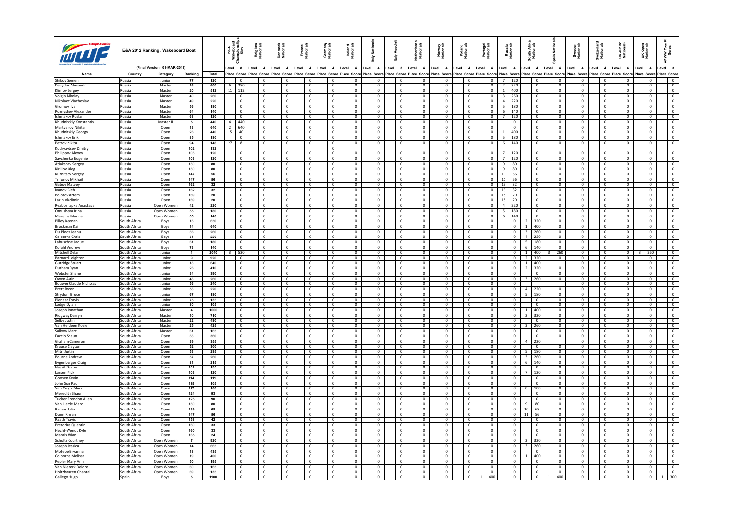# E&A 2012 Ranking / Wakeboard Boat

(Final Version - 01-MAR-2013)

| Name | Country | Category | Ranking | Total | E&A Wakeboard Championships Kiev | | Belgium Nationals | | Denmark Nationals | | France Nationals | | Germany Nationals | | Ireland Nationals | | Italy Nationals | | Italy Assoluti | | Netherlands Nationals | | Norway Nationals | | Poland Nationals | | Portugal Nationals | | Russia Nationals | | South Africa Nationals | | Spain Nationals | | Sweden Nationals | | Switzerland Nationals | | UK Junior Nationals | | UK Open Nationals | | APWW Tour #1 Geres | |
|---|---|---|---|---|---|---|---|---|---|---|---|---|---|---|---|---|---|---|---|---|---|---|---|---|---|---|---|---|---|---|---|---|---|---|---|---|---|---|---|---|---|---|---|---|
| | | | | | Level 8 | | Level 4 | | Level 4 | | Level 4 | | Level 4 | | Level 4 | | Level 4 | | Level 3 | | Level 4 | | Level 4 | | Level 4 | | Level 4 | | Level 4 | | Level 4 | | Level 4 | | Level 4 | | Level 4 | | Level 4 | | Level 4 | | Level 3 | |
| | | | | Total | Place | Score | Place | Score | Place | Score | Place | Score | Place | Score | Place | Score | Place | Score | Place | Score | Place | Score | Place | Score | Place | Score | Place | Score | Place | Score | Place | Score | Place | Score | Place | Score | Place | Score | Place | Score | Place | Score | Place | Score |
| Shikov Semen | Russia | Junior | 77 | 120 | | 0 | | 0 | | 0 | | 0 | | 0 | | 0 | | 0 | | 0 | | 0 | | 0 | | 0 | | 0 | 7 | 120 | | 0 | | 0 | | 0 | | 0 | | 0 | | 0 | | 0 |
| Davydov Alexandr | Russia | Master | 16 | 600 | 6 | 280 | | 0 | | 0 | | 0 | | 0 | | 0 | | 0 | | 0 | | 0 | | 0 | | 0 | | 0 | 2 | 320 | | 0 | | 0 | | 0 | | 0 | | 0 | | 0 | | 0 |
| Klimov Sergey | Russia | Master | 20 | 512 | 11 | 112 | | 0 | | 0 | | 0 | | 0 | | 0 | | 0 | | 0 | | 0 | | 0 | | 0 | | 0 | 1 | 400 | | 0 | | 0 | | 0 | | 0 | | 0 | | 0 | | 0 |
| Volgin Nikolay | Russia | Master | 40 | 260 | | 0 | | 0 | | 0 | | 0 | | 0 | | 0 | | 0 | | 0 | | 0 | | 0 | | 0 | | 0 | 3 | 260 | | 0 | | 0 | | 0 | | 0 | | 0 | | 0 | | 0 |
| Nikolaev Viacheslav | Russia | Master | 49 | 220 | | 0 | | 0 | | 0 | | 0 | | 0 | | 0 | | 0 | | 0 | | 0 | | 0 | | 0 | | 0 | 4 | 220 | | 0 | | 0 | | 0 | | 0 | | 0 | | 0 | | 0 |
| Gromov Ilya | Russia | Master | 56 | 180 | | 0 | | 0 | | 0 | | 0 | | 0 | | 0 | | 0 | | 0 | | 0 | | 0 | | 0 | | 0 | 5 | 180 | | 0 | | 0 | | 0 | | 0 | | 0 | | 0 | | 0 |
| Poznyshev Alexander | Russia | Master | 64 | 140 | | 0 | | 0 | | 0 | | 0 | | 0 | | 0 | | 0 | | 0 | | 0 | | 0 | | 0 | | 0 | 6 | 140 | | 0 | | 0 | | 0 | | 0 | | 0 | | 0 | | 0 |
| Ishmakov Ruslan | Russia | Master | 68 | 120 | | 0 | | 0 | | 0 | | 0 | | 0 | | 0 | | 0 | | 0 | | 0 | | 0 | | 0 | | 0 | 7 | 120 | | 0 | | 0 | | 0 | | 0 | | 0 | | 0 | | 0 |
| Khudnistkiy Konstantin | Russia | Master II | 5 | 440 | 4 | 440 | | 0 | | 0 | | 0 | | 0 | | 0 | | 0 | | 0 | | 0 | | 0 | | 0 | | 0 | | 0 | | 0 | | 0 | | 0 | | 0 | | 0 | | 0 | | 0 |
| Martyanov Nikita | Russia | Open | 13 | 640 | 2 | 640 | | 0 | | 0 | | 0 | | 0 | | 0 | | 0 | | 0 | | 0 | | 0 | | 0 | | 0 | | 0 | | 0 | | 0 | | 0 | | 0 | | 0 | | 0 | | 0 |
| Khudnitskiy Georgy | Russia | Open | 26 | 440 | 15 | 40 | | 0 | | 0 | | 0 | | 0 | | 0 | | 0 | | 0 | | 0 | | 0 | | 0 | | 0 | 1 | 400 | | 0 | | 0 | | 0 | | 0 | | 0 | | 0 | | 0 |
| Ishmakov Erik | Russia | Open | 85 | 180 | | 0 | | 0 | | 0 | | 0 | | 0 | | 0 | | 0 | | 0 | | 0 | | 0 | | 0 | | 0 | 5 | 180 | | 0 | | 0 | | 0 | | 0 | | 0 | | 0 | | 0 |
| Petrov Nikita | Russia | Open | 94 | 148 | 27 | 8 | | 0 | | 0 | | 0 | | 0 | | 0 | | 0 | | 0 | | 0 | | 0 | | 0 | | 0 | 6 | 140 | | 0 | | 0 | | 0 | | 0 | | 0 | | 0 | | 0 |
| Kudryavtsev Dmitry | Russia | Open | 102 | 132 | | | | | | | | | | 0 | | | | | | | | | | | | | | | | | | | | | | | | | | | | | | |
| Philippov Alexey | Russia | Open | 103 | 120 | | 0 | | 0 | | 0 | | 0 | | 0 | | 0 | | 0 | | 0 | | 0 | | 0 | | 0 | | 0 | 7 | 120 | | 0 | | 0 | | 0 | | 0 | | 0 | | 0 | | 0 |
| Savchenko Eugenie | Russia | Open | 103 | 120 | | 0 | | 0 | | 0 | | 0 | | 0 | | 0 | | 0 | | 0 | | 0 | | 0 | | 0 | | 0 | 7 | 120 | | 0 | | 0 | | 0 | | 0 | | 0 | | 0 | | 0 |
| Atiakshev Sergey | Russia | Open | 130 | 80 | | 0 | | 0 | | 0 | | 0 | | 0 | | 0 | | 0 | | 0 | | 0 | | 0 | | 0 | | 0 | 9 | 80 | | 0 | | 0 | | 0 | | 0 | | 0 | | 0 | | 0 |
| Kirillov Oleg | Russia | Open | 130 | 80 | | 0 | | 0 | | 0 | | 0 | | 0 | | 0 | | 0 | | 0 | | 0 | | 0 | | 0 | | 0 | 9 | 80 | | 0 | | 0 | | 0 | | 0 | | 0 | | 0 | | 0 |
| Kuznitsov Sergey | Russia | Open | 147 | 56 | | 0 | | 0 | | 0 | | 0 | | 0 | | 0 | | 0 | | 0 | | 0 | | 0 | | 0 | | 0 | 11 | 56 | | 0 | | 0 | | 0 | | 0 | | 0 | | 0 | | 0 |
| Trifonov Mikhail | Russia | Open | 147 | 56 | | 0 | | 0 | | 0 | | 0 | | 0 | | 0 | | 0 | | 0 | | 0 | | 0 | | 0 | | 0 | 11 | 56 | | 0 | | 0 | | 0 | | 0 | | 0 | | 0 | | 0 |
| Gabov Matvey | Russia | Open | 162 | 32 | | 0 | | 0 | | 0 | | 0 | | 0 | | 0 | | 0 | | 0 | | 0 | | 0 | | 0 | | 0 | 13 | 32 | | 0 | | 0 | | 0 | | 0 | | 0 | | 0 | | 0 |
| Ivanov Gleb | Russia | Open | 162 | 32 | | 0 | | 0 | | 0 | | 0 | | 0 | | 0 | | 0 | | 0 | | 0 | | 0 | | 0 | | 0 | 13 | 32 | | 0 | | 0 | | 0 | | 0 | | 0 | | 0 | | 0 |
| Bolotov Artem | Russia | Open | 169 | 20 | | 0 | | 0 | | 0 | | 0 | | 0 | | 0 | | 0 | | 0 | | 0 | | 0 | | 0 | | 0 | 15 | 20 | | 0 | | 0 | | 0 | | 0 | | 0 | | 0 | | 0 |
| Lazin Vladimir | Russia | Open | 169 | 20 | | 0 | | 0 | | 0 | | 0 | | 0 | | 0 | | 0 | | 0 | | 0 | | 0 | | 0 | | 0 | 15 | 20 | | 0 | | 0 | | 0 | | 0 | | 0 | | 0 | | 0 |
| Ryaboshapka Anastasia | Russia | Open Women | 42 | 220 | | 0 | | 0 | | 0 | | 0 | | 0 | | 0 | | 0 | | 0 | | 0 | | 0 | | 0 | | 0 | 4 | 220 | | 0 | | 0 | | 0 | | 0 | | 0 | | 0 | | 0 |
| Omusheva Irina | Russia | Open Women | 55 | 180 | | 0 | | 0 | | 0 | | 0 | | 0 | | 0 | | 0 | | 0 | | 0 | | 0 | | 0 | | 0 | 5 | 180 | | 0 | | 0 | | 0 | | 0 | | 0 | | 0 | | 0 |
| Mazeina Marina | Russia | Open Women | 65 | 140 | | 0 | | 0 | | 0 | | 0 | | 0 | | 0 | | 0 | | 0 | | 0 | | 0 | | 0 | | 0 | 6 | 140 | | 0 | | 0 | | 0 | | 0 | | 0 | | 0 | | 0 |
| Pilley Keenan | South Africa | Boys | 13 | 650 | | 0 | | 0 | | 0 | | 0 | | 0 | | 0 | | 0 | | 0 | | 0 | | 0 | | 0 | | 0 | | 0 | 2 | 320 | | 0 | | 0 | | 0 | | 0 | | 0 | | 0 |
| Brockman Kai | South Africa | Boys | 14 | 640 | | 0 | | 0 | | 0 | | 0 | | 0 | | 0 | | 0 | | 0 | | 0 | | 0 | | 0 | | 0 | | 0 | 1 | 400 | | 0 | | 0 | | 0 | | 0 | | 0 | | 0 |
| Du Plooy Jeanu | South Africa | Boys | 36 | 260 | | 0 | | 0 | | 0 | | 0 | | 0 | | 0 | | 0 | | 0 | | 0 | | 0 | | 0 | | 0 | | 0 | 3 | 260 | | 0 | | 0 | | 0 | | 0 | | 0 | | 0 |
| Colborne Chris | South Africa | Boys | 51 | 220 | | 0 | | 0 | | 0 | | 0 | | 0 | | 0 | | 0 | | 0 | | 0 | | 0 | | 0 | | 0 | | 0 | 4 | 220 | | 0 | | 0 | | 0 | | 0 | | 0 | | 0 |
| Labuschne Jaque | South Africa | Boys | 61 | 180 | | 0 | | 0 | | 0 | | 0 | | 0 | | 0 | | 0 | | 0 | | 0 | | 0 | | 0 | | 0 | | 0 | 5 | 180 | | 0 | | 0 | | 0 | | 0 | | 0 | | 0 |
| Kofahl Andrew | South Africa | Boys | 73 | 140 | | 0 | | 0 | | 0 | | 0 | | 0 | | 0 | | 0 | | 0 | | 0 | | 0 | | 0 | | 0 | | 0 | 6 | 140 | | 0 | | 0 | | 0 | | 0 | | 0 | | 0 |
| Mitchell Dylan | South Africa | Junior | 1 | 2040 | 3 | 520 | | 0 | | 0 | | 0 | | 0 | | 0 | | 0 | | 0 | | 0 | | 0 | | 0 | | 0 | | 0 | 1 | 400 | 3 | 260 | | 0 | | 0 | | 0 | 3 | 260 | | 0 |
| Barnard Leighton | South Africa | Junior | 9 | 920 | | 0 | | 0 | | 0 | | 0 | | 0 | | 0 | | 0 | | 0 | | 0 | | 0 | | 0 | | 0 | | 0 | 2 | 320 | | 0 | | 0 | | 0 | | 0 | | 0 | | 0 |
| Gutridge Stuart | South Africa | Junior | 18 | 640 | | 0 | | 0 | | 0 | | 0 | | 0 | | 0 | | 0 | | 0 | | 0 | | 0 | | 0 | | 0 | | 0 | 1 | 400 | | | | 0 | | 0 | | 0 | | 0 | | 0 |
| Durham Ryan | South Africa | Junior | 26 | 410 | | 0 | | 0 | | 0 | | 0 | | 0 | | 0 | | 0 | | 0 | | 0 | | 0 | | 0 | | 0 | | 0 | 2 | 320 | | 0 | | 0 | | 0 | | 0 | | 0 | | 0 |
| Webster Shane | South Africa | Junior | 34 | 390 | | 0 | | 0 | | 0 | | 0 | | 0 | | 0 | | 0 | | 0 | | 0 | | 0 | | 0 | | 0 | | 0 | | 0 | | 0 | | 0 | | 0 | | 0 | | 0 | | 0 |
| Owen Astin | South Africa | Junior | 48 | 260 | | 0 | | 0 | | 0 | | 0 | | 0 | | 0 | | 0 | | 0 | | 0 | | 0 | | 0 | | 0 | | 0 | 3 | 260 | | 0 | | 0 | | 0 | | 0 | | 0 | | 0 |
| Bouwer Claude Nicholas | South Africa | Junior | 56 | 240 | | 0 | | 0 | | 0 | | 0 | | 0 | | 0 | | 0 | | 0 | | 0 | | 0 | | 0 | | 0 | | 0 | | 0 | | | | 0 | | 0 | | 0 | | 0 | | 0 |
| Brett Byron | South Africa | Junior | 58 | 220 | | 0 | | 0 | | 0 | | 0 | | 0 | | 0 | | 0 | | 0 | | 0 | | 0 | | 0 | | 0 | | 0 | 4 | 220 | | 0 | | 0 | | 0 | | 0 | | 0 | | 0 |
| Strydom Bruce | South Africa | Junior | 67 | 180 | | 0 | | 0 | | 0 | | 0 | | 0 | | 0 | | 0 | | 0 | | 0 | | 0 | | 0 | | 0 | | 0 | 5 | 180 | | 0 | | 0 | | 0 | | 0 | | 0 | | 0 |
| Pienaar Travis | South Africa | Junior | 75 | 135 | | 0 | | 0 | | 0 | | 0 | | 0 | | 0 | | 0 | | 0 | | 0 | | 0 | | 0 | | 0 | | 0 | | 0 | | 0 | | 0 | | 0 | | 0 | | 0 | | 0 |
| Lodge Dylan | South Africa | Junior | 80 | 105 | | 0 | | 0 | | 0 | | 0 | | 0 | | 0 | | 0 | | 0 | | 0 | | 0 | | 0 | | 0 | | 0 | | 0 | | 0 | | 0 | | 0 | | 0 | | 0 | | 0 |
| Joseph Jonathan | South Africa | Master | 4 | 1000 | | 0 | | 0 | | 0 | | 0 | | 0 | | 0 | | 0 | | 0 | | 0 | | 0 | | 0 | | 0 | | 0 | 1 | 400 | | 0 | | 0 | | 0 | | 0 | | 0 | | 0 |
| Ridgway Darryn | South Africa | Master | 10 | 710 | | 0 | | 0 | | 0 | | 0 | | 0 | | 0 | | 0 | | 0 | | 0 | | 0 | | 0 | | 0 | | 0 | 2 | 320 | | 0 | | 0 | | 0 | | 0 | | 0 | | 0 |
| Selby Justin | South Africa | Master | 22 | 480 | | 0 | | 0 | | 0 | | 0 | | 0 | | 0 | | 0 | | 0 | | 0 | | 0 | | 0 | | 0 | | 0 | | 0 | | 0 | | 0 | | 0 | | 0 | | 0 | | 0 |
| Van Herdeen Kosie | South Africa | Master | 25 | 425 | | 0 | | 0 | | 0 | | 0 | | 0 | | 0 | | 0 | | 0 | | 0 | | 0 | | 0 | | 0 | | 0 | 3 | 260 | | 0 | | 0 | | 0 | | 0 | | 0 | | 0 |
| Salkow Marc | South Africa | Master | 61 | 165 | | 0 | | 0 | | 0 | | 0 | | 0 | | 0 | | 0 | | 0 | | 0 | | 0 | | 0 | | 0 | | 0 | | 0 | | 0 | | 0 | | 0 | | 0 | | 0 | | 0 |
| Faccio Shaun | South Africa | Open | 38 | 360 | | 0 | | 0 | | 0 | | 0 | | 0 | | 0 | | 0 | | 0 | | 0 | | 0 | | 0 | | 0 | | 0 | | 0 | | 0 | | 0 | | 0 | | 0 | | 0 | | 0 |
| Graham Cameron | South Africa | Open | 39 | 355 | | 0 | | 0 | | 0 | | 0 | | 0 | | 0 | | 0 | | 0 | | 0 | | 0 | | 0 | | 0 | | 0 | 4 | 220 | | | | 0 | | 0 | | 0 | | 0 | | 0 |
| Krause Clayton | South Africa | Open | 52 | 300 | | 0 | | 0 | | 0 | | 0 | | 0 | | 0 | | 0 | | 0 | | 0 | | 0 | | 0 | | 0 | | 0 | | 0 | | 0 | | 0 | | 0 | | 0 | | 0 | | 0 |
| Mitri Justin | South Africa | Open | 53 | 285 | | 0 | | 0 | | 0 | | 0 | | 0 | | 0 | | 0 | | 0 | | 0 | | 0 | | 0 | | 0 | | 0 | 5 | 180 | | 0 | | 0 | | 0 | | 0 | | 0 | | 0 |
| Bourne Andrew | South Africa | Open | 57 | 260 | | 0 | | 0 | | 0 | | 0 | | 0 | | 0 | | 0 | | 0 | | 0 | | 0 | | 0 | | 0 | | 0 | 3 | 260 | | 0 | | 0 | | 0 | | 0 | | 0 | | 0 |
| Eygenberger Craig | South Africa | Open | 81 | 215 | | 0 | | 0 | | 0 | | 0 | | 0 | | 0 | | 0 | | 0 | | 0 | | 0 | | 0 | | 0 | | 0 | 6 | 140 | | 0 | | 0 | | 0 | | 0 | | 0 | | 0 |
| Nassif Devon | South Africa | Open | 101 | 135 | | 0 | | 0 | | 0 | | 0 | | 0 | | 0 | | 0 | | 0 | | 0 | | 0 | | 0 | | 0 | | 0 | | 0 | | 0 | | 0 | | 0 | | 0 | | 0 | | 0 |
| Larsen Nick | South Africa | Open | 103 | 120 | | 0 | | 0 | | 0 | | 0 | | 0 | | 0 | | 0 | | 0 | | 0 | | 0 | | 0 | | 0 | | 0 | 7 | 120 | | 0 | | 0 | | 0 | | 0 | | 0 | | 0 |
| Goosen Kevin | South Africa | Open | 114 | 111 | | 0 | | 0 | | 0 | | 0 | | 0 | | 0 | | 0 | | 0 | | 0 | | 0 | | 0 | | 0 | | 0 | | 0 | | 0 | | 0 | | 0 | | 0 | | 0 | | 0 |
| John Son Paul | South Africa | Open | 115 | 105 | | 0 | | 0 | | 0 | | 0 | | 0 | | 0 | | 0 | | 0 | | 0 | | 0 | | 0 | | 0 | | 0 | | 0 | | 0 | | 0 | | 0 | | 0 | | 0 | | 0 |
| Van Cuyck Mark | South Africa | Open | 117 | 100 | | 0 | | 0 | | 0 | | 0 | | 0 | | 0 | | 0 | | 0 | | 0 | | 0 | | 0 | | 0 | | 0 | 8 | 100 | | 0 | | 0 | | 0 | | 0 | | 0 | | 0 |
| Meredith Shaun | South Africa | Open | 124 | 93 | | 0 | | 0 | | 0 | | 0 | | 0 | | 0 | | 0 | | 0 | | 0 | | 0 | | 0 | | 0 | | 0 | | 0 | | 0 | | 0 | | 0 | | 0 | | 0 | | 0 |
| Tucker Brendon Allen | South Africa | Open | 125 | 90 | | 0 | | 0 | | 0 | | 0 | | 0 | | 0 | | 0 | | 0 | | 0 | | 0 | | 0 | | 0 | | 0 | | 0 | | 0 | | 0 | | 0 | | 0 | | 0 | | 0 |
| Van Lierde Marc | South Africa | Open | 130 | 80 | | 0 | | 0 | | 0 | | 0 | | 0 | | 0 | | 0 | | 0 | | 0 | | 0 | | 0 | | 0 | | 0 | 9 | 80 | | 0 | | 0 | | 0 | | 0 | | 0 | | 0 |
| Ramos Julio | South Africa | Open | 139 | 68 | | 0 | | 0 | | 0 | | 0 | | 0 | | 0 | | 0 | | 0 | | 0 | | 0 | | 0 | | 0 | | 0 | 10 | 68 | | 0 | | 0 | | 0 | | 0 | | 0 | | 0 |
| Dunn Kieran | South Africa | Open | 147 | 56 | | 0 | | 0 | | 0 | | 0 | | 0 | | 0 | | 0 | | 0 | | 0 | | 0 | | 0 | | 0 | | 0 | 11 | 56 | | 0 | | 0 | | 0 | | 0 | | 0 | | 0 |
| Raath Travis | South Africa | Open | 158 | 42 | | 0 | | 0 | | 0 | | 0 | | 0 | | 0 | | 0 | | 0 | | 0 | | 0 | | 0 | | 0 | | 0 | | 0 | | 0 | | 0 | | 0 | | 0 | | 0 | | 0 |
| Pretorius Quentin | South Africa | Open | 160 | 33 | | 0 | | 0 | | 0 | | 0 | | 0 | | 0 | | 0 | | 0 | | 0 | | 0 | | 0 | | 0 | | 0 | | 0 | | 0 | | 0 | | 0 | | 0 | | 0 | | 0 |
| Hecht-Wendt Kyle | South Africa | Open | 160 | 33 | | 0 | | 0 | | 0 | | 0 | | 0 | | 0 | | 0 | | 0 | | 0 | | 0 | | 0 | | 0 | | 0 | | 0 | | 0 | | 0 | | 0 | | 0 | | 0 | | 0 |
| Marais Wian | South Africa | Open | 165 | 24 | | 0 | | 0 | | 0 | | 0 | | 0 | | 0 | | 0 | | 0 | | 0 | | 0 | | 0 | | 0 | | 0 | | 0 | | 0 | | 0 | | 0 | | 0 | | 0 | | 0 |
| Scholtz Courtney | South Africa | Open Women | 7 | 920 | | 0 | | 0 | | 0 | | 0 | | 0 | | 0 | | 0 | | 0 | | 0 | | 0 | | 0 | | 0 | | 0 | 2 | 320 | | 0 | | 0 | | 0 | | 0 | | 0 | | 0 |
| Joseph Jessica | South Africa | Open Women | 14 | 665 | | 0 | | 0 | | 0 | | 0 | | 0 | | 0 | | 0 | | 0 | | 0 | | 0 | | 0 | | 0 | | 0 | 3 | 260 | | 0 | | 0 | | 0 | | 0 | | 0 | | 0 |
| Motepe Bryanna | South Africa | Open Women | 18 | 435 | | 0 | | 0 | | 0 | | 0 | | 0 | | 0 | | 0 | | 0 | | 0 | | 0 | | 0 | | 0 | | 0 | | 0 | | 0 | | 0 | | 0 | | 0 | | 0 | | 0 |
| Colborne Melissa | South Africa | Open Women | 19 | 400 | | 0 | | 0 | | 0 | | 0 | | 0 | | 0 | | 0 | | 0 | | 0 | | 0 | | 0 | | 0 | | 0 | 1 | 400 | | 0 | | 0 | | 0 | | 0 | | 0 | | 0 |
| Pepler Mary Ann | South Africa | Open Women | 50 | 195 | | 0 | | 0 | | 0 | | 0 | | 0 | | 0 | | 0 | | 0 | | 0 | | 0 | | 0 | | 0 | | 0 | | 0 | | 0 | | 0 | | 0 | | 0 | | 0 | | 0 |
| Van Niekerk Deidre | South Africa | Open Women | 60 | 165 | | 0 | | 0 | | 0 | | 0 | | 0 | | 0 | | 0 | | 0 | | 0 | | 0 | | 0 | | 0 | | 0 | | 0 | | 0 | | 0 | | 0 | | 0 | | 0 | | 0 |
| Holtzhauzen Chantal | South Africa | Open Women | 69 | 135 | | 0 | | 0 | | 0 | | 0 | | 0 | | 0 | | 0 | | 0 | | 0 | | 0 | | 0 | | 0 | | 0 | | 0 | | 0 | | 0 | | 0 | | 0 | | 0 | | 0 |
| Gallego Hugo | Spain | Boys | 5 | 1100 | | 0 | | 0 | | 0 | | 0 | | 0 | | 0 | | 0 | | 0 | | 0 | | 0 | | 0 | 1 | 400 | | 0 | | 0 | 1 | 400 | | 0 | | 0 | | 0 | | 0 | 1 | 300 |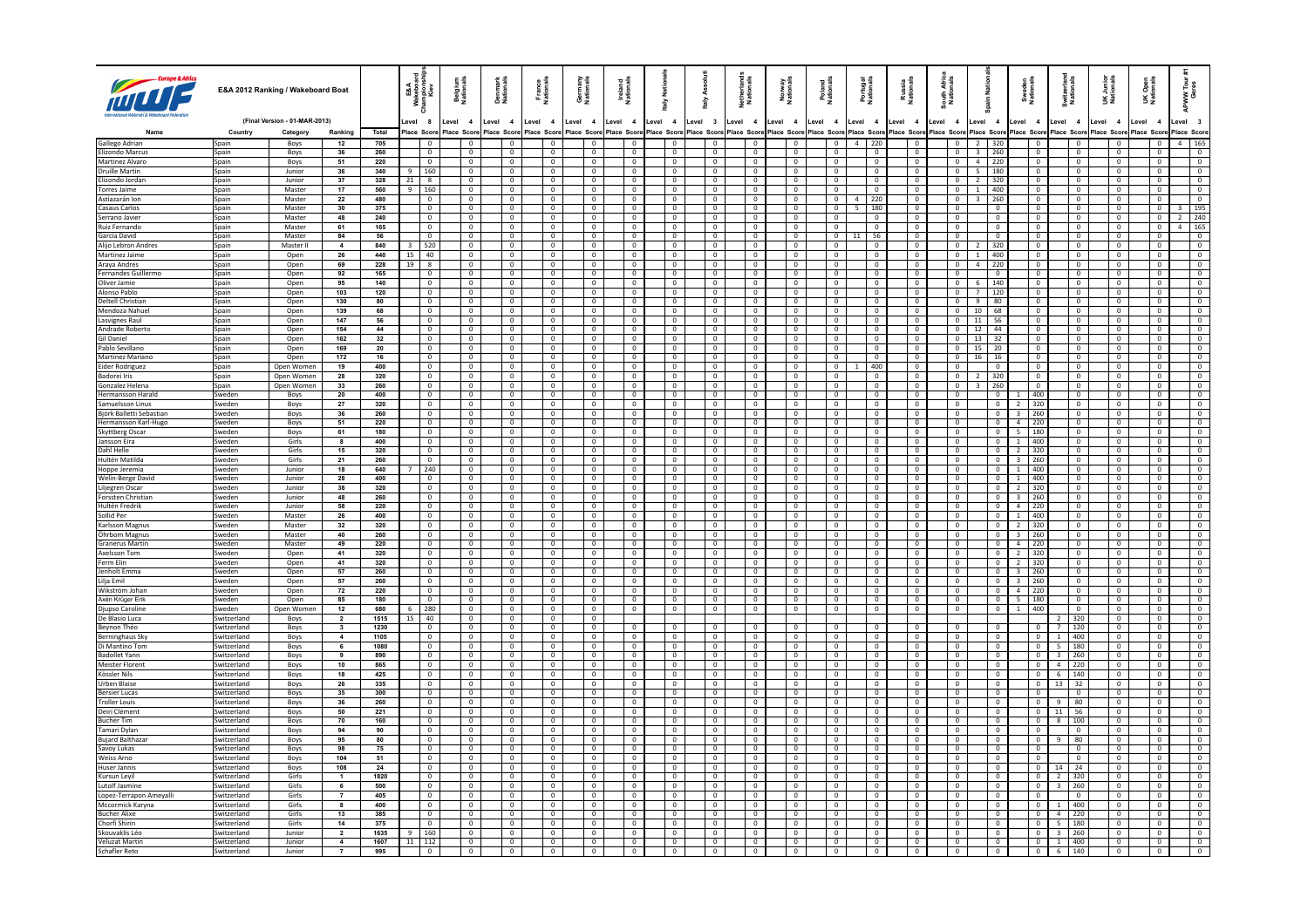# E&A 2012 Ranking / Wakeboard Boat

(Final Version - 01-MAR-2013)

| Name | Country | Category | Ranking | Total | E&A Wakeboard Championships Kiev | | Belgium Nationals | | Denmark Nationals | | France Nationals | | Germany Nationals | | Ireland Nationals | | Italy Nationals | | Italy Assoluti | | Netherlands Nationals | | Norway Nationals | | Poland Nationals | | Portugal Nationals | | Russia Nationals | | South Africa Nationals | | Spain Nationals | | Sweden Nationals | | Switzerland Nationals | | UK Junior Nationals | | UK Open Nationals | | APWW Tour #1 Genes | |
|---|---|---|---|---|---|---|---|---|---|---|---|---|---|---|---|---|---|---|---|---|---|---|---|---|---|---|---|---|---|---|---|---|---|---|---|---|---|---|---|---|---|---|---|---|
| | | | | | Level | 8 | Level | 4 | Level | 4 | Level | 4 | Level | 4 | Level | 4 | Level | 4 | Level | 3 | Level | 4 | Level | 4 | Level | 4 | Level | 4 | Level | 4 | Level | 4 | Level | 4 | Level | 4 | Level | 4 | Level | 4 | Level | 4 | Level | 3 |
| | | | | | Place | Score | Place | Score | Place | Score | Place | Score | Place | Score | Place | Score | Place | Score | Place | Score | Place | Score | Place | Score | Place | Score | Place | Score | Place | Score | Place | Score | Place | Score | Place | Score | Place | Score | Place | Score | Place | Score | Place | Score |
| Gallego Adrian | Spain | Boys | 12 | 705 | | 0 | | 0 | | 0 | | 0 | | 0 | | 0 | | 0 | | 0 | | 0 | | 0 | | 0 | 4 | 220 | | 0 | | 0 | 2 | 320 | | 0 | | 0 | | 0 | | 0 | 4 | 165 |
| Elizondo Marcus | Spain | Boys | 36 | 260 | | 0 | | 0 | | 0 | | 0 | | 0 | | 0 | | 0 | | 0 | | 0 | | 0 | | 0 | | 0 | | 0 | | 0 | 3 | 260 | | 0 | | 0 | | 0 | | 0 | | 0 |
| Martinez Alvaro | Spain | Boys | 51 | 220 | | 0 | | 0 | | 0 | | 0 | | 0 | | 0 | | 0 | | 0 | | 0 | | 0 | | 0 | | 0 | | 0 | | 0 | 4 | 220 | | 0 | | 0 | | 0 | | 0 | | 0 |
| Druille Martin | Spain | Junior | 36 | 340 | 9 | 160 | | 0 | | 0 | | 0 | | 0 | | 0 | | 0 | | 0 | | 0 | | 0 | | 0 | | 0 | | 0 | | 0 | 5 | 180 | | 0 | | 0 | | 0 | | 0 | | 0 |
| Elizondo Jordan | Spain | Junior | 37 | 328 | 21 | 8 | | 0 | | 0 | | 0 | | 0 | | 0 | | 0 | | 0 | | 0 | | 0 | | 0 | | 0 | | 0 | | 0 | 2 | 320 | | 0 | | 0 | | 0 | | 0 | | 0 |
| Torres Jaime | Spain | Master | 17 | 560 | 9 | 160 | | 0 | | 0 | | 0 | | 0 | | 0 | | 0 | | 0 | | 0 | | 0 | | 0 | | 0 | | 0 | | 0 | 1 | 400 | | 0 | | 0 | | 0 | | 0 | | 0 |
| Astiazarán Ion | Spain | Master | 22 | 480 | | 0 | | 0 | | 0 | | 0 | | 0 | | 0 | | 0 | | 0 | | 0 | | 0 | | 0 | 4 | 220 | | 0 | | 0 | 3 | 260 | | 0 | | 0 | | 0 | | 0 | | 0 |
| Casaus Carlos | Spain | Master | 30 | 375 | | 0 | | 0 | | 0 | | 0 | | 0 | | 0 | | 0 | | 0 | | 0 | | 0 | | 0 | 5 | 180 | | 0 | | 0 | | 0 | | 0 | | 0 | | 0 | | 0 | 3 | 195 |
| Serrano Javier | Spain | Master | 48 | 240 | | 0 | | 0 | | 0 | | 0 | | 0 | | 0 | | 0 | | 0 | | 0 | | 0 | | 0 | | 0 | | 0 | | 0 | | 0 | | 0 | | 0 | | 0 | | 0 | 2 | 240 |
| Ruiz Fernando | Spain | Master | 61 | 165 | | 0 | | 0 | | 0 | | 0 | | 0 | | 0 | | 0 | | 0 | | 0 | | 0 | | 0 | | 0 | | 0 | | 0 | | 0 | | 0 | | 0 | | 0 | | 0 | 4 | 165 |
| Garcia David | Spain | Master | 84 | 56 | | 0 | | 0 | | 0 | | 0 | | 0 | | 0 | | 0 | | 0 | | 0 | | 0 | | 0 | 11 | 56 | | 0 | | 0 | | 0 | | 0 | | 0 | | 0 | | 0 | | 0 |
| Alijo Lebron Andres | Spain | Master II | 4 | 840 | 3 | 520 | | 0 | | 0 | | 0 | | 0 | | 0 | | 0 | | 0 | | 0 | | 0 | | 0 | | 0 | | 0 | | 0 | 2 | 320 | | 0 | | 0 | | 0 | | 0 | | 0 |
| Martinez Jaime | Spain | Open | 26 | 440 | 15 | 40 | | 0 | | 0 | | 0 | | 0 | | 0 | | 0 | | 0 | | 0 | | 0 | | 0 | | 0 | | 0 | | 0 | 1 | 400 | | 0 | | 0 | | 0 | | 0 | | 0 |
| Araya Andres | Spain | Open | 69 | 228 | 19 | 8 | | 0 | | 0 | | 0 | | 0 | | 0 | | 0 | | 0 | | 0 | | 0 | | 0 | | 0 | | 0 | | 0 | 4 | 220 | | 0 | | 0 | | 0 | | 0 | | 0 |
| Fernandes Guillermo | Spain | Open | 92 | 165 | | 0 | | 0 | | 0 | | 0 | | 0 | | 0 | | 0 | | 0 | | 0 | | 0 | | 0 | | 0 | | 0 | | 0 | | 0 | | 0 | | 0 | | 0 | | 0 | | 0 |
| Oliver Jamie | Spain | Open | 95 | 140 | | 0 | | 0 | | 0 | | 0 | | 0 | | 0 | | 0 | | 0 | | 0 | | 0 | | 0 | | 0 | | 0 | | 0 | 6 | 140 | | 0 | | 0 | | 0 | | 0 | | 0 |
| Alonso Pablo | Spain | Open | 103 | 120 | | 0 | | 0 | | 0 | | 0 | | 0 | | 0 | | 0 | | 0 | | 0 | | 0 | | 0 | | 0 | | 0 | | 0 | 7 | 120 | | 0 | | 0 | | 0 | | 0 | | 0 |
| Delteil Christian | Spain | Open | 130 | 80 | | 0 | | 0 | | 0 | | 0 | | 0 | | 0 | | 0 | | 0 | | 0 | | 0 | | 0 | | 0 | | 0 | | 0 | 9 | 80 | | 0 | | 0 | | 0 | | 0 | | 0 |
| Mendoza Nahuel | Spain | Open | 139 | 68 | | 0 | | 0 | | 0 | | 0 | | 0 | | 0 | | 0 | | 0 | | 0 | | 0 | | 0 | | 0 | | 0 | | 0 | 10 | 68 | | 0 | | 0 | | 0 | | 0 | | 0 |
| Lasvignes Raul | Spain | Open | 147 | 56 | | 0 | | 0 | | 0 | | 0 | | 0 | | 0 | | 0 | | 0 | | 0 | | 0 | | 0 | | 0 | | 0 | | 0 | 11 | 56 | | 0 | | 0 | | 0 | | 0 | | 0 |
| Andrade Roberto | Spain | Open | 154 | 44 | | 0 | | 0 | | 0 | | 0 | | 0 | | 0 | | 0 | | 0 | | 0 | | 0 | | 0 | | 0 | | 0 | | 0 | 12 | 44 | | 0 | | 0 | | 0 | | 0 | | 0 |
| Gil Daniel | Spain | Open | 162 | 32 | | 0 | | 0 | | 0 | | 0 | | 0 | | 0 | | 0 | | 0 | | 0 | | 0 | | 0 | | 0 | | 0 | | 0 | 13 | 32 | | 0 | | 0 | | 0 | | 0 | | 0 |
| Pablo Sevillano | Spain | Open | 169 | 20 | | 0 | | 0 | | 0 | | 0 | | 0 | | 0 | | 0 | | 0 | | 0 | | 0 | | 0 | | 0 | | 0 | | 0 | 15 | 20 | | 0 | | 0 | | 0 | | 0 | | 0 |
| Martinez Mariano | Spain | Open | 172 | 16 | | 0 | | 0 | | 0 | | 0 | | 0 | | 0 | | 0 | | 0 | | 0 | | 0 | | 0 | | 0 | | 0 | | 0 | 16 | 16 | | 0 | | 0 | | 0 | | 0 | | 0 |
| Eider Rodriguez | Spain | Open Women | 19 | 400 | | 0 | | 0 | | 0 | | 0 | | 0 | | 0 | | 0 | | 0 | | 0 | | 0 | | 0 | 1 | 400 | | 0 | | 0 | | 0 | | 0 | | 0 | | 0 | | 0 | | 0 |
| Badorei Iris | Spain | Open Women | 28 | 320 | | 0 | | 0 | | 0 | | 0 | | 0 | | 0 | | 0 | | 0 | | 0 | | 0 | | 0 | | 0 | | 0 | | 0 | 2 | 320 | | 0 | | 0 | | 0 | | 0 | | 0 |
| Gonzalez Helena | Spain | Open Women | 33 | 260 | | 0 | | 0 | | 0 | | 0 | | 0 | | 0 | | 0 | | 0 | | 0 | | 0 | | 0 | | 0 | | 0 | | 0 | 3 | 260 | | 0 | | 0 | | 0 | | 0 | | 0 |
| Hermansson Harald | Sweden | Boys | 20 | 400 | | 0 | | 0 | | 0 | | 0 | | 0 | | 0 | | 0 | | 0 | | 0 | | 0 | | 0 | | 0 | | 0 | | 0 | | 0 | 1 | 400 | | 0 | | 0 | | 0 | | 0 |
| Samuelsson Linus | Sweden | Boys | 27 | 320 | | 0 | | 0 | | 0 | | 0 | | 0 | | 0 | | 0 | | 0 | | 0 | | 0 | | 0 | | 0 | | 0 | | 0 | | 0 | 2 | 320 | | 0 | | 0 | | 0 | | 0 |
| Björk Balletti Sebastian | Sweden | Boys | 36 | 260 | | 0 | | 0 | | 0 | | 0 | | 0 | | 0 | | 0 | | 0 | | 0 | | 0 | | 0 | | 0 | | 0 | | 0 | | 0 | 3 | 260 | | 0 | | 0 | | 0 | | 0 |
| Hermansson Karl-Hugo | Sweden | Boys | 51 | 220 | | 0 | | 0 | | 0 | | 0 | | 0 | | 0 | | 0 | | 0 | | 0 | | 0 | | 0 | | 0 | | 0 | | 0 | | 0 | 4 | 220 | | 0 | | 0 | | 0 | | 0 |
| Skyttberg Oscar | Sweden | Boys | 61 | 180 | | 0 | | 0 | | 0 | | 0 | | 0 | | 0 | | 0 | | 0 | | 0 | | 0 | | 0 | | 0 | | 0 | | 0 | | 0 | 5 | 180 | | 0 | | 0 | | 0 | | 0 |
| Jansson Eira | Sweden | Girls | 8 | 400 | | 0 | | 0 | | 0 | | 0 | | 0 | | 0 | | 0 | | 0 | | 0 | | 0 | | 0 | | 0 | | 0 | | 0 | | 0 | 1 | 400 | | 0 | | 0 | | 0 | | 0 |
| Dahl Helle | Sweden | Girls | 15 | 320 | | 0 | | 0 | | 0 | | 0 | | 0 | | 0 | | 0 | | 0 | | 0 | | 0 | | 0 | | 0 | | 0 | | 0 | | 0 | 2 | 320 | | 0 | | 0 | | 0 | | 0 |
| Hultén Matilda | Sweden | Girls | 21 | 260 | | 0 | | 0 | | 0 | | 0 | | 0 | | 0 | | 0 | | 0 | | 0 | | 0 | | 0 | | 0 | | 0 | | 0 | | 0 | 3 | 260 | | 0 | | 0 | | 0 | | 0 |
| Hoppe Jeremia | Sweden | Junior | 18 | 640 | 7 | 240 | | 0 | | 0 | | 0 | | 0 | | 0 | | 0 | | 0 | | 0 | | 0 | | 0 | | 0 | | 0 | | 0 | | 0 | 1 | 400 | | 0 | | 0 | | 0 | | 0 |
| Welin-Berge David | Sweden | Junior | 28 | 400 | | 0 | | 0 | | 0 | | 0 | | 0 | | 0 | | 0 | | 0 | | 0 | | 0 | | 0 | | 0 | | 0 | | 0 | | 0 | 1 | 400 | | 0 | | 0 | | 0 | | 0 |
| Liljegren Oscar | Sweden | Junior | 38 | 320 | | 0 | | 0 | | 0 | | 0 | | 0 | | 0 | | 0 | | 0 | | 0 | | 0 | | 0 | | 0 | | 0 | | 0 | | 0 | 2 | 320 | | 0 | | 0 | | 0 | | 0 |
| Forssten Christian | Sweden | Junior | 48 | 260 | | 0 | | 0 | | 0 | | 0 | | 0 | | 0 | | 0 | | 0 | | 0 | | 0 | | 0 | | 0 | | 0 | | 0 | | 0 | 3 | 260 | | 0 | | 0 | | 0 | | 0 |
| Hultén Fredrik | Sweden | Junior | 58 | 220 | | 0 | | 0 | | 0 | | 0 | | 0 | | 0 | | 0 | | 0 | | 0 | | 0 | | 0 | | 0 | | 0 | | 0 | | 0 | 4 | 220 | | 0 | | 0 | | 0 | | 0 |
| Sollid Per | Sweden | Master | 26 | 400 | | 0 | | 0 | | 0 | | 0 | | 0 | | 0 | | 0 | | 0 | | 0 | | 0 | | 0 | | 0 | | 0 | | 0 | | 0 | 1 | 400 | | 0 | | 0 | | 0 | | 0 |
| Karlsson Magnus | Sweden | Master | 32 | 320 | | 0 | | 0 | | 0 | | 0 | | 0 | | 0 | | 0 | | 0 | | 0 | | 0 | | 0 | | 0 | | 0 | | 0 | | 0 | 2 | 320 | | 0 | | 0 | | 0 | | 0 |
| Öhrbom Magnus | Sweden | Master | 40 | 260 | | 0 | | 0 | | 0 | | 0 | | 0 | | 0 | | 0 | | 0 | | 0 | | 0 | | 0 | | 0 | | 0 | | 0 | | 0 | 3 | 260 | | 0 | | 0 | | 0 | | 0 |
| Granerus Martin | Sweden | Master | 49 | 220 | | 0 | | 0 | | 0 | | 0 | | 0 | | 0 | | 0 | | 0 | | 0 | | 0 | | 0 | | 0 | | 0 | | 0 | | 0 | 4 | 220 | | 0 | | 0 | | 0 | | 0 |
| Axelsson Tom | Sweden | Open | 41 | 320 | | 0 | | 0 | | 0 | | 0 | | 0 | | 0 | | 0 | | 0 | | 0 | | 0 | | 0 | | 0 | | 0 | | 0 | | 0 | 2 | 320 | | 0 | | 0 | | 0 | | 0 |
| Ferm Elin | Sweden | Open | 41 | 320 | | 0 | | 0 | | 0 | | 0 | | 0 | | 0 | | 0 | | 0 | | 0 | | 0 | | 0 | | 0 | | 0 | | 0 | | 0 | 2 | 320 | | 0 | | 0 | | 0 | | 0 |
| Jenholt Emma | Sweden | Open | 57 | 260 | | 0 | | 0 | | 0 | | 0 | | 0 | | 0 | | 0 | | 0 | | 0 | | 0 | | 0 | | 0 | | 0 | | 0 | | 0 | 3 | 260 | | 0 | | 0 | | 0 | | 0 |
| Lilja Emil | Sweden | Open | 57 | 260 | | 0 | | 0 | | 0 | | 0 | | 0 | | 0 | | 0 | | 0 | | 0 | | 0 | | 0 | | 0 | | 0 | | 0 | | 0 | 3 | 260 | | 0 | | 0 | | 0 | | 0 |
| Wikström Johan | Sweden | Open | 72 | 220 | | 0 | | 0 | | 0 | | 0 | | 0 | | 0 | | 0 | | 0 | | 0 | | 0 | | 0 | | 0 | | 0 | | 0 | | 0 | 4 | 220 | | 0 | | 0 | | 0 | | 0 |
| Axén Krüger Erik | Sweden | Open | 85 | 180 | | 0 | | 0 | | 0 | | 0 | | 0 | | 0 | | 0 | | 0 | | 0 | | 0 | | 0 | | 0 | | 0 | | 0 | | 0 | 5 | 180 | | 0 | | 0 | | 0 | | 0 |
| Djupso Caroline | Sweden | Open Women | 12 | 680 | 6 | 280 | | 0 | | 0 | | 0 | | 0 | | 0 | | 0 | | 0 | | 0 | | 0 | | 0 | | 0 | | 0 | | 0 | | 0 | 1 | 400 | | 0 | | 0 | | 0 | | 0 |
| De Blasio Luca | Switzerland | Boys | 2 | 1515 | 15 | 40 | | 0 | | 0 | | 0 | | 0 | | | | | | | | | | | | | | | | | | | | | | | 2 | 320 | | 0 | | 0 | | 0 |
| Beynon Théo | Switzerland | Boys | 3 | 1230 | | 0 | | 0 | | 0 | | 0 | | 0 | | 0 | | 0 | | 0 | | 0 | | 0 | | 0 | | 0 | | 0 | | 0 | | | | 0 | 7 | 120 | | 0 | | 0 | | 0 |
| Berninghaus Sky | Switzerland | Boys | 4 | 1105 | | 0 | | 0 | | 0 | | 0 | | 0 | | 0 | | 0 | | 0 | | 0 | | 0 | | 0 | | 0 | | 0 | | 0 | | 0 | | 0 | 1 | 400 | | 0 | | 0 | | 0 |
| Di Mantino Tom | Switzerland | Boys | 6 | 1080 | | 0 | | 0 | | 0 | | 0 | | 0 | | 0 | | 0 | | 0 | | 0 | | 0 | | 0 | | 0 | | 0 | | 0 | | 0 | | 0 | 5 | 180 | | 0 | | 0 | | 0 |
| Badollet Yann | Switzerland | Boys | 9 | 890 | | 0 | | 0 | | 0 | | 0 | | 0 | | 0 | | 0 | | 0 | | 0 | | 0 | | 0 | | 0 | | 0 | | 0 | | 0 | | 0 | 3 | 260 | | 0 | | 0 | | 0 |
| Meister Florent | Switzerland | Boys | 10 | 865 | | 0 | | 0 | | 0 | | 0 | | 0 | | 0 | | 0 | | 0 | | 0 | | 0 | | 0 | | 0 | | 0 | | 0 | | 0 | | 0 | 4 | 220 | | 0 | | 0 | | 0 |
| Kössler Nils | Switzerland | Boys | 18 | 425 | | 0 | | 0 | | 0 | | 0 | | 0 | | 0 | | 0 | | 0 | | 0 | | 0 | | 0 | | 0 | | 0 | | 0 | | 0 | | 0 | 6 | 140 | | 0 | | 0 | | 0 |
| Urben Blaise | Switzerland | Boys | 26 | 335 | | 0 | | 0 | | 0 | | 0 | | 0 | | 0 | | 0 | | 0 | | 0 | | 0 | | 0 | | 0 | | 0 | | 0 | | 0 | | 0 | 13 | 32 | | 0 | | 0 | | 0 |
| Bersier Lucas | Switzerland | Boys | 35 | 300 | | 0 | | 0 | | 0 | | 0 | | 0 | | 0 | | 0 | | 0 | | 0 | | 0 | | 0 | | 0 | | 0 | | 0 | | 0 | | 0 | | 0 | | 0 | | 0 | | 0 |
| Troller Louis | Switzerland | Boys | 36 | 260 | | 0 | | 0 | | 0 | | 0 | | 0 | | 0 | | 0 | | 0 | | 0 | | 0 | | 0 | | 0 | | 0 | | 0 | | 0 | | 0 | 9 | 80 | | 0 | | 0 | | 0 |
| Deiri Clément | Switzerland | Boys | 50 | 221 | | 0 | | 0 | | 0 | | 0 | | 0 | | 0 | | 0 | | 0 | | 0 | | 0 | | 0 | | 0 | | 0 | | 0 | | 0 | | 0 | 11 | 56 | | 0 | | 0 | | 0 |
| Bucher Tim | Switzerland | Boys | 70 | 160 | | 0 | | 0 | | 0 | | 0 | | 0 | | 0 | | 0 | | 0 | | 0 | | 0 | | 0 | | 0 | | 0 | | 0 | | 0 | | 0 | 8 | 100 | | 0 | | 0 | | 0 |
| Tamari Dylan | Switzerland | Boys | 94 | 90 | | 0 | | 0 | | 0 | | 0 | | 0 | | 0 | | 0 | | 0 | | 0 | | 0 | | 0 | | 0 | | 0 | | 0 | | 0 | | 0 | | 0 | | 0 | | 0 | | 0 |
| Bujard Balthazar | Switzerland | Boys | 95 | 80 | | 0 | | 0 | | 0 | | 0 | | 0 | | 0 | | 0 | | 0 | | 0 | | 0 | | 0 | | 0 | | 0 | | 0 | | 0 | | 0 | 9 | 80 | | 0 | | 0 | | 0 |
| Savoy Lukas | Switzerland | Boys | 98 | 75 | | 0 | | 0 | | 0 | | 0 | | 0 | | 0 | | 0 | | 0 | | 0 | | 0 | | 0 | | 0 | | 0 | | 0 | | 0 | | 0 | | 0 | | 0 | | 0 | | 0 |
| Weiss Arno | Switzerland | Boys | 104 | 51 | | 0 | | 0 | | 0 | | 0 | | 0 | | 0 | | 0 | | 0 | | 0 | | 0 | | 0 | | 0 | | 0 | | 0 | | 0 | | 0 | | 0 | | 0 | | 0 | | 0 |
| Huser Jannis | Switzerland | Boys | 108 | 24 | | 0 | | 0 | | 0 | | 0 | | 0 | | 0 | | 0 | | 0 | | 0 | | 0 | | 0 | | 0 | | 0 | | 0 | | 0 | | 0 | 14 | 24 | | 0 | | 0 | | 0 |
| Kursun Leyil | Switzerland | Girls | 1 | 1820 | | 0 | | 0 | | 0 | | 0 | | 0 | | 0 | | 0 | | 0 | | 0 | | 0 | | 0 | | 0 | | 0 | | 0 | | 0 | | 0 | 2 | 320 | | 0 | | 0 | | 0 |
| Lutolf Jasmine | Switzerland | Girls | 6 | 500 | | 0 | | 0 | | 0 | | 0 | | 0 | | 0 | | 0 | | 0 | | 0 | | 0 | | 0 | | 0 | | 0 | | 0 | | 0 | | 0 | 3 | 260 | | 0 | | 0 | | 0 |
| Lopez-Terrapon Ameyalli | Switzerland | Girls | 7 | 405 | | 0 | | 0 | | 0 | | 0 | | 0 | | 0 | | 0 | | 0 | | 0 | | 0 | | 0 | | 0 | | 0 | | 0 | | 0 | | 0 | | 0 | | 0 | | 0 | | 0 |
| Mccormick Karyna | Switzerland | Girls | 8 | 400 | | 0 | | 0 | | 0 | | 0 | | 0 | | 0 | | 0 | | 0 | | 0 | | 0 | | 0 | | 0 | | 0 | | 0 | | 0 | | 0 | 1 | 400 | | 0 | | 0 | | 0 |
| Bucher Alixe | Switzerland | Girls | 13 | 385 | | 0 | | 0 | | 0 | | 0 | | 0 | | 0 | | 0 | | 0 | | 0 | | 0 | | 0 | | 0 | | 0 | | 0 | | 0 | | 0 | 4 | 220 | | 0 | | 0 | | 0 |
| Chorfi Shirin | Switzerland | Girls | 14 | 375 | | 0 | | 0 | | 0 | | 0 | | 0 | | 0 | | 0 | | 0 | | 0 | | 0 | | 0 | | 0 | | 0 | | 0 | | 0 | | 0 | 5 | 180 | | 0 | | 0 | | 0 |
| Skouvaklis Léo | Switzerland | Junior | 2 | 1635 | 9 | 160 | | 0 | | 0 | | 0 | | 0 | | 0 | | 0 | | 0 | | 0 | | 0 | | 0 | | 0 | | 0 | | 0 | | 0 | | 0 | 3 | 260 | | 0 | | 0 | | 0 |
| Veluzat Martin | Switzerland | Junior | 4 | 1607 | 11 | 112 | | 0 | | 0 | | 0 | | 0 | | 0 | | 0 | | 0 | | 0 | | 0 | | 0 | | 0 | | 0 | | 0 | | 0 | | 0 | 1 | 400 | | 0 | | 0 | | 0 |
| Schafler Reto | Switzerland | Junior | 7 | 995 | | 0 | | 0 | | 0 | | 0 | | 0 | | 0 | | 0 | | 0 | | 0 | | 0 | | 0 | | 0 | | 0 | | 0 | | 0 | | 0 | 6 | 140 | | 0 | | 0 | | 0 |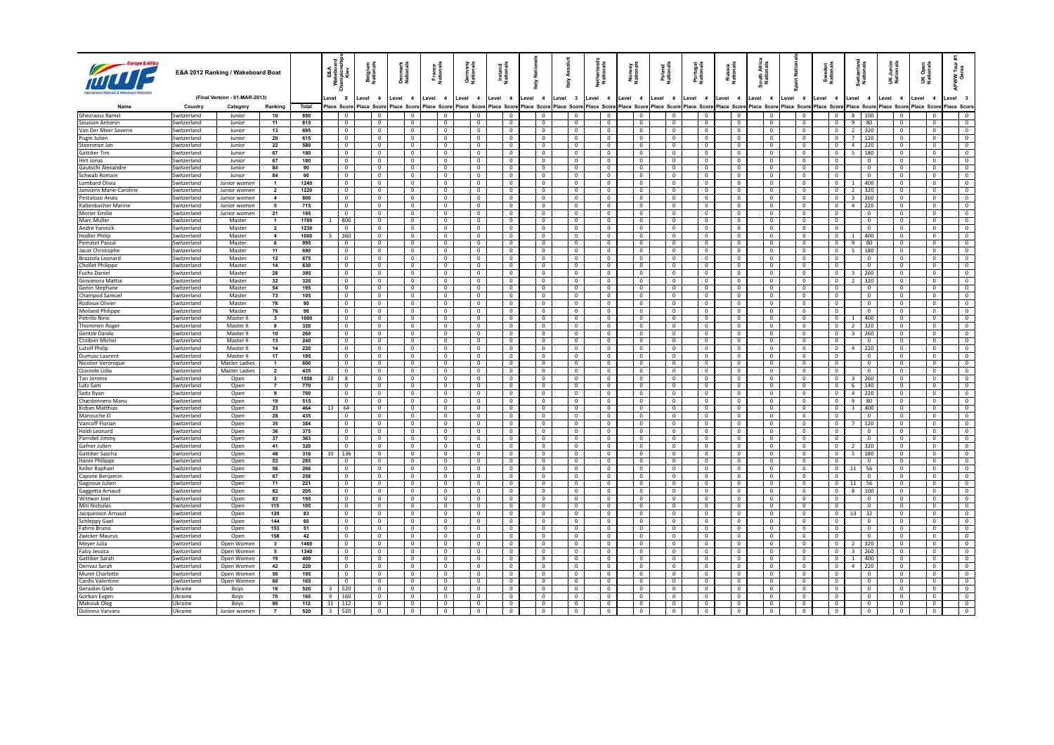# E&A 2012 Ranking / Wakeboard Boat

(Final Version - 01-MAR-2013)

| Name | Country | Category | Ranking | Total | E&A Wakeboard Championships Kiev | | Belgium Nationals | | Denmark Nationals | | France Nationals | | Germany Nationals | | Ireland Nationals | | Italy Nationals | | Italy Assoluti | | Netherlands Nationals | | Norway Nationals | | Poland Nationals | | Portugal Nationals | | Russia Nationals | | South Africa Nationals | | Spain Nationals | | Sweden Nationals | | Switzerland Nationals | | UK Junior Nationals | | UK Open Nationals | | APWW Tour #1 Geres | |
|---|---|---|---|---|---|---|---|---|---|---|---|---|---|---|---|---|---|---|---|---|---|---|---|---|---|---|---|---|---|---|---|---|---|---|---|---|---|---|---|---|---|---|---|---|
| | | | | | Level | 8 | Level | 4 | Level | 4 | Level | 4 | Level | 4 | Level | 4 | Level | 4 | Level | 3 | Level | 4 | Level | 4 | Level | 4 | Level | 4 | Level | 4 | Level | 4 | Level | 4 | Level | 4 | Level | 4 | Level | 4 | Level | 4 | Level | 3 |
| | | | | | Place | Score | Place | Score | Place | Score | Place | Score | Place | Score | Place | Score | Place | Score | Place | Score | Place | Score | Place | Score | Place | Score | Place | Score | Place | Score | Place | Score | Place | Score | Place | Score | Place | Score | Place | Score | Place | Score | Place | Score |
| Ghezraoui Ramel | Switzerland | Junior | 10 | 850 | | 0 | | 0 | | 0 | | 0 | | 0 | | 0 | | 0 | | 0 | | 0 | | 0 | | 0 | | 0 | | 0 | | 0 | | 0 | | 0 | 8 | 100 | | 0 | | 0 | | 0 |
| Soussan Antonin | Switzerland | Junior | 11 | 815 | | 0 | | 0 | | 0 | | 0 | | 0 | | 0 | | 0 | | 0 | | 0 | | 0 | | 0 | | 0 | | 0 | | 0 | | 0 | | 0 | 9 | 80 | | 0 | | 0 | | 0 |
| Van Der Meer Severin | Switzerland | Junior | 13 | 695 | | 0 | | 0 | | 0 | | 0 | | 0 | | 0 | | 0 | | 0 | | 0 | | 0 | | 0 | | 0 | | 0 | | 0 | | 0 | | 0 | 2 | 320 | | 0 | | 0 | | 0 |
| Pugin Julien | Switzerland | Junior | 20 | 615 | | 0 | | 0 | | 0 | | 0 | | 0 | | 0 | | 0 | | 0 | | 0 | | 0 | | 0 | | 0 | | 0 | | 0 | | 0 | | 0 | 7 | 120 | | 0 | | 0 | | 0 |
| Steenman Jan | Switzerland | Junior | 22 | 580 | | 0 | | 0 | | 0 | | 0 | | 0 | | 0 | | 0 | | 0 | | 0 | | 0 | | 0 | | 0 | | 0 | | 0 | | 0 | | 0 | 4 | 220 | | 0 | | 0 | | 0 |
| Gattiker Tim | Switzerland | Junior | 67 | 180 | | 0 | | 0 | | 0 | | 0 | | 0 | | 0 | | 0 | | 0 | | 0 | | 0 | | 0 | | 0 | | 0 | | 0 | | 0 | | 0 | 5 | 180 | | 0 | | 0 | | 0 |
| Hirt Jonas | Switzerland | Junior | 67 | 180 | | 0 | | 0 | | 0 | | 0 | | 0 | | 0 | | 0 | | 0 | | 0 | | 0 | | 0 | | 0 | | 0 | | 0 | | 0 | | 0 | | 0 | | 0 | | 0 | | 0 |
| Gautschi Alexandre | Switzerland | Junior | 84 | 90 | | 0 | | 0 | | 0 | | 0 | | 0 | | 0 | | 0 | | 0 | | 0 | | 0 | | 0 | | 0 | | 0 | | 0 | | 0 | | 0 | | 0 | | 0 | | 0 | | 0 |
| Schwab Romain | Switzerland | Junior | 84 | 90 | | 0 | | 0 | | 0 | | 0 | | 0 | | 0 | | 0 | | 0 | | 0 | | 0 | | 0 | | 0 | | 0 | | 0 | | 0 | | 0 | | 0 | | 0 | | 0 | | 0 |
| Lombard Olivia | Switzerland | Junior women | 1 | 1240 | | 0 | | 0 | | 0 | | 0 | | 0 | | 0 | | 0 | | 0 | | 0 | | 0 | | 0 | | 0 | | 0 | | 0 | | 0 | | 0 | 1 | 400 | | 0 | | 0 | | 0 |
| Janssens Marie-Caroline | Switzerland | Junior women | 2 | 1220 | | 0 | | 0 | | 0 | | 0 | | 0 | | 0 | | 0 | | 0 | | 0 | | 0 | | 0 | | 0 | | 0 | | 0 | | 0 | | 0 | 2 | 320 | | 0 | | 0 | | 0 |
| Pestalozzi Anaïs | Switzerland | Junior women | 4 | 800 | | 0 | | 0 | | 0 | | 0 | | 0 | | 0 | | 0 | | 0 | | 0 | | 0 | | 0 | | 0 | | 0 | | 0 | | 0 | | 0 | 3 | 260 | | 0 | | 0 | | 0 |
| Kaltenbacher Marine | Switzerland | Junior women | 5 | 715 | | 0 | | 0 | | 0 | | 0 | | 0 | | 0 | | 0 | | 0 | | 0 | | 0 | | 0 | | 0 | | 0 | | 0 | | 0 | | 0 | 4 | 220 | | 0 | | 0 | | 0 |
| Morier Emilie | Switzerland | Junior women | 21 | 195 | | 0 | | 0 | | 0 | | 0 | | 0 | | 0 | | 0 | | 0 | | 0 | | 0 | | 0 | | 0 | | 0 | | 0 | | 0 | | 0 | | 0 | | 0 | | 0 | | 0 |
| Marc Muller | Switzerland | Master | 1 | 1700 | 1 | 800 | | 0 | | 0 | | 0 | | 0 | | 0 | | 0 | | 0 | | 0 | | 0 | | 0 | | 0 | | 0 | | 0 | | 0 | | 0 | | 0 | | 0 | | 0 | | 0 |
| André Yannick | Switzerland | Master | 2 | 1230 | | 0 | | 0 | | 0 | | 0 | | 0 | | 0 | | 0 | | 0 | | 0 | | 0 | | 0 | | 0 | | 0 | | 0 | | 0 | | 0 | | 0 | | 0 | | 0 | | 0 |
| Hodler Philip | Switzerland | Master | 4 | 1000 | 5 | 360 | | 0 | | 0 | | 0 | | 0 | | 0 | | 0 | | 0 | | 0 | | 0 | | 0 | | 0 | | 0 | | 0 | | 0 | | 0 | 1 | 400 | | 0 | | 0 | | 0 |
| Perrotet Pascal | Switzerland | Master | 6 | 995 | | 0 | | 0 | | 0 | | 0 | | 0 | | 0 | | 0 | | 0 | | 0 | | 0 | | 0 | | 0 | | 0 | | 0 | | 0 | | 0 | 9 | 80 | | 0 | | 0 | | 0 |
| Jacot Christophe | Switzerland | Master | 11 | 690 | | 0 | | 0 | | 0 | | 0 | | 0 | | 0 | | 0 | | 0 | | 0 | | 0 | | 0 | | 0 | | 0 | | 0 | | 0 | | 0 | 5 | 180 | | 0 | | 0 | | 0 |
| Brazzola Leonard | Switzerland | Master | 12 | 675 | | 0 | | 0 | | 0 | | 0 | | 0 | | 0 | | 0 | | 0 | | 0 | | 0 | | 0 | | 0 | | 0 | | 0 | | 0 | | 0 | | 0 | | 0 | | 0 | | 0 |
| Chollet Philippe | Switzerland | Master | 14 | 630 | | 0 | | 0 | | 0 | | 0 | | 0 | | 0 | | 0 | | 0 | | 0 | | 0 | | 0 | | 0 | | 0 | | 0 | | 0 | | 0 | | 0 | | 0 | | 0 | | 0 |
| Fuchs Daniel | Switzerland | Master | 28 | 395 | | 0 | | 0 | | 0 | | 0 | | 0 | | 0 | | 0 | | 0 | | 0 | | 0 | | 0 | | 0 | | 0 | | 0 | | 0 | | 0 | 3 | 260 | | 0 | | 0 | | 0 |
| Giovanora Mattia | Switzerland | Master | 32 | 320 | | 0 | | 0 | | 0 | | 0 | | 0 | | 0 | | 0 | | 0 | | 0 | | 0 | | 0 | | 0 | | 0 | | 0 | | 0 | | 0 | 2 | 320 | | 0 | | 0 | | 0 |
| Gonin Stephane | Switzerland | Master | 54 | 195 | | 0 | | 0 | | 0 | | 0 | | 0 | | 0 | | 0 | | 0 | | 0 | | 0 | | 0 | | 0 | | 0 | | 0 | | 0 | | 0 | | 0 | | 0 | | 0 | | 0 |
| Champod Samuel | Switzerland | Master | 73 | 105 | | 0 | | 0 | | 0 | | 0 | | 0 | | 0 | | 0 | | 0 | | 0 | | 0 | | 0 | | 0 | | 0 | | 0 | | 0 | | 0 | | 0 | | 0 | | 0 | | 0 |
| Rodieux Olivier | Switzerland | Master | 76 | 90 | | 0 | | 0 | | 0 | | 0 | | 0 | | 0 | | 0 | | 0 | | 0 | | 0 | | 0 | | 0 | | 0 | | 0 | | 0 | | 0 | | 0 | | 0 | | 0 | | 0 |
| Meiland Philippe | Switzerland | Master | 76 | 90 | | 0 | | 0 | | 0 | | 0 | | 0 | | 0 | | 0 | | 0 | | 0 | | 0 | | 0 | | 0 | | 0 | | 0 | | 0 | | 0 | | 0 | | 0 | | 0 | | 0 |
| Petrillo Nino | Switzerland | Master II | 3 | 1000 | | 0 | | 0 | | 0 | | 0 | | 0 | | 0 | | 0 | | 0 | | 0 | | 0 | | 0 | | 0 | | 0 | | 0 | | 0 | | 0 | 1 | 400 | | 0 | | 0 | | 0 |
| Thommen Roger | Switzerland | Master II | 8 | 320 | | 0 | | 0 | | 0 | | 0 | | 0 | | 0 | | 0 | | 0 | | 0 | | 0 | | 0 | | 0 | | 0 | | 0 | | 0 | | 0 | 2 | 320 | | 0 | | 0 | | 0 |
| Gentile Danilo | Switzerland | Master II | 10 | 260 | | 0 | | 0 | | 0 | | 0 | | 0 | | 0 | | 0 | | 0 | | 0 | | 0 | | 0 | | 0 | | 0 | | 0 | | 0 | | 0 | 3 | 260 | | 0 | | 0 | | 0 |
| Croibier Michel | Switzerland | Master II | 13 | 240 | | 0 | | 0 | | 0 | | 0 | | 0 | | 0 | | 0 | | 0 | | 0 | | 0 | | 0 | | 0 | | 0 | | 0 | | 0 | | 0 | | 0 | | 0 | | 0 | | 0 |
| Lutolf Philip | Switzerland | Master II | 14 | 220 | | 0 | | 0 | | 0 | | 0 | | 0 | | 0 | | 0 | | 0 | | 0 | | 0 | | 0 | | 0 | | 0 | | 0 | | 0 | | 0 | 4 | 220 | | 0 | | 0 | | 0 |
| Dumusc Laurent | Switzerland | Master II | 17 | 195 | | 0 | | 0 | | 0 | | 0 | | 0 | | 0 | | 0 | | 0 | | 0 | | 0 | | 0 | | 0 | | 0 | | 0 | | 0 | | 0 | | 0 | | 0 | | 0 | | 0 |
| Nicolier Veronique | Switzerland | Master Ladies | 1 | 600 | | 0 | | 0 | | 0 | | 0 | | 0 | | 0 | | 0 | | 0 | | 0 | | 0 | | 0 | | 0 | | 0 | | 0 | | 0 | | 0 | | 0 | | 0 | | 0 | | 0 |
| Ousinde Lidia | Switzerland | Master Ladies | 2 | 435 | | 0 | | 0 | | 0 | | 0 | | 0 | | 0 | | 0 | | 0 | | 0 | | 0 | | 0 | | 0 | | 0 | | 0 | | 0 | | 0 | | 0 | | 0 | | 0 | | 0 |
| Tan Jerome | Switzerland | Open | 3 | 1558 | 23 | 8 | | 0 | | 0 | | 0 | | 0 | | 0 | | 0 | | 0 | | 0 | | 0 | | 0 | | 0 | | 0 | | 0 | | 0 | | 0 | 3 | 260 | | 0 | | 0 | | 0 |
| Lutz Sam | Switzerland | Open | 7 | 770 | | 0 | | 0 | | 0 | | 0 | | 0 | | 0 | | 0 | | 0 | | 0 | | 0 | | 0 | | 0 | | 0 | | 0 | | 0 | | 0 | 6 | 140 | | 0 | | 0 | | 0 |
| Seitz Ryan | Switzerland | Open | 9 | 700 | | 0 | | 0 | | 0 | | 0 | | 0 | | 0 | | 0 | | 0 | | 0 | | 0 | | 0 | | 0 | | 0 | | 0 | | 0 | | 0 | 4 | 220 | | 0 | | 0 | | 0 |
| Chardonnens Manu | Switzerland | Open | 19 | 515 | | 0 | | 0 | | 0 | | 0 | | 0 | | 0 | | 0 | | 0 | | 0 | | 0 | | 0 | | 0 | | 0 | | 0 | | 0 | | 0 | 9 | 80 | | 0 | | 0 | | 0 |
| Koban Matthias | Switzerland | Open | 23 | 464 | 13 | 64 | | 0 | | 0 | | 0 | | 0 | | 0 | | 0 | | 0 | | 0 | | 0 | | 0 | | 0 | | 0 | | 0 | | 0 | | 0 | 1 | 400 | | 0 | | 0 | | 0 |
| Manouche El | Switzerland | Open | 28 | 435 | | 0 | | 0 | | 0 | | 0 | | 0 | | 0 | | 0 | | 0 | | 0 | | 0 | | 0 | | 0 | | 0 | | 0 | | 0 | | 0 | | 0 | | 0 | | 0 | | 0 |
| Vancoff Florian | Switzerland | Open | 35 | 384 | | 0 | | 0 | | 0 | | 0 | | 0 | | 0 | | 0 | | 0 | | 0 | | 0 | | 0 | | 0 | | 0 | | 0 | | 0 | | 0 | 7 | 120 | | 0 | | 0 | | 0 |
| Haldi Leonard | Switzerland | Open | 36 | 375 | | 0 | | 0 | | 0 | | 0 | | 0 | | 0 | | 0 | | 0 | | 0 | | 0 | | 0 | | 0 | | 0 | | 0 | | 0 | | 0 | | 0 | | 0 | | 0 | | 0 |
| Parridet Jimmy | Switzerland | Open | 37 | 363 | | 0 | | 0 | | 0 | | 0 | | 0 | | 0 | | 0 | | 0 | | 0 | | 0 | | 0 | | 0 | | 0 | | 0 | | 0 | | 0 | | 0 | | 0 | | 0 | | 0 |
| Gafner Julien | Switzerland | Open | 41 | 320 | | 0 | | 0 | | 0 | | 0 | | 0 | | 0 | | 0 | | 0 | | 0 | | 0 | | 0 | | 0 | | 0 | | 0 | | 0 | | 0 | 2 | 320 | | 0 | | 0 | | 0 |
| Gattiker Sascha | Switzerland | Open | 48 | 316 | 10 | 136 | | 0 | | 0 | | 0 | | 0 | | 0 | | 0 | | 0 | | 0 | | 0 | | 0 | | 0 | | 0 | | 0 | | 0 | | 0 | 5 | 180 | | 0 | | 0 | | 0 |
| Hanni Philippe | Switzerland | Open | 53 | 285 | | 0 | | 0 | | 0 | | 0 | | 0 | | 0 | | 0 | | 0 | | 0 | | 0 | | 0 | | 0 | | 0 | | 0 | | 0 | | 0 | | 0 | | 0 | | 0 | | 0 |
| Keller Raphael | Switzerland | Open | 56 | 266 | | 0 | | 0 | | 0 | | 0 | | 0 | | 0 | | 0 | | 0 | | 0 | | 0 | | 0 | | 0 | | 0 | | 0 | | 0 | | 0 | 11 | 56 | | 0 | | 0 | | 0 |
| Capone Benjamin | Switzerland | Open | 67 | 258 | | 0 | | 0 | | 0 | | 0 | | 0 | | 0 | | 0 | | 0 | | 0 | | 0 | | 0 | | 0 | | 0 | | 0 | | 0 | | 0 | | 0 | | 0 | | 0 | | 0 |
| Gagnoux Julien | Switzerland | Open | 71 | 221 | | 0 | | 0 | | 0 | | 0 | | 0 | | 0 | | 0 | | 0 | | 0 | | 0 | | 0 | | 0 | | 0 | | 0 | | 0 | | 0 | 11 | 56 | | 0 | | 0 | | 0 |
| Gaggetta Arnaud | Switzerland | Open | 82 | 205 | | 0 | | 0 | | 0 | | 0 | | 0 | | 0 | | 0 | | 0 | | 0 | | 0 | | 0 | | 0 | | 0 | | 0 | | 0 | | 0 | 8 | 100 | | 0 | | 0 | | 0 |
| Wittwer Joel | Switzerland | Open | 83 | 195 | | 0 | | 0 | | 0 | | 0 | | 0 | | 0 | | 0 | | 0 | | 0 | | 0 | | 0 | | 0 | | 0 | | 0 | | 0 | | 0 | | 0 | | 0 | | 0 | | 0 |
| Miti Nicholas | Switzerland | Open | 115 | 105 | | 0 | | 0 | | 0 | | 0 | | 0 | | 0 | | 0 | | 0 | | 0 | | 0 | | 0 | | 0 | | 0 | | 0 | | 0 | | 0 | | 0 | | 0 | | 0 | | 0 |
| Jacquesson Arnaud | Switzerland | Open | 129 | 83 | | 0 | | 0 | | 0 | | 0 | | 0 | | 0 | | 0 | | 0 | | 0 | | 0 | | 0 | | 0 | | 0 | | 0 | | 0 | | 0 | 13 | 32 | | 0 | | 0 | | 0 |
| Schleppy Gael | Switzerland | Open | 144 | 60 | | 0 | | 0 | | 0 | | 0 | | 0 | | 0 | | 0 | | 0 | | 0 | | 0 | | 0 | | 0 | | 0 | | 0 | | 0 | | 0 | | 0 | | 0 | | 0 | | 0 |
| Fahrni Bruno | Switzerland | Open | 153 | 51 | | 0 | | 0 | | 0 | | 0 | | 0 | | 0 | | 0 | | 0 | | 0 | | 0 | | 0 | | 0 | | 0 | | 0 | | 0 | | 0 | | 0 | | 0 | | 0 | | 0 |
| Zwicker Maurus | Switzerland | Open | 158 | 42 | | 0 | | 0 | | 0 | | 0 | | 0 | | 0 | | 0 | | 0 | | 0 | | 0 | | 0 | | 0 | | 0 | | 0 | | 0 | | 0 | | 0 | | 0 | | 0 | | 0 |
| Meyer Julia | Switzerland | Open Women | 3 | 1460 | | 0 | | 0 | | 0 | | 0 | | 0 | | 0 | | 0 | | 0 | | 0 | | 0 | | 0 | | 0 | | 0 | | 0 | | 0 | | 0 | 2 | 320 | | 0 | | 0 | | 0 |
| Falcy Jessica | Switzerland | Open Women | 5 | 1340 | | 0 | | 0 | | 0 | | 0 | | 0 | | 0 | | 0 | | 0 | | 0 | | 0 | | 0 | | 0 | | 0 | | 0 | | 0 | | 0 | 3 | 260 | | 0 | | 0 | | 0 |
| Gattiker Sarah | Switzerland | Open Women | 19 | 400 | | 0 | | 0 | | 0 | | 0 | | 0 | | 0 | | 0 | | 0 | | 0 | | 0 | | 0 | | 0 | | 0 | | 0 | | 0 | | 0 | 1 | 400 | | 0 | | 0 | | 0 |
| Derivaz Sarah | Switzerland | Open Women | 42 | 220 | | 0 | | 0 | | 0 | | 0 | | 0 | | 0 | | 0 | | 0 | | 0 | | 0 | | 0 | | 0 | | 0 | | 0 | | 0 | | 0 | 4 | 220 | | 0 | | 0 | | 0 |
| Muret Charlotte | Switzerland | Open Women | 50 | 195 | | 0 | | 0 | | 0 | | 0 | | 0 | | 0 | | 0 | | 0 | | 0 | | 0 | | 0 | | 0 | | 0 | | 0 | | 0 | | 0 | | 0 | | 0 | | 0 | | 0 |
| Cardis Valentine | Switzerland | Open Women | 60 | 165 | | 0 | | 0 | | 0 | | 0 | | 0 | | 0 | | 0 | | 0 | | 0 | | 0 | | 0 | | 0 | | 0 | | 0 | | 0 | | 0 | | 0 | | 0 | | 0 | | 0 |
| Geraskin Gleb | Ukraine | Boys | 16 | 520 | 3 | 520 | | 0 | | 0 | | 0 | | 0 | | 0 | | 0 | | 0 | | 0 | | 0 | | 0 | | 0 | | 0 | | 0 | | 0 | | 0 | | 0 | | 0 | | 0 | | 0 |
| Gorban Evgen | Ukraine | Boys | 70 | 160 | 9 | 160 | | 0 | | 0 | | 0 | | 0 | | 0 | | 0 | | 0 | | 0 | | 0 | | 0 | | 0 | | 0 | | 0 | | 0 | | 0 | | 0 | | 0 | | 0 | | 0 |
| Maksiuk Oleg | Ukraine | Boys | 90 | 112 | 11 | 112 | | 0 | | 0 | | 0 | | 0 | | 0 | | 0 | | 0 | | 0 | | 0 | | 0 | | 0 | | 0 | | 0 | | 0 | | 0 | | 0 | | 0 | | 0 | | 0 |
| Dolinina Varvara | Ukraine | Junior women | 7 | 520 | 3 | 520 | | 0 | | 0 | | 0 | | 0 | | 0 | | 0 | | 0 | | 0 | | 0 | | 0 | | 0 | | 0 | | 0 | | 0 | | 0 | | 0 | | 0 | | 0 | | 0 |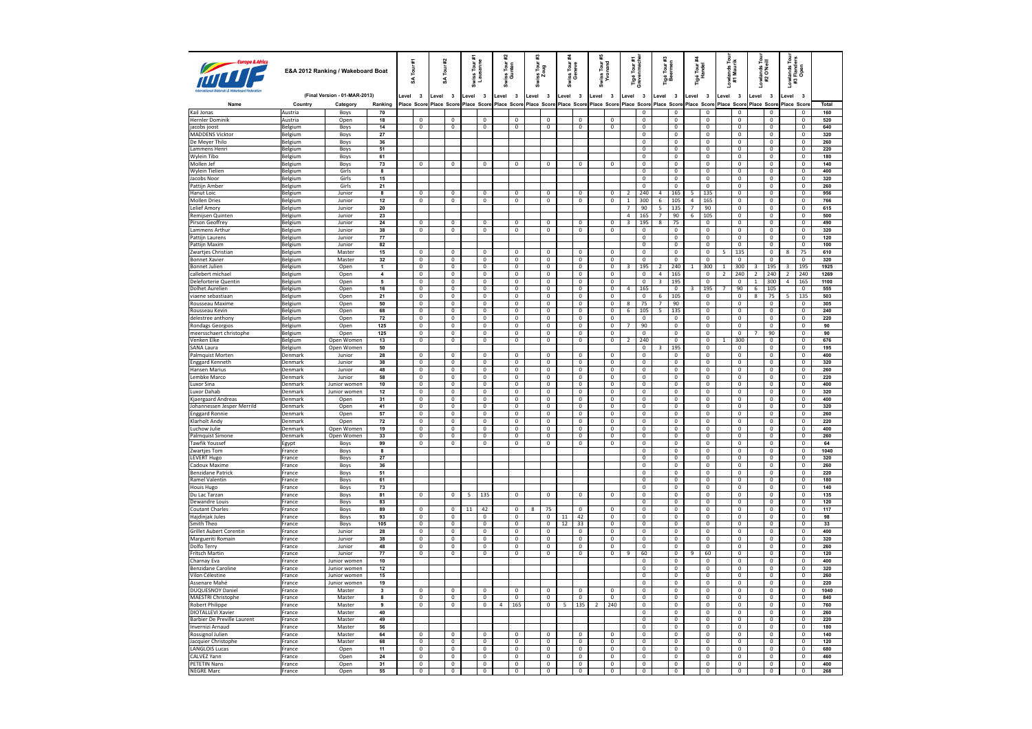| Name | Country | Category | Ranking | SA Tour #1 | | SA Tour #2 | | Swiss Tour #1 Lausanne | | Swiss Tour #2 Gurten | | Swiss Tour #3 Zoug | | Swiss Tour #4 Geneve | | Swiss Tour #5 Yvonand | | Tigé Tour #1 Grevenmacher | | Tigé Tour #3 Beernem | | Tigé Tour #4 Handel | | Lowlands Tour #1 Maurik | | Lowlands Tour #2 O'Neill | | Lowlands Tour #3 Flanders Open | | Total |
|---|---|---|---|---|---|---|---|---|---|---|---|---|---|---|---|---|---|---|---|---|---|---|---|---|---|---|---|---|---|---|
| | | | | Level | 3 | Level | 3 | Level | 3 | Level | 3 | Level | 3 | Level | 3 | Level | 3 | Level | 3 | Level | 3 | Level | 3 | Level | 3 | Level | 3 | Level | 3 | |
| | | | | Place | Score | Place | Score | Place | Score | Place | Score | Place | Score | Place | Score | Place | Score | Place | Score | Place | Score | Place | Score | Place | Score | Place | Score | Place | Score | |
| Kail Jonas | Austria | Boys | 70 | | | | | | | | | | | | | | | | 0 | | 0 | | 0 | | 0 | | 0 | | 0 | 160 |
| Hernler Dominik | Austria | Open | 18 | | 0 | | 0 | | 0 | | 0 | | 0 | | 0 | | 0 | | 0 | | 0 | | 0 | | 0 | | 0 | | 0 | 520 |
| jacobs joost | Belgium | Boys | 14 | | 0 | | 0 | | 0 | | 0 | | 0 | | 0 | | 0 | | 0 | | 0 | | 0 | | 0 | | 0 | | 0 | 640 |
| MADDENS Vicktor | Belgium | Boys | 27 | | | | | | | | | | | | | | | | 0 | | 0 | | 0 | | 0 | | 0 | | 0 | 320 |
| De Meyer Thilo | Belgium | Boys | 36 | | | | | | | | | | | | | | | | 0 | | 0 | | 0 | | 0 | | 0 | | 0 | 260 |
| Lammens Henri | Belgium | Boys | 51 | | | | | | | | | | | | | | | | 0 | | 0 | | 0 | | 0 | | 0 | | 0 | 220 |
| Wylein Tibo | Belgium | Boys | 61 | | | | | | | | | | | | | | | | 0 | | 0 | | 0 | | 0 | | 0 | | 0 | 180 |
| Mollen Jef | Belgium | Boys | 73 | | 0 | | 0 | | 0 | | 0 | | 0 | | 0 | | 0 | | 0 | | 0 | | 0 | | 0 | | 0 | | 0 | 140 |
| Wylein Tielien | Belgium | Girls | 8 | | | | | | | | | | | | | | | | 0 | | 0 | | 0 | | 0 | | 0 | | 0 | 400 |
| Jacobs Noor | Belgium | Girls | 15 | | | | | | | | | | | | | | | | 0 | | 0 | | 0 | | 0 | | 0 | | 0 | 320 |
| Pattijn Amber | Belgium | Girls | 21 | | | | | | | | | | | | | | | | 0 | | 0 | | 0 | | 0 | | 0 | | 0 | 260 |
| Hanut Loic | Belgium | Junior | 8 | | 0 | | 0 | | 0 | | 0 | | 0 | | 0 | | 0 | 2 | 240 | 4 | 165 | 5 | 135 | | 0 | | 0 | | 0 | 956 |
| Mollen Dries | Belgium | Junior | 12 | | 0 | | 0 | | 0 | | 0 | | 0 | | 0 | | 0 | 1 | 300 | 6 | 105 | 4 | 165 | | 0 | | 0 | | 0 | 766 |
| Lelief Amory | Belgium | Junior | 20 | | | | | | | | | | | | | | | 7 | 90 | 5 | 135 | 7 | 90 | | 0 | | 0 | | 0 | 615 |
| Remijsen Quinten | Belgium | Junior | 23 | | | | | | | | | | | | | | | 4 | 165 | 7 | 90 | 6 | 105 | | 0 | | 0 | | 0 | 500 |
| Pirson Geoffrey | Belgium | Junior | 24 | | 0 | | 0 | | 0 | | 0 | | 0 | | 0 | | 0 | 3 | 195 | 8 | 75 | | 0 | | 0 | | 0 | | 0 | 490 |
| Lammens Arthur | Belgium | Junior | 38 | | 0 | | 0 | | 0 | | 0 | | 0 | | 0 | | 0 | | 0 | | 0 | | 0 | | 0 | | 0 | | 0 | 320 |
| Pattijn Laurens | Belgium | Junior | 77 | | | | | | | | | | | | | | | | 0 | | 0 | | 0 | | 0 | | 0 | | 0 | 120 |
| Pattijn Maxim | Belgium | Junior | 82 | | | | | | | | | | | | | | | | 0 | | 0 | | 0 | | 0 | | 0 | | 0 | 100 |
| Zwartjes Christian | Belgium | Master | 15 | | 0 | | 0 | | 0 | | 0 | | 0 | | 0 | | 0 | | 0 | | 0 | | 0 | 5 | 135 | | 0 | 8 | 75 | 610 |
| Bonnet Xavier | Belgium | Master | 32 | | 0 | | 0 | | 0 | | 0 | | 0 | | 0 | | 0 | | 0 | | 0 | | 0 | | 0 | | 0 | | 0 | 320 |
| Bonnet Julien | Belgium | Open | 1 | | 0 | | 0 | | 0 | | 0 | | 0 | | 0 | | 0 | 3 | 195 | 2 | 240 | 1 | 300 | 1 | 300 | 3 | 195 | 3 | 195 | 1925 |
| callebert michael | Belgium | Open | 4 | | 0 | | 0 | | 0 | | 0 | | 0 | | 0 | | 0 | | 0 | 4 | 165 | | 0 | 2 | 240 | 2 | 240 | 2 | 240 | 1269 |
| Deleforterie Quentin | Belgium | Open | 5 | | 0 | | 0 | | 0 | | 0 | | 0 | | 0 | | 0 | | 0 | 3 | 195 | | 0 | | 0 | 1 | 300 | 4 | 165 | 1100 |
| Dolhet Aurelien | Belgium | Open | 16 | | 0 | | 0 | | 0 | | 0 | | 0 | | 0 | | 0 | 4 | 165 | | 0 | 3 | 195 | 7 | 90 | 6 | 105 | | 0 | 555 |
| viaene sebastiaan | Belgium | Open | 21 | | 0 | | 0 | | 0 | | 0 | | 0 | | 0 | | 0 | | 0 | 6 | 105 | | 0 | | 0 | 8 | 75 | 5 | 135 | 503 |
| Rousseau Maxime | Belgium | Open | 50 | | 0 | | 0 | | 0 | | 0 | | 0 | | 0 | | 0 | 8 | 75 | 7 | 90 | | 0 | | 0 | | 0 | | 0 | 305 |
| Rousseau Kevin | Belgium | Open | 68 | | 0 | | 0 | | 0 | | 0 | | 0 | | 0 | | 0 | 6 | 105 | 5 | 135 | | 0 | | 0 | | 0 | | 0 | 240 |
| delestree anthony | Belgium | Open | 72 | | 0 | | 0 | | 0 | | 0 | | 0 | | 0 | | 0 | | 0 | | 0 | | 0 | | 0 | | 0 | | 0 | 220 |
| Rondags Georgios | Belgium | Open | 125 | | 0 | | 0 | | 0 | | 0 | | 0 | | 0 | | 0 | 7 | 90 | | 0 | | 0 | | 0 | | 0 | | 0 | 90 |
| meersschaert christophe | Belgium | Open | 125 | | 0 | | 0 | | 0 | | 0 | | 0 | | 0 | | 0 | | 0 | | 0 | | 0 | | 0 | 7 | 90 | | 0 | 90 |
| Venken Elke | Belgium | Open Women | 13 | | 0 | | 0 | | 0 | | 0 | | 0 | | 0 | | 0 | 2 | 240 | | 0 | | 0 | 1 | 300 | | 0 | | 0 | 676 |
| SANA Laura | Belgium | Open Women | 50 | | | | | | | | | | | | | | | | 0 | 3 | 195 | | 0 | | 0 | | 0 | | 0 | 195 |
| Palmquist Morten | Denmark | Junior | 28 | | 0 | | 0 | | 0 | | 0 | | 0 | | 0 | | 0 | | 0 | | 0 | | 0 | | 0 | | 0 | | 0 | 400 |
| Enggard Kenneth | Denmark | Junior | 38 | | 0 | | 0 | | 0 | | 0 | | 0 | | 0 | | 0 | | 0 | | 0 | | 0 | | 0 | | 0 | | 0 | 320 |
| Hansen Marius | Denmark | Junior | 48 | | 0 | | 0 | | 0 | | 0 | | 0 | | 0 | | 0 | | 0 | | 0 | | 0 | | 0 | | 0 | | 0 | 260 |
| Lembke Marco | Denmark | Junior | 58 | | 0 | | 0 | | 0 | | 0 | | 0 | | 0 | | 0 | | 0 | | 0 | | 0 | | 0 | | 0 | | 0 | 220 |
| Luxor Sina | Denmark | Junior women | 10 | | 0 | | 0 | | 0 | | 0 | | 0 | | 0 | | 0 | | 0 | | 0 | | 0 | | 0 | | 0 | | 0 | 400 |
| Luxor Dahab | Denmark | Junior women | 12 | | 0 | | 0 | | 0 | | 0 | | 0 | | 0 | | 0 | | 0 | | 0 | | 0 | | 0 | | 0 | | 0 | 320 |
| Kjaergaard Andreas | Denmark | Open | 31 | | 0 | | 0 | | 0 | | 0 | | 0 | | 0 | | 0 | | 0 | | 0 | | 0 | | 0 | | 0 | | 0 | 400 |
| Johannessen Jesper Merrild | Denmark | Open | 41 | | 0 | | 0 | | 0 | | 0 | | 0 | | 0 | | 0 | | 0 | | 0 | | 0 | | 0 | | 0 | | 0 | 320 |
| Enggard Ronnie | Denmark | Open | 57 | | 0 | | 0 | | 0 | | 0 | | 0 | | 0 | | 0 | | 0 | | 0 | | 0 | | 0 | | 0 | | 0 | 260 |
| Klarholt Andy | Denmark | Open | 72 | | 0 | | 0 | | 0 | | 0 | | 0 | | 0 | | 0 | | 0 | | 0 | | 0 | | 0 | | 0 | | 0 | 220 |
| Luchow Julie | Denmark | Open Women | 19 | | 0 | | 0 | | 0 | | 0 | | 0 | | 0 | | 0 | | 0 | | 0 | | 0 | | 0 | | 0 | | 0 | 400 |
| Palmquist Simone | Denmark | Open Women | 33 | | 0 | | 0 | | 0 | | 0 | | 0 | | 0 | | 0 | | 0 | | 0 | | 0 | | 0 | | 0 | | 0 | 260 |
| Tawfik Youssef | Egypt | Boys | 99 | | 0 | | 0 | | 0 | | 0 | | 0 | | 0 | | 0 | | 0 | | 0 | | 0 | | 0 | | 0 | | 0 | 64 |
| Zwartjes Tom | France | Boys | 8 | | | | | | | | | | | | | | | | 0 | | 0 | | 0 | | 0 | | 0 | | 0 | 1040 |
| LEVERT Hugo | France | Boys | 27 | | | | | | | | | | | | | | | | 0 | | 0 | | 0 | | 0 | | 0 | | 0 | 320 |
| Cadoux Maxime | France | Boys | 36 | | | | | | | | | | | | | | | | 0 | | 0 | | 0 | | 0 | | 0 | | 0 | 260 |
| Benzidane Patrick | France | Boys | 51 | | | | | | | | | | | | | | | | 0 | | 0 | | 0 | | 0 | | 0 | | 0 | 220 |
| Ramel Valentin | France | Boys | 61 | | | | | | | | | | | | | | | | 0 | | 0 | | 0 | | 0 | | 0 | | 0 | 180 |
| Houis Hugo | France | Boys | 73 | | | | | | | | | | | | | | | | 0 | | 0 | | 0 | | 0 | | 0 | | 0 | 140 |
| Du Lac Tarzan | France | Boys | 81 | | 0 | | 0 | 5 | 135 | | 0 | | 0 | | 0 | | 0 | | 0 | | 0 | | 0 | | 0 | | 0 | | 0 | 135 |
| Dewandre Louis | France | Boys | 83 | | | | | | | | | | | | | | | | 0 | | 0 | | 0 | | 0 | | 0 | | 0 | 120 |
| Coutant Charles | France | Boys | 89 | | 0 | | 0 | 11 | 42 | | 0 | 8 | 75 | | 0 | | 0 | | 0 | | 0 | | 0 | | 0 | | 0 | | 0 | 117 |
| Hajdinjak Jules | France | Boys | 93 | | 0 | | 0 | | 0 | | 0 | | 0 | 11 | 42 | | 0 | | 0 | | 0 | | 0 | | 0 | | 0 | | 0 | 98 |
| Smith Theo | France | Boys | 105 | | 0 | | 0 | | 0 | | 0 | | 0 | 12 | 33 | | 0 | | 0 | | 0 | | 0 | | 0 | | 0 | | 0 | 33 |
| Grillet Aubert Corentin | France | Junior | 28 | | 0 | | 0 | | 0 | | 0 | | 0 | | 0 | | 0 | | 0 | | 0 | | 0 | | 0 | | 0 | | 0 | 400 |
| Margueritti Romain | France | Junior | 38 | | 0 | | 0 | | 0 | | 0 | | 0 | | 0 | | 0 | | 0 | | 0 | | 0 | | 0 | | 0 | | 0 | 320 |
| Dolfo Terry | France | Junior | 48 | | 0 | | 0 | | 0 | | 0 | | 0 | | 0 | | 0 | | 0 | | 0 | | 0 | | 0 | | 0 | | 0 | 260 |
| Fritsch Martin | France | Junior | 77 | | 0 | | 0 | | 0 | | 0 | | 0 | | 0 | | 0 | 9 | 60 | | 0 | 9 | 60 | | 0 | | 0 | | 0 | 120 |
| Charnay Eva | France | Junior women | 10 | | | | | | | | | | | | | | | | 0 | | 0 | | 0 | | 0 | | 0 | | 0 | 400 |
| Benzidane Caroline | France | Junior women | 12 | | | | | | | | | | | | | | | | 0 | | 0 | | 0 | | 0 | | 0 | | 0 | 320 |
| Vilon Célestine | France | Junior women | 15 | | | | | | | | | | | | | | | | 0 | | 0 | | 0 | | 0 | | 0 | | 0 | 260 |
| Assenare Mahé | France | Junior women | 19 | | | | | | | | | | | | | | | | 0 | | 0 | | 0 | | 0 | | 0 | | 0 | 220 |
| DUQUESNOY Daniel | France | Master | 3 | | 0 | | 0 | | 0 | | 0 | | 0 | | 0 | | 0 | | 0 | | 0 | | 0 | | 0 | | 0 | | 0 | 1040 |
| MAESTRI Christophe | France | Master | 8 | | 0 | | 0 | | 0 | | 0 | | 0 | | 0 | | 0 | | 0 | | 0 | | 0 | | 0 | | 0 | | 0 | 840 |
| Robert Philippe | France | Master | 9 | | 0 | | 0 | | 0 | 4 | 165 | | 0 | 5 | 135 | 2 | 240 | | 0 | | 0 | | 0 | | 0 | | 0 | | 0 | 760 |
| DIOTALLEVI Xavier | France | Master | 40 | | | | | | | | | | | | | | | | 0 | | 0 | | 0 | | 0 | | 0 | | 0 | 260 |
| Barbier De Preville Laurent | France | Master | 49 | | | | | | | | | | | | | | | | 0 | | 0 | | 0 | | 0 | | 0 | | 0 | 220 |
| Invernizi Arnaud | France | Master | 56 | | | | | | | | | | | | | | | | 0 | | 0 | | 0 | | 0 | | 0 | | 0 | 180 |
| Rossignol Julien | France | Master | 64 | | 0 | | 0 | | 0 | | 0 | | 0 | | 0 | | 0 | | 0 | | 0 | | 0 | | 0 | | 0 | | 0 | 140 |
| Jacquier Christophe | France | Master | 68 | | 0 | | 0 | | 0 | | 0 | | 0 | | 0 | | 0 | | 0 | | 0 | | 0 | | 0 | | 0 | | 0 | 120 |
| LANGLOIS Lucas | France | Open | 11 | | 0 | | 0 | | 0 | | 0 | | 0 | | 0 | | 0 | | 0 | | 0 | | 0 | | 0 | | 0 | | 0 | 680 |
| CALVEZ Yann | France | Open | 24 | | 0 | | 0 | | 0 | | 0 | | 0 | | 0 | | 0 | | 0 | | 0 | | 0 | | 0 | | 0 | | 0 | 460 |
| PETETIN Nans | France | Open | 31 | | 0 | | 0 | | 0 | | 0 | | 0 | | 0 | | 0 | | 0 | | 0 | | 0 | | 0 | | 0 | | 0 | 400 |
| NEGRE Marc | France | Open | 55 | | 0 | | 0 | | 0 | | 0 | | 0 | | 0 | | 0 | | 0 | | 0 | | 0 | | 0 | | 0 | | 0 | 268 |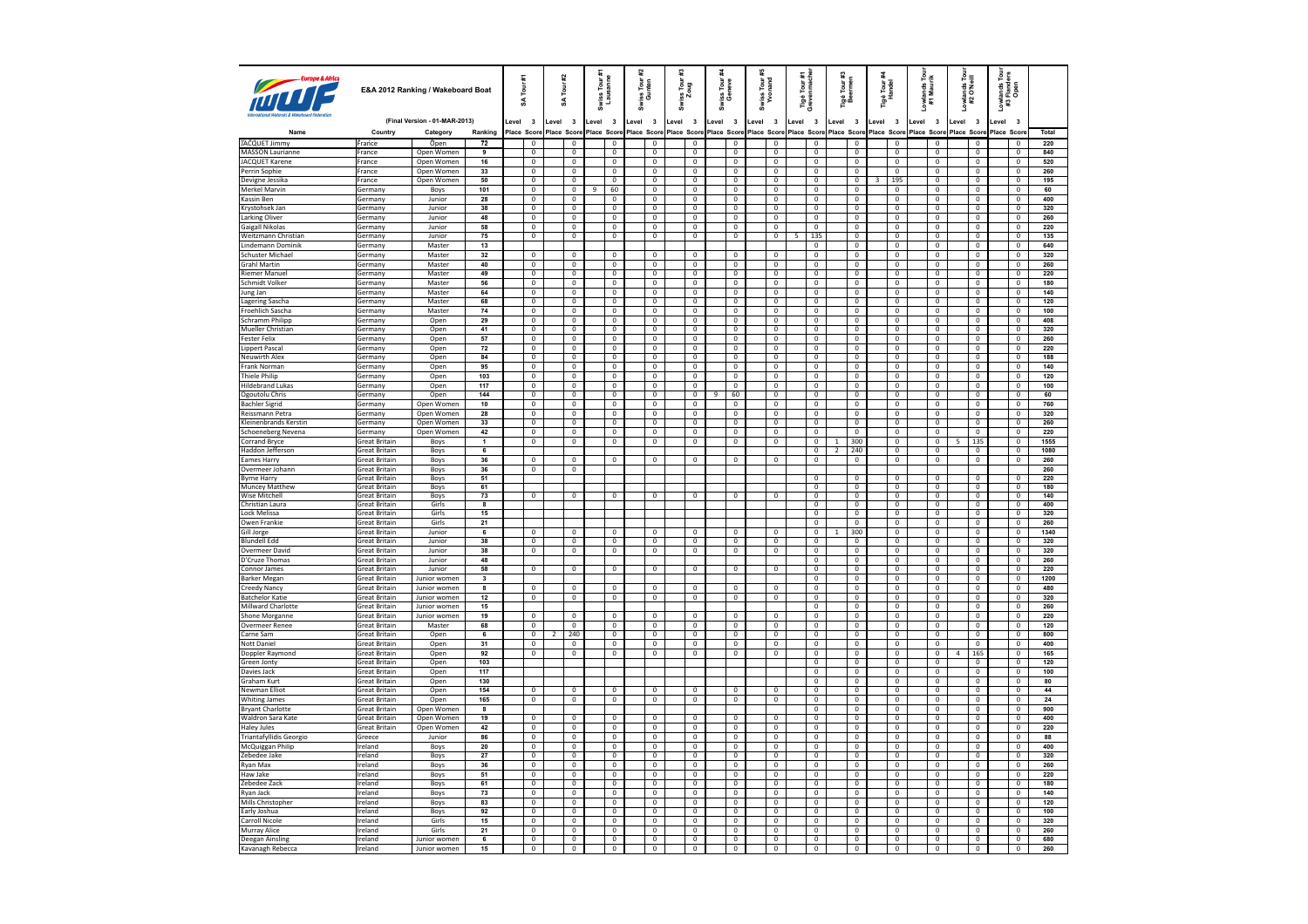# E&A 2012 Ranking / Wakeboard Boat

(Final Version - 01-MAR-2013)

| Name | Country | Category | Ranking | SA Tour #1 | | SA Tour #2 | | Swiss Tour #1 Lausanne | | Swiss Tour #2 Gurten | | Swiss Tour #3 Zoug | | Swiss Tour #4 Geneve | | Swiss Tour #5 Yvonand | | Tigé Tour #1 Grevenmacher | | Tigé Tour #3 Beermen | | Tigé Tour #4 Handel | | Lowlands Tour #1 Maurik | | Lowlands Tour #2 O'Neill | | Lowlands Tour #3 Flanders Open | | Total |
|---|---|---|---|---|---|---|---|---|---|---|---|---|---|---|---|---|---|---|---|---|---|---|---|---|---|---|---|---|---|---|
| | | | | Level | 3 | Level | 3 | Level | 3 | Level | 3 | Level | 3 | Level | 3 | Level | 3 | Level | 3 | Level | 3 | Level | 3 | Level | 3 | Level | 3 | Level | 3 | |
| | | | | Place | Score | Place | Score | Place | Score | Place | Score | Place | Score | Place | Score | Place | Score | Place | Score | Place | Score | Place | Score | Place | Score | Place | Score | Place | Score | |
| JACQUET Jimmy | France | Open | 72 | | 0 | | 0 | | 0 | | 0 | | 0 | | 0 | | 0 | | 0 | | 0 | | 0 | | 0 | | 0 | | 0 | 220 |
| MASSON Laurianne | France | Open Women | 9 | | 0 | | 0 | | 0 | | 0 | | 0 | | 0 | | 0 | | 0 | | 0 | | 0 | | 0 | | 0 | | 0 | 840 |
| JACQUET Karene | France | Open Women | 16 | | 0 | | 0 | | 0 | | 0 | | 0 | | 0 | | 0 | | 0 | | 0 | | 0 | | 0 | | 0 | | 0 | 520 |
| Perrin Sophie | France | Open Women | 33 | | 0 | | 0 | | 0 | | 0 | | 0 | | 0 | | 0 | | 0 | | 0 | | 0 | | 0 | | 0 | | 0 | 260 |
| Devigne Jessika | France | Open Women | 50 | | 0 | | 0 | | 0 | | 0 | | 0 | | 0 | | 0 | | 0 | | 0 | 3 | 195 | | 0 | | 0 | | 0 | 195 |
| Merkel Marvin | Germany | Boys | 101 | | 0 | | 0 | 9 | 60 | | 0 | | 0 | | 0 | | 0 | | 0 | | 0 | | 0 | | 0 | | 0 | | 0 | 60 |
| Kassin Ben | Germany | Junior | 28 | | 0 | | 0 | | 0 | | 0 | | 0 | | 0 | | 0 | | 0 | | 0 | | 0 | | 0 | | 0 | | 0 | 400 |
| Krystohsek Jan | Germany | Junior | 38 | | 0 | | 0 | | 0 | | 0 | | 0 | | 0 | | 0 | | 0 | | 0 | | 0 | | 0 | | 0 | | 0 | 320 |
| Larking Oliver | Germany | Junior | 48 | | 0 | | 0 | | 0 | | 0 | | 0 | | 0 | | 0 | | 0 | | 0 | | 0 | | 0 | | 0 | | 0 | 260 |
| Gaigall Nikolas | Germany | Junior | 58 | | 0 | | 0 | | 0 | | 0 | | 0 | | 0 | | 0 | | 0 | | 0 | | 0 | | 0 | | 0 | | 0 | 220 |
| Weitzmann Christian | Germany | Junior | 75 | | 0 | | 0 | | 0 | | 0 | | 0 | | 0 | | 0 | 5 | 135 | | 0 | | 0 | | 0 | | 0 | | 0 | 135 |
| Lindemann Dominik | Germany | Master | 13 | | | | | | | | | | | | | | | | 0 | | 0 | | 0 | | 0 | | 0 | | 0 | 640 |
| Schuster Michael | Germany | Master | 32 | | 0 | | 0 | | 0 | | 0 | | 0 | | 0 | | 0 | | 0 | | 0 | | 0 | | 0 | | 0 | | 0 | 320 |
| Grahl Martin | Germany | Master | 40 | | 0 | | 0 | | 0 | | 0 | | 0 | | 0 | | 0 | | 0 | | 0 | | 0 | | 0 | | 0 | | 0 | 260 |
| Riemer Manuel | Germany | Master | 49 | | 0 | | 0 | | 0 | | 0 | | 0 | | 0 | | 0 | | 0 | | 0 | | 0 | | 0 | | 0 | | 0 | 220 |
| Schmidt Volker | Germany | Master | 56 | | 0 | | 0 | | 0 | | 0 | | 0 | | 0 | | 0 | | 0 | | 0 | | 0 | | 0 | | 0 | | 0 | 180 |
| Jung Jan | Germany | Master | 64 | | 0 | | 0 | | 0 | | 0 | | 0 | | 0 | | 0 | | 0 | | 0 | | 0 | | 0 | | 0 | | 0 | 140 |
| Lagering Sascha | Germany | Master | 68 | | 0 | | 0 | | 0 | | 0 | | 0 | | 0 | | 0 | | 0 | | 0 | | 0 | | 0 | | 0 | | 0 | 120 |
| Froehlich Sascha | Germany | Master | 74 | | 0 | | 0 | | 0 | | 0 | | 0 | | 0 | | 0 | | 0 | | 0 | | 0 | | 0 | | 0 | | 0 | 100 |
| Schramm Philipp | Germany | Open | 29 | | 0 | | 0 | | 0 | | 0 | | 0 | | 0 | | 0 | | 0 | | 0 | | 0 | | 0 | | 0 | | 0 | 408 |
| Mueller Christian | Germany | Open | 41 | | 0 | | 0 | | 0 | | 0 | | 0 | | 0 | | 0 | | 0 | | 0 | | 0 | | 0 | | 0 | | 0 | 320 |
| Fester Felix | Germany | Open | 57 | | 0 | | 0 | | 0 | | 0 | | 0 | | 0 | | 0 | | 0 | | 0 | | 0 | | 0 | | 0 | | 0 | 260 |
| Lippert Pascal | Germany | Open | 72 | | 0 | | 0 | | 0 | | 0 | | 0 | | 0 | | 0 | | 0 | | 0 | | 0 | | 0 | | 0 | | 0 | 220 |
| Neuwirth Alex | Germany | Open | 84 | | 0 | | 0 | | 0 | | 0 | | 0 | | 0 | | 0 | | 0 | | 0 | | 0 | | 0 | | 0 | | 0 | 188 |
| Frank Norman | Germany | Open | 95 | | 0 | | 0 | | 0 | | 0 | | 0 | | 0 | | 0 | | 0 | | 0 | | 0 | | 0 | | 0 | | 0 | 140 |
| Thiele Philip | Germany | Open | 103 | | 0 | | 0 | | 0 | | 0 | | 0 | | 0 | | 0 | | 0 | | 0 | | 0 | | 0 | | 0 | | 0 | 120 |
| Hildebrand Lukas | Germany | Open | 117 | | 0 | | 0 | | 0 | | 0 | | 0 | | 0 | | 0 | | 0 | | 0 | | 0 | | 0 | | 0 | | 0 | 100 |
| Ogoutolu Chris | Germany | Open | 144 | | 0 | | 0 | | 0 | | 0 | | 0 | 9 | 60 | | 0 | | 0 | | 0 | | 0 | | 0 | | 0 | | 0 | 60 |
| Bachler Sigrid | Germany | Open Women | 10 | | 0 | | 0 | | 0 | | 0 | | 0 | | 0 | | 0 | | 0 | | 0 | | 0 | | 0 | | 0 | | 0 | 760 |
| Reissmann Petra | Germany | Open Women | 28 | | 0 | | 0 | | 0 | | 0 | | 0 | | 0 | | 0 | | 0 | | 0 | | 0 | | 0 | | 0 | | 0 | 320 |
| Kleinenbrands Kerstin | Germany | Open Women | 33 | | 0 | | 0 | | 0 | | 0 | | 0 | | 0 | | 0 | | 0 | | 0 | | 0 | | 0 | | 0 | | 0 | 260 |
| Schoeneberg Nevena | Germany | Open Women | 42 | | 0 | | 0 | | 0 | | 0 | | 0 | | 0 | | 0 | | 0 | | 0 | | 0 | | 0 | | 0 | | 0 | 220 |
| Corrand Bryce | Great Britain | Boys | 1 | | 0 | | 0 | | 0 | | 0 | | 0 | | 0 | | 0 | | 0 | 1 | 300 | | 0 | | 0 | 5 | 135 | | 0 | 1555 |
| Haddon Jefferson | Great Britain | Boys | 6 | | | | | | | | | | | | | | | | 0 | 2 | 240 | | 0 | | 0 | | 0 | | 0 | 1080 |
| Eames Harry | Great Britain | Boys | 36 | | 0 | | 0 | | 0 | | 0 | | 0 | | 0 | | 0 | | 0 | | 0 | | 0 | | 0 | | 0 | | 0 | 260 |
| Overmeer Johann | Great Britain | Boys | 36 | | 0 | | 0 | | | | | | | | | | | | | | | | | | | | | | | 260 |
| Byrne Harry | Great Britain | Boys | 51 | | | | | | | | | | | | | | | | 0 | | 0 | | 0 | | 0 | | 0 | | 0 | 220 |
| Muncey Matthew | Great Britain | Boys | 61 | | | | | | | | | | | | | | | | 0 | | 0 | | 0 | | 0 | | 0 | | 0 | 180 |
| Wise Mitchell | Great Britain | Boys | 73 | | 0 | | 0 | | 0 | | 0 | | 0 | | 0 | | 0 | | 0 | | 0 | | 0 | | 0 | | 0 | | 0 | 140 |
| Christian Laura | Great Britain | Girls | 8 | | | | | | | | | | | | | | | | 0 | | 0 | | 0 | | 0 | | 0 | | 0 | 400 |
| Lock Melissa | Great Britain | Girls | 15 | | | | | | | | | | | | | | | | 0 | | 0 | | 0 | | 0 | | 0 | | 0 | 320 |
| Owen Frankie | Great Britain | Girls | 21 | | | | | | | | | | | | | | | | 0 | | 0 | | 0 | | 0 | | 0 | | 0 | 260 |
| Gill Jorge | Great Britain | Junior | 6 | | 0 | | 0 | | 0 | | 0 | | 0 | | 0 | | 0 | | 0 | 1 | 300 | | 0 | | 0 | | 0 | | 0 | 1340 |
| Blundell Edd | Great Britain | Junior | 38 | | 0 | | 0 | | 0 | | 0 | | 0 | | 0 | | 0 | | 0 | | 0 | | 0 | | 0 | | 0 | | 0 | 320 |
| Overmeer David | Great Britain | Junior | 38 | | 0 | | 0 | | 0 | | 0 | | 0 | | 0 | | 0 | | 0 | | 0 | | 0 | | 0 | | 0 | | 0 | 320 |
| D'Cruze Thomas | Great Britain | Junior | 48 | | | | | | | | | | | | | | | | 0 | | 0 | | 0 | | 0 | | 0 | | 0 | 260 |
| Connor James | Great Britain | Junior | 58 | | 0 | | 0 | | 0 | | 0 | | 0 | | 0 | | 0 | | 0 | | 0 | | 0 | | 0 | | 0 | | 0 | 220 |
| Barker Megan | Great Britain | Junior women | 3 | | | | | | | | | | | | | | | | 0 | | 0 | | 0 | | 0 | | 0 | | 0 | 1200 |
| Creedy Nancy | Great Britain | Junior women | 8 | | 0 | | 0 | | 0 | | 0 | | 0 | | 0 | | 0 | | 0 | | 0 | | 0 | | 0 | | 0 | | 0 | 480 |
| Batchelor Katie | Great Britain | Junior women | 12 | | 0 | | 0 | | 0 | | 0 | | 0 | | 0 | | 0 | | 0 | | 0 | | 0 | | 0 | | 0 | | 0 | 320 |
| Millward Charlotte | Great Britain | Junior women | 15 | | | | | | | | | | | | | | | | 0 | | 0 | | 0 | | 0 | | 0 | | 0 | 260 |
| Shone Morganne | Great Britain | Junior women | 19 | | 0 | | 0 | | 0 | | 0 | | 0 | | 0 | | 0 | | 0 | | 0 | | 0 | | 0 | | 0 | | 0 | 220 |
| Overmeer Renee | Great Britain | Master | 68 | | 0 | | 0 | | 0 | | 0 | | 0 | | 0 | | 0 | | 0 | | 0 | | 0 | | 0 | | 0 | | 0 | 120 |
| Carne Sam | Great Britain | Open | 6 | | 0 | 2 | 240 | | 0 | | 0 | | 0 | | 0 | | 0 | | 0 | | 0 | | 0 | | 0 | | 0 | | 0 | 800 |
| Nott Daniel | Great Britain | Open | 31 | | 0 | | 0 | | 0 | | 0 | | 0 | | 0 | | 0 | | 0 | | 0 | | 0 | | 0 | | 0 | | 0 | 400 |
| Doppler Raymond | Great Britain | Open | 92 | | 0 | | 0 | | 0 | | 0 | | 0 | | 0 | | 0 | | 0 | | 0 | | 0 | | 0 | 4 | 165 | | 0 | 165 |
| Green Jonty | Great Britain | Open | 103 | | | | | | | | | | | | | | | | 0 | | 0 | | 0 | | 0 | | 0 | | 0 | 120 |
| Davies Jack | Great Britain | Open | 117 | | | | | | | | | | | | | | | | 0 | | 0 | | 0 | | 0 | | 0 | | 0 | 100 |
| Graham Kurt | Great Britain | Open | 130 | | | | | | | | | | | | | | | | 0 | | 0 | | 0 | | 0 | | 0 | | 0 | 80 |
| Newman Elliot | Great Britain | Open | 154 | | 0 | | 0 | | 0 | | 0 | | 0 | | 0 | | 0 | | 0 | | 0 | | 0 | | 0 | | 0 | | 0 | 44 |
| Whiting James | Great Britain | Open | 165 | | 0 | | 0 | | 0 | | 0 | | 0 | | 0 | | 0 | | 0 | | 0 | | 0 | | 0 | | 0 | | 0 | 24 |
| Bryant Charlotte | Great Britain | Open Women | 8 | | | | | | | | | | | | | | | | 0 | | 0 | | 0 | | 0 | | 0 | | 0 | 900 |
| Waldron Sara Kate | Great Britain | Open Women | 19 | | 0 | | 0 | | 0 | | 0 | | 0 | | 0 | | 0 | | 0 | | 0 | | 0 | | 0 | | 0 | | 0 | 400 |
| Haley Jules | Great Britain | Open Women | 42 | | 0 | | 0 | | 0 | | 0 | | 0 | | 0 | | 0 | | 0 | | 0 | | 0 | | 0 | | 0 | | 0 | 220 |
| Triantafyllidis Georgio | Greece | Junior | 86 | | 0 | | 0 | | 0 | | 0 | | 0 | | 0 | | 0 | | 0 | | 0 | | 0 | | 0 | | 0 | | 0 | 88 |
| McQuiggan Philip | Ireland | Boys | 20 | | 0 | | 0 | | 0 | | 0 | | 0 | | 0 | | 0 | | 0 | | 0 | | 0 | | 0 | | 0 | | 0 | 400 |
| Zebedee Jake | Ireland | Boys | 27 | | 0 | | 0 | | 0 | | 0 | | 0 | | 0 | | 0 | | 0 | | 0 | | 0 | | 0 | | 0 | | 0 | 320 |
| Ryan Max | Ireland | Boys | 36 | | 0 | | 0 | | 0 | | 0 | | 0 | | 0 | | 0 | | 0 | | 0 | | 0 | | 0 | | 0 | | 0 | 260 |
| Haw Jake | Ireland | Boys | 51 | | 0 | | 0 | | 0 | | 0 | | 0 | | 0 | | 0 | | 0 | | 0 | | 0 | | 0 | | 0 | | 0 | 220 |
| Zebedee Zack | Ireland | Boys | 61 | | 0 | | 0 | | 0 | | 0 | | 0 | | 0 | | 0 | | 0 | | 0 | | 0 | | 0 | | 0 | | 0 | 180 |
| Ryan Jack | Ireland | Boys | 73 | | 0 | | 0 | | 0 | | 0 | | 0 | | 0 | | 0 | | 0 | | 0 | | 0 | | 0 | | 0 | | 0 | 140 |
| Mills Christopher | Ireland | Boys | 83 | | 0 | | 0 | | 0 | | 0 | | 0 | | 0 | | 0 | | 0 | | 0 | | 0 | | 0 | | 0 | | 0 | 120 |
| Early Joshua | Ireland | Boys | 92 | | 0 | | 0 | | 0 | | 0 | | 0 | | 0 | | 0 | | 0 | | 0 | | 0 | | 0 | | 0 | | 0 | 100 |
| Carroll Nicole | Ireland | Girls | 15 | | 0 | | 0 | | 0 | | 0 | | 0 | | 0 | | 0 | | 0 | | 0 | | 0 | | 0 | | 0 | | 0 | 320 |
| Murray Alice | Ireland | Girls | 21 | | 0 | | 0 | | 0 | | 0 | | 0 | | 0 | | 0 | | 0 | | 0 | | 0 | | 0 | | 0 | | 0 | 260 |
| Deegan Ainsling | Ireland | Junior women | 6 | | 0 | | 0 | | 0 | | 0 | | 0 | | 0 | | 0 | | 0 | | 0 | | 0 | | 0 | | 0 | | 0 | 680 |
| Kavanagh Rebecca | Ireland | Junior women | 15 | | 0 | | 0 | | 0 | | 0 | | 0 | | 0 | | 0 | | 0 | | 0 | | 0 | | 0 | | 0 | | 0 | 260 |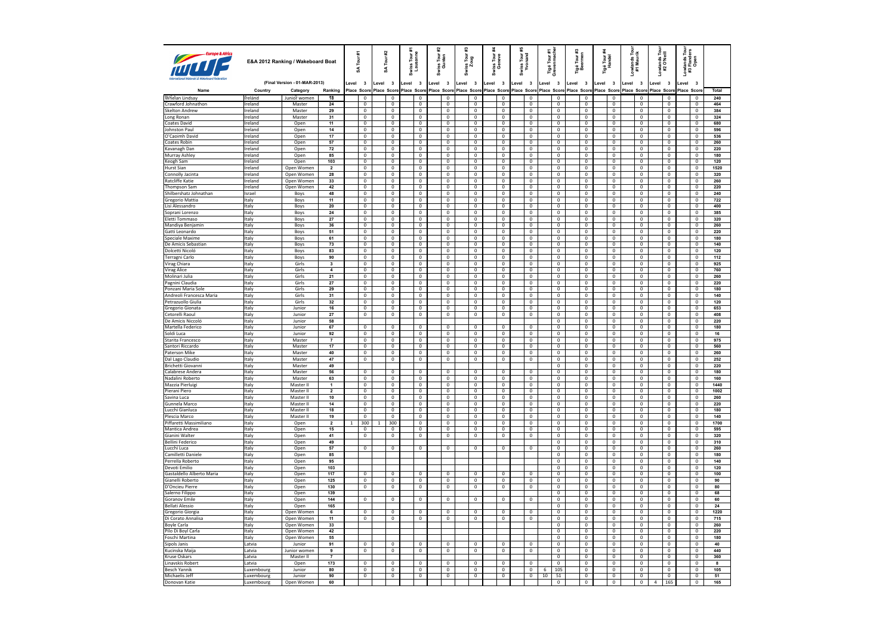# E&A 2012 Ranking / Wakeboard Boat

(Final Version - 01-MAR-2013)

| Name | Country | Category | Ranking | SA Tour #1 Level 3 | | SA Tour #2 Level 3 | | Swiss Tour #1 Lausanne Level 3 | | Swiss Tour #2 Gunten Level 3 | | Swiss Tour #3 Zoug Level 3 | | Swiss Tour #4 Geneve Level 3 | | Swiss Tour #5 Yvonand Level 3 | | Tigé Tour #1 Grevenmacher Level 3 | | Tigé Tour #3 Beernem Level 3 | | Tigé Tour #4 Handel Level 3 | | Lowlands Tour #1 Maurik Level 3 | | Lowlands Tour #2 O'Neill Level 3 | | Lowlands Tour #3 Flanders Open Level 3 | | Total |
|---|---|---|---|---|---|---|---|---|---|---|---|---|---|---|---|---|---|---|---|---|---|---|---|---|---|---|---|---|---|---|
| | | | | Place | Score | Place | Score | Place | Score | Place | Score | Place | Score | Place | Score | Place | Score | Place | Score | Place | Score | Place | Score | Place | Score | Place | Score | Place | Score | |
| Whelan Lindsay | Ireland | Junior women | 18 | | 0 | | 0 | | 0 | | 0 | | 0 | | 0 | | 0 | | 0 | | 0 | | 0 | | 0 | | 0 | | 0 | 240 |
| Crawford Johnathon | Ireland | Master | 24 | | 0 | | 0 | | 0 | | 0 | | 0 | | 0 | | 0 | | 0 | | 0 | | 0 | | 0 | | 0 | | 0 | 464 |
| Skelton Andrew | Ireland | Master | 29 | | 0 | | 0 | | 0 | | 0 | | 0 | | 0 | | 0 | | 0 | | 0 | | 0 | | 0 | | 0 | | 0 | 384 |
| Long Ronan | Ireland | Master | 31 | | 0 | | 0 | | 0 | | 0 | | 0 | | 0 | | 0 | | 0 | | 0 | | 0 | | 0 | | 0 | | 0 | 324 |
| Coates David | Ireland | Open | 11 | | 0 | | 0 | | 0 | | 0 | | 0 | | 0 | | 0 | | 0 | | 0 | | 0 | | 0 | | 0 | | 0 | 680 |
| Johnston Paul | Ireland | Open | 14 | | 0 | | 0 | | 0 | | 0 | | 0 | | 0 | | 0 | | 0 | | 0 | | 0 | | 0 | | 0 | | 0 | 596 |
| O'Caoimh David | Ireland | Open | 17 | | 0 | | 0 | | 0 | | 0 | | 0 | | 0 | | 0 | | 0 | | 0 | | 0 | | 0 | | 0 | | 0 | 536 |
| Coates Robin | Ireland | Open | 57 | | 0 | | 0 | | 0 | | 0 | | 0 | | 0 | | 0 | | 0 | | 0 | | 0 | | 0 | | 0 | | 0 | 260 |
| Kavanagh Dan | Ireland | Open | 72 | | 0 | | 0 | | 0 | | 0 | | 0 | | 0 | | 0 | | 0 | | 0 | | 0 | | 0 | | 0 | | 0 | 220 |
| Murray Ashley | Ireland | Open | 85 | | 0 | | 0 | | 0 | | 0 | | 0 | | 0 | | 0 | | 0 | | 0 | | 0 | | 0 | | 0 | | 0 | 180 |
| Keogh Sam | Ireland | Open | 103 | | 0 | | 0 | | 0 | | 0 | | 0 | | 0 | | 0 | | 0 | | 0 | | 0 | | 0 | | 0 | | 0 | 120 |
| Hurst Sian | Ireland | Open Women | 2 | | 0 | | 0 | | 0 | | 0 | | 0 | | 0 | | 0 | | 0 | | 0 | | 0 | | 0 | | 0 | | 0 | 1520 |
| Connolly Jacinta | Ireland | Open Women | 28 | | 0 | | 0 | | 0 | | 0 | | 0 | | 0 | | 0 | | 0 | | 0 | | 0 | | 0 | | 0 | | 0 | 320 |
| Ratcliffe Katie | Ireland | Open Women | 33 | | 0 | | 0 | | 0 | | 0 | | 0 | | 0 | | 0 | | 0 | | 0 | | 0 | | 0 | | 0 | | 0 | 260 |
| Thompson Sam | Ireland | Open Women | 42 | | 0 | | 0 | | 0 | | 0 | | 0 | | 0 | | 0 | | 0 | | 0 | | 0 | | 0 | | 0 | | 0 | 220 |
| Shilbershatz Johnathan | Israel | Boys | 48 | | 0 | | 0 | | 0 | | 0 | | 0 | | 0 | | 0 | | 0 | | 0 | | 0 | | 0 | | 0 | | 0 | 240 |
| Gregorio Mattia | Italy | Boys | 11 | | 0 | | 0 | | 0 | | 0 | | 0 | | 0 | | 0 | | 0 | | 0 | | 0 | | 0 | | 0 | | 0 | 722 |
| Lisi Alessandro | Italy | Boys | 20 | | 0 | | 0 | | 0 | | 0 | | 0 | | 0 | | 0 | | 0 | | 0 | | 0 | | 0 | | 0 | | 0 | 400 |
| Soprani Lorenzo | Italy | Boys | 24 | | 0 | | 0 | | 0 | | 0 | | 0 | | 0 | | 0 | | 0 | | 0 | | 0 | | 0 | | 0 | | 0 | 385 |
| Eletti Tommaso | Italy | Boys | 27 | | 0 | | 0 | | 0 | | 0 | | 0 | | 0 | | 0 | | 0 | | 0 | | 0 | | 0 | | 0 | | 0 | 320 |
| Mandiya Benjamin | Italy | Boys | 36 | | 0 | | 0 | | 0 | | 0 | | 0 | | 0 | | 0 | | 0 | | 0 | | 0 | | 0 | | 0 | | 0 | 260 |
| Gatti Leonardo | Italy | Boys | 51 | | 0 | | 0 | | 0 | | 0 | | 0 | | 0 | | 0 | | 0 | | 0 | | 0 | | 0 | | 0 | | 0 | 220 |
| Speciale Maxime | Italy | Boys | 61 | | 0 | | 0 | | 0 | | 0 | | 0 | | 0 | | 0 | | 0 | | 0 | | 0 | | 0 | | 0 | | 0 | 180 |
| De Amicis Sebastian | Italy | Boys | 73 | | 0 | | 0 | | 0 | | 0 | | 0 | | 0 | | 0 | | 0 | | 0 | | 0 | | 0 | | 0 | | 0 | 140 |
| Dolcetti Nicoló | Italy | Boys | 83 | | 0 | | 0 | | 0 | | 0 | | 0 | | 0 | | 0 | | 0 | | 0 | | 0 | | 0 | | 0 | | 0 | 120 |
| Terragni Carlo | Italy | Boys | 90 | | 0 | | 0 | | 0 | | 0 | | 0 | | 0 | | 0 | | 0 | | 0 | | 0 | | 0 | | 0 | | 0 | 112 |
| Virag Chiara | Italy | Girls | 3 | | 0 | | 0 | | 0 | | 0 | | 0 | | 0 | | 0 | | 0 | | 0 | | 0 | | 0 | | 0 | | 0 | 925 |
| Virag Alice | Italy | Girls | 4 | | 0 | | 0 | | 0 | | 0 | | 0 | | 0 | | 0 | | 0 | | 0 | | 0 | | 0 | | 0 | | 0 | 760 |
| Molinari Julia | Italy | Girls | 21 | | 0 | | 0 | | 0 | | 0 | | 0 | | 0 | | 0 | | 0 | | 0 | | 0 | | 0 | | 0 | | 0 | 260 |
| Pagnini Claudia | Italy | Girls | 27 | | 0 | | 0 | | 0 | | 0 | | 0 | | 0 | | 0 | | 0 | | 0 | | 0 | | 0 | | 0 | | 0 | 220 |
| Ponzani Maria Sole | Italy | Girls | 29 | | 0 | | 0 | | 0 | | 0 | | 0 | | 0 | | 0 | | 0 | | 0 | | 0 | | 0 | | 0 | | 0 | 180 |
| Andreoli Francesca Maria | Italy | Girls | 31 | | 0 | | 0 | | 0 | | 0 | | 0 | | 0 | | 0 | | 0 | | 0 | | 0 | | 0 | | 0 | | 0 | 140 |
| Petrazuollo Giulia | Italy | Girls | 32 | | 0 | | 0 | | 0 | | 0 | | 0 | | 0 | | 0 | | 0 | | 0 | | 0 | | 0 | | 0 | | 0 | 120 |
| Gregorio Gionata | Italy | Junior | 16 | | 0 | | 0 | | 0 | | 0 | | 0 | | 0 | | 0 | | 0 | | 0 | | 0 | | 0 | | 0 | | 0 | 653 |
| Cetorelli Raoul | Italy | Junior | 27 | | 0 | | 0 | | 0 | | 0 | | 0 | | 0 | | 0 | | 0 | | 0 | | 0 | | 0 | | 0 | | 0 | 408 |
| De Amicis Niccoló | Italy | Junior | 58 | | | | | | | | | | | | | | | | 0 | | 0 | | 0 | | 0 | | 0 | | 0 | 220 |
| Martella Federico | Italy | Junior | 67 | | 0 | | 0 | | 0 | | 0 | | 0 | | 0 | | 0 | | 0 | | 0 | | 0 | | 0 | | 0 | | 0 | 180 |
| Soldi Luca | Italy | Junior | 92 | | 0 | | 0 | | 0 | | 0 | | 0 | | 0 | | 0 | | 0 | | 0 | | 0 | | 0 | | 0 | | 0 | 16 |
| Starita Francesco | Italy | Master | 7 | | 0 | | 0 | | 0 | | 0 | | 0 | | 0 | | 0 | | 0 | | 0 | | 0 | | 0 | | 0 | | 0 | 975 |
| Santori Riccardo | Italy | Master | 17 | | 0 | | 0 | | 0 | | 0 | | 0 | | 0 | | 0 | | 0 | | 0 | | 0 | | 0 | | 0 | | 0 | 560 |
| Paterson Mike | Italy | Master | 40 | | 0 | | 0 | | 0 | | 0 | | 0 | | 0 | | 0 | | 0 | | 0 | | 0 | | 0 | | 0 | | 0 | 260 |
| Dal Lago Claudio | Italy | Master | 47 | | 0 | | 0 | | 0 | | 0 | | 0 | | 0 | | 0 | | 0 | | 0 | | 0 | | 0 | | 0 | | 0 | 252 |
| Brichetti Giovanni | Italy | Master | 49 | | | | | | | | | | | | | | | | 0 | | 0 | | 0 | | 0 | | 0 | | 0 | 220 |
| Calabrese Andera | Italy | Master | 56 | | 0 | | 0 | | 0 | | 0 | | 0 | | 0 | | 0 | | 0 | | 0 | | 0 | | 0 | | 0 | | 0 | 180 |
| Nadalini Roberto | Italy | Master | 63 | | 0 | | 0 | | 0 | | 0 | | 0 | | 0 | | 0 | | 0 | | 0 | | 0 | | 0 | | 0 | | 0 | 160 |
| Mazzia Pierluigi | Italy | Master II | 1 | | 0 | | 0 | | 0 | | 0 | | 0 | | 0 | | 0 | | 0 | | 0 | | 0 | | 0 | | 0 | | 0 | 1440 |
| Pierani Piero | Italy | Master II | 2 | | 0 | | 0 | | 0 | | 0 | | 0 | | 0 | | 0 | | 0 | | 0 | | 0 | | 0 | | 0 | | 0 | 1002 |
| Savina Luca | Italy | Master II | 10 | | 0 | | 0 | | 0 | | 0 | | 0 | | 0 | | 0 | | 0 | | 0 | | 0 | | 0 | | 0 | | 0 | 260 |
| Gunnela Marco | Italy | Master II | 14 | | 0 | | 0 | | 0 | | 0 | | 0 | | 0 | | 0 | | 0 | | 0 | | 0 | | 0 | | 0 | | 0 | 220 |
| Lucchi Gianluca | Italy | Master II | 18 | | 0 | | 0 | | 0 | | 0 | | 0 | | 0 | | 0 | | 0 | | 0 | | 0 | | 0 | | 0 | | 0 | 180 |
| Plescia Marco | Italy | Master II | 19 | | 0 | | 0 | | 0 | | 0 | | 0 | | 0 | | 0 | | 0 | | 0 | | 0 | | 0 | | 0 | | 0 | 140 |
| Piffaretti Massimiliano | Italy | Open | 2 | 1 | 300 | 1 | 300 | | 0 | | 0 | | 0 | | 0 | | 0 | | 0 | | 0 | | 0 | | 0 | | 0 | | 0 | 1700 |
| Mantica Andrea | Italy | Open | 15 | | 0 | | 0 | | 0 | | 0 | | 0 | | 0 | | 0 | | 0 | | 0 | | 0 | | 0 | | 0 | | 0 | 595 |
| Gianini Walter | Italy | Open | 41 | | 0 | | 0 | | 0 | | 0 | | 0 | | 0 | | 0 | | 0 | | 0 | | 0 | | 0 | | 0 | | 0 | 320 |
| Bellini Federico | Italy | Open | 49 | | | | | | | | | | | | | | | | 0 | | 0 | | 0 | | 0 | | 0 | | 0 | 310 |
| Lucchi Luca | Italy | Open | 57 | | 0 | | 0 | | 0 | | 0 | | 0 | | 0 | | 0 | | 0 | | 0 | | 0 | | 0 | | 0 | | 0 | 260 |
| Camilletti Daniele | Italy | Open | 85 | | | | | | | | | | | | | | | | 0 | | 0 | | 0 | | 0 | | 0 | | 0 | 180 |
| Perrella Roberto | Italy | Open | 95 | | | | | | | | | | | | | | | | 0 | | 0 | | 0 | | 0 | | 0 | | 0 | 140 |
| Devoti Emilio | Italy | Open | 103 | | | | | | | | | | | | | | | | 0 | | 0 | | 0 | | 0 | | 0 | | 0 | 120 |
| Gastaldello Alberto Maria | Italy | Open | 117 | | 0 | | 0 | | 0 | | 0 | | 0 | | 0 | | 0 | | 0 | | 0 | | 0 | | 0 | | 0 | | 0 | 100 |
| Gianelli Roberto | Italy | Open | 125 | | 0 | | 0 | | 0 | | 0 | | 0 | | 0 | | 0 | | 0 | | 0 | | 0 | | 0 | | 0 | | 0 | 90 |
| D'Oncieu Pierre | Italy | Open | 130 | | 0 | | 0 | | 0 | | 0 | | 0 | | 0 | | 0 | | 0 | | 0 | | 0 | | 0 | | 0 | | 0 | 80 |
| Salerno Filippo | Italy | Open | 139 | | | | | | | | | | | | | | | | 0 | | 0 | | 0 | | 0 | | 0 | | 0 | 68 |
| Goranov Emile | Italy | Open | 144 | | 0 | | 0 | | 0 | | 0 | | 0 | | 0 | | 0 | | 0 | | 0 | | 0 | | 0 | | 0 | | 0 | 60 |
| Bellati Alessio | Italy | Open | 165 | | | | | | | | | | | | | | | | 0 | | 0 | | 0 | | 0 | | 0 | | 0 | 24 |
| Gregorio Giorgia | Italy | Open Women | 6 | | 0 | | 0 | | 0 | | 0 | | 0 | | 0 | | 0 | | 0 | | 0 | | 0 | | 0 | | 0 | | 0 | 1220 |
| Di Corato Annalisa | Italy | Open Women | 11 | | 0 | | 0 | | 0 | | 0 | | 0 | | 0 | | 0 | | 0 | | 0 | | 0 | | 0 | | 0 | | 0 | 715 |
| Boyle Carla | Italy | Open Women | 33 | | | | | | | | | | | | | | | | 0 | | 0 | | 0 | | 0 | | 0 | | 0 | 260 |
| Pilo Di Boyl Carla | Italy | Open Women | 42 | | | | | | | | | | | | | | | | 0 | | 0 | | 0 | | 0 | | 0 | | 0 | 220 |
| Foschi Martina | Italy | Open Women | 55 | | | | | | | | | | | | | | | | 0 | | 0 | | 0 | | 0 | | 0 | | 0 | 180 |
| Sipols Janis | Latvia | Junior | 91 | | 0 | | 0 | | 0 | | 0 | | 0 | | 0 | | 0 | | 0 | | 0 | | 0 | | 0 | | 0 | | 0 | 40 |
| Kucinska Maija | Latvia | Junior women | 9 | | 0 | | 0 | | 0 | | 0 | | 0 | | 0 | | 0 | | 0 | | 0 | | 0 | | 0 | | 0 | | 0 | 440 |
| Kruse Oskars | Latvia | Master II | 7 | | | | | | | | | | | | | | | | 0 | | 0 | | 0 | | 0 | | 0 | | 0 | 360 |
| Linavskis Robert | Latvia | Open | 173 | | 0 | | 0 | | 0 | | 0 | | 0 | | 0 | | 0 | | 0 | | 0 | | 0 | | 0 | | 0 | | 0 | 8 |
| Besch Yannik | Luxembourg | Junior | 80 | | 0 | | 0 | | 0 | | 0 | | 0 | | 0 | | 0 | 6 | 105 | | 0 | | 0 | | 0 | | 0 | | 0 | 105 |
| Michaelis Jeff | Luxembourg | Junior | 90 | | 0 | | 0 | | 0 | | 0 | | 0 | | 0 | | 0 | 10 | 51 | | 0 | | 0 | | 0 | | 0 | | 0 | 51 |
| Donovan Katie | Luxembourg | Open Women | 60 | | | | | | | | | | | | | | | | 0 | | 0 | | 0 | | 0 | 4 | 165 | | 0 | 165 |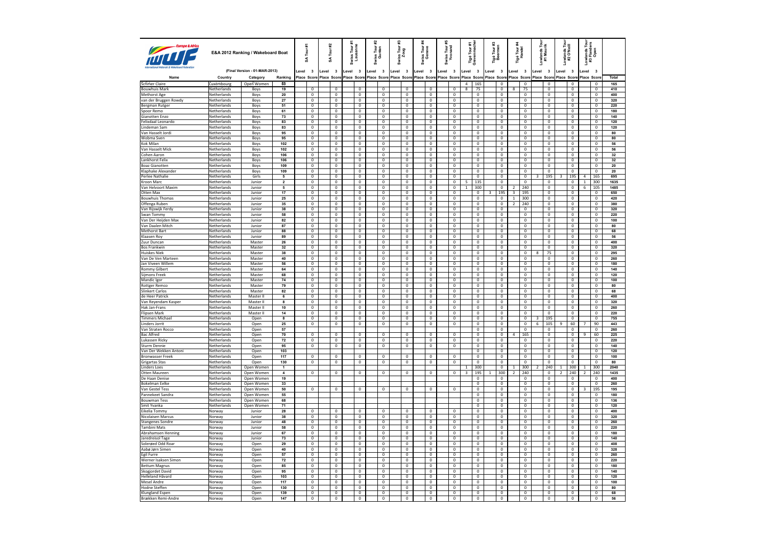# E&A 2012 Ranking / Wakeboard Boat

(Final Version - 01-MAR-2013)

| Name | Country | Category | Ranking | SA Tour #1 | | SA Tour #2 | | Swiss Tour #1 Lausanne | | Swiss Tour #2 Gunten | | Swiss Tour #3 Zoug | | Swiss Tour #4 Geneve | | Swiss Tour #5 Yvonand | | Tigé Tour #1 Grevenmacher | | Tigé Tour #3 Beernem | | Tigé Tour #4 Handel | | Lowlands Tour #1 Maurik | | Lowlands Tour #2 O'Neill | | Lowlands Tour #3 Flanders Open | | Total |
|---|---|---|---|---|---|---|---|---|---|---|---|---|---|---|---|---|---|---|---|---|---|---|---|---|---|---|---|---|---|---|
| | | | | Level | 3 | Level | 3 | Level | 3 | Level | 3 | Level | 3 | Level | 3 | Level | 3 | Level | 3 | Level | 3 | Level | 3 | Level | 3 | Level | 3 | Level | 3 | |
| | | | | Place | Score | Place | Score | Place | Score | Place | Score | Place | Score | Place | Score | Place | Score | Place | Score | Place | Score | Place | Score | Place | Score | Place | Score | Place | Score | |
| Schmer Claire | Luxembourg | Open Women | 60 | | | | | | | | | | | | | | | 4 | 165 | | 0 | | 0 | | 0 | | 0 | | 0 | 165 |
| Bouwhuis Mark | Netherlands | Boys | 19 | | 0 | | 0 | | 0 | | 0 | | 0 | | 0 | | 0 | 8 | 75 | | 0 | 8 | 75 | | 0 | | 0 | | 0 | 410 |
| Methorst Age | Netherlands | Boys | 20 | | 0 | | 0 | | 0 | | 0 | | 0 | | 0 | | 0 | | 0 | | 0 | | 0 | | 0 | | 0 | | 0 | 400 |
| van der Bruggen Rowdy | Netherlands | Boys | 27 | | 0 | | 0 | | 0 | | 0 | | 0 | | 0 | | 0 | | 0 | | 0 | | 0 | | 0 | | 0 | | 0 | 320 |
| Bergman Rutger | Netherlands | Boys | 51 | | 0 | | 0 | | 0 | | 0 | | 0 | | 0 | | 0 | | 0 | | 0 | | 0 | | 0 | | 0 | | 0 | 220 |
| Spoor Remo | Netherlands | Boys | 61 | | 0 | | 0 | | 0 | | 0 | | 0 | | 0 | | 0 | | 0 | | 0 | | 0 | | 0 | | 0 | | 0 | 180 |
| Gianotten Enzo | Netherlands | Boys | 73 | | 0 | | 0 | | 0 | | 0 | | 0 | | 0 | | 0 | | 0 | | 0 | | 0 | | 0 | | 0 | | 0 | 140 |
| Felixdaal Leonardo | Netherlands | Boys | 83 | | 0 | | 0 | | 0 | | 0 | | 0 | | 0 | | 0 | | 0 | | 0 | | 0 | | 0 | | 0 | | 0 | 120 |
| Lindeman Sam | Netherlands | Boys | 83 | | 0 | | 0 | | 0 | | 0 | | 0 | | 0 | | 0 | | 0 | | 0 | | 0 | | 0 | | 0 | | 0 | 120 |
| Van Hasselt Jordi | Netherlands | Boys | 95 | | 0 | | 0 | | 0 | | 0 | | 0 | | 0 | | 0 | | 0 | | 0 | | 0 | | 0 | | 0 | | 0 | 80 |
| Wobma Sven | Netherlands | Boys | 95 | | 0 | | 0 | | 0 | | 0 | | 0 | | 0 | | 0 | | 0 | | 0 | | 0 | | 0 | | 0 | | 0 | 80 |
| Kok Milan | Netherlands | Boys | 102 | | 0 | | 0 | | 0 | | 0 | | 0 | | 0 | | 0 | | 0 | | 0 | | 0 | | 0 | | 0 | | 0 | 56 |
| Van Hasselt Mick | Netherlands | Boys | 102 | | 0 | | 0 | | 0 | | 0 | | 0 | | 0 | | 0 | | 0 | | 0 | | 0 | | 0 | | 0 | | 0 | 56 |
| Cohen Aaron | Netherlands | Boys | 106 | | 0 | | 0 | | 0 | | 0 | | 0 | | 0 | | 0 | | 0 | | 0 | | 0 | | 0 | | 0 | | 0 | 32 |
| Lankhorst Felix | Netherlands | Boys | 106 | | 0 | | 0 | | 0 | | 0 | | 0 | | 0 | | 0 | | 0 | | 0 | | 0 | | 0 | | 0 | | 0 | 32 |
| Boaz Gianotten | Netherlands | Boys | 109 | | 0 | | 0 | | 0 | | 0 | | 0 | | 0 | | 0 | | 0 | | 0 | | 0 | | 0 | | 0 | | 0 | 20 |
| Klaphake Alexander | Netherlands | Boys | 109 | | 0 | | 0 | | 0 | | 0 | | 0 | | 0 | | 0 | | 0 | | 0 | | 0 | | 0 | | 0 | | 0 | 20 |
| Perlee Nathalie | Netherlands | Girls | 5 | | 0 | | 0 | | 0 | | 0 | | 0 | | 0 | | 0 | | 0 | | 0 | | 0 | 3 | 195 | 3 | 195 | 4 | 165 | 695 |
| Kroon Marc | Netherlands | Junior | 2 | | 0 | | 0 | | 0 | | 0 | | 0 | | 0 | | 0 | 5 | 135 | | 0 | | 0 | | 0 | | 0 | 1 | 300 | 1635 |
| Van Helvoort Maxim | Netherlands | Junior | 5 | | 0 | | 0 | | 0 | | 0 | | 0 | | 0 | | 0 | 1 | 300 | | 0 | 2 | 240 | | 0 | | 0 | 6 | 105 | 1485 |
| Otten Max | Netherlands | Junior | 17 | | 0 | | 0 | | 0 | | 0 | | 0 | | 0 | | 0 | | 0 | 3 | 195 | 3 | 195 | | 0 | | 0 | | 0 | 650 |
| Bouwhuis Thomas | Netherlands | Junior | 25 | | 0 | | 0 | | 0 | | 0 | | 0 | | 0 | | 0 | | 0 | | 0 | 1 | 300 | | 0 | | 0 | | 0 | 420 |
| Offenga Ruben | Netherlands | Junior | 35 | | 0 | | 0 | | 0 | | 0 | | 0 | | 0 | | 0 | | 0 | | 0 | 2 | 240 | | 0 | | 0 | | 0 | 380 |
| Van Rijswijk Ferdy | Netherlands | Junior | 38 | | 0 | | 0 | | 0 | | 0 | | 0 | | 0 | | 0 | | 0 | | 0 | | 0 | | 0 | | 0 | | 0 | 320 |
| Swan Tommy | Netherlands | Junior | 58 | | 0 | | 0 | | 0 | | 0 | | 0 | | 0 | | 0 | | 0 | | 0 | | 0 | | 0 | | 0 | | 0 | 220 |
| Van Der Heijden Max | Netherlands | Junior | 82 | | 0 | | 0 | | 0 | | 0 | | 0 | | 0 | | 0 | | 0 | | 0 | | 0 | | 0 | | 0 | | 0 | 100 |
| Van Daalen Mitch | Netherlands | Junior | 87 | | 0 | | 0 | | 0 | | 0 | | 0 | | 0 | | 0 | | 0 | | 0 | | 0 | | 0 | | 0 | | 0 | 80 |
| Methorst Bart | Netherlands | Junior | 88 | | 0 | | 0 | | 0 | | 0 | | 0 | | 0 | | 0 | | 0 | | 0 | | 0 | | 0 | | 0 | | 0 | 68 |
| Klaasen Roy | Netherlands | Junior | 89 | | 0 | | 0 | | 0 | | 0 | | 0 | | 0 | | 0 | | 0 | | 0 | | 0 | | 0 | | 0 | | 0 | 56 |
| Zuur Duncan | Netherlands | Master | 26 | | 0 | | 0 | | 0 | | 0 | | 0 | | 0 | | 0 | | 0 | | 0 | | 0 | | 0 | | 0 | | 0 | 400 |
| Bos Frankwin | Netherlands | Master | 32 | | 0 | | 0 | | 0 | | 0 | | 0 | | 0 | | 0 | | 0 | | 0 | | 0 | | 0 | | 0 | | 0 | 320 |
| Huiskes Niek | Netherlands | Master | 38 | | 0 | | 0 | | 0 | | 0 | | 0 | | 0 | | 0 | | 0 | | 0 | | 0 | 8 | 75 | | 0 | | 0 | 295 |
| Van De Ven Marteen | Netherlands | Master | 40 | | 0 | | 0 | | 0 | | 0 | | 0 | | 0 | | 0 | | 0 | | 0 | | 0 | | 0 | | 0 | | 0 | 260 |
| Jan Viveen Willem | Netherlands | Master | 56 | | 0 | | 0 | | 0 | | 0 | | 0 | | 0 | | 0 | | 0 | | 0 | | 0 | | 0 | | 0 | | 0 | 180 |
| Rommy Gilbert | Netherlands | Master | 64 | | 0 | | 0 | | 0 | | 0 | | 0 | | 0 | | 0 | | 0 | | 0 | | 0 | | 0 | | 0 | | 0 | 140 |
| Sijmons Freek | Netherlands | Master | 68 | | 0 | | 0 | | 0 | | 0 | | 0 | | 0 | | 0 | | 0 | | 0 | | 0 | | 0 | | 0 | | 0 | 120 |
| Mandic Igor | Netherlands | Master | 74 | | 0 | | 0 | | 0 | | 0 | | 0 | | 0 | | 0 | | 0 | | 0 | | 0 | | 0 | | 0 | | 0 | 100 |
| Rottger Remco | Netherlands | Master | 79 | | 0 | | 0 | | 0 | | 0 | | 0 | | 0 | | 0 | | 0 | | 0 | | 0 | | 0 | | 0 | | 0 | 80 |
| Slinkert Carlos | Netherlands | Master | 82 | | 0 | | 0 | | 0 | | 0 | | 0 | | 0 | | 0 | | 0 | | 0 | | 0 | | 0 | | 0 | | 0 | 68 |
| de Heer Patrick | Netherlands | Master II | 6 | | 0 | | 0 | | 0 | | 0 | | 0 | | 0 | | 0 | | 0 | | 0 | | 0 | | 0 | | 0 | | 0 | 400 |
| Van Reyendam Kasper | Netherlands | Master II | 8 | | 0 | | 0 | | 0 | | 0 | | 0 | | 0 | | 0 | | 0 | | 0 | | 0 | | 0 | | 0 | | 0 | 320 |
| Hak Jan-Frans | Netherlands | Master II | 10 | | 0 | | 0 | | 0 | | 0 | | 0 | | 0 | | 0 | | 0 | | 0 | | 0 | | 0 | | 0 | | 0 | 260 |
| Flipsen Mark | Netherlands | Master II | 14 | | 0 | | 0 | | 0 | | 0 | | 0 | | 0 | | 0 | | 0 | | 0 | | 0 | | 0 | | 0 | | 0 | 220 |
| Timmers Michael | Netherlands | Open | 8 | | 0 | | 0 | | 0 | | 0 | | 0 | | 0 | | 0 | | 0 | | 0 | | 0 | 3 | 195 | | 0 | | 0 | 755 |
| Linders Jorrit | Netherlands | Open | 25 | | 0 | | 0 | | 0 | | 0 | | 0 | | 0 | | 0 | | 0 | | 0 | | 0 | 6 | 105 | 9 | 60 | 7 | 90 | 443 |
| Van Straten Rocco | Netherlands | Open | 57 | | | | | | | | | | | | | | | | 0 | | 0 | | 0 | | 0 | | 0 | | 0 | 260 |
| Bac Alfred | Netherlands | Open | 70 | | 0 | | 0 | | 0 | | 0 | | 0 | | 0 | | 0 | | 0 | | 0 | 4 | 165 | | 0 | | 0 | 9 | 60 | 225 |
| Lukassen Ricky | Netherlands | Open | 72 | | 0 | | 0 | | 0 | | 0 | | 0 | | 0 | | 0 | | 0 | | 0 | | 0 | | 0 | | 0 | | 0 | 220 |
| Sturm Dennie | Netherlands | Open | 95 | | 0 | | 0 | | 0 | | 0 | | 0 | | 0 | | 0 | | 0 | | 0 | | 0 | | 0 | | 0 | | 0 | 140 |
| Van Der Wekken Antoni | Netherlands | Open | 103 | | | | | | | | | | | | | | | | 0 | | 0 | | 0 | | 0 | | 0 | | 0 | 120 |
| Bronwasser Freek | Netherlands | Open | 117 | | 0 | | 0 | | 0 | | 0 | | 0 | | 0 | | 0 | | 0 | | 0 | | 0 | | 0 | | 0 | | 0 | 100 |
| Grigartas Stas | Netherlands | Open | 130 | | 0 | | 0 | | 0 | | 0 | | 0 | | 0 | | 0 | | 0 | | 0 | | 0 | | 0 | | 0 | | 0 | 80 |
| Linders Loes | Netherlands | Open Women | 1 | | | | | | | | | | | | | | | 1 | 300 | | 0 | 1 | 300 | 2 | 240 | 1 | 300 | 1 | 300 | 2040 |
| Otten Maureen | Netherlands | Open Women | 4 | | 0 | | 0 | | 0 | | 0 | | 0 | | 0 | | 0 | 3 | 195 | 1 | 300 | 2 | 240 | | 0 | 2 | 240 | 2 | 240 | 1435 |
| De Haan Denise | Netherlands | Open Women | 19 | | | | | | | | | | | | | | | | 0 | | 0 | | 0 | | 0 | | 0 | | 0 | 400 |
| Bokelman Eelke | Netherlands | Open Women | 33 | | | | | | | | | | | | | | | | 0 | | 0 | | 0 | | 0 | | 0 | | 0 | 260 |
| Van Gestel Tess | Netherlands | Open Women | 50 | | 0 | | 0 | | 0 | | 0 | | 0 | | 0 | | 0 | | 0 | | 0 | | 0 | | 0 | | 0 | 3 | 195 | 195 |
| Pannekeet Sandra | Netherlands | Open Women | 55 | | | | | | | | | | | | | | | | 0 | | 0 | | 0 | | 0 | | 0 | | 0 | 180 |
| Bouwman Tess | Netherlands | Open Women | 68 | | | | | | | | | | | | | | | | 0 | | 0 | | 0 | | 0 | | 0 | | 0 | 136 |
| Smit Yvanka | Netherlands | Open Women | 71 | | | | | | | | | | | | | | | | 0 | | 0 | | 0 | | 0 | | 0 | | 0 | 120 |
| Eikelia Tommy | Norway | Junior | 28 | | 0 | | 0 | | 0 | | 0 | | 0 | | 0 | | 0 | | 0 | | 0 | | 0 | | 0 | | 0 | | 0 | 400 |
| Nicolaisen Marcus | Norway | Junior | 38 | | 0 | | 0 | | 0 | | 0 | | 0 | | 0 | | 0 | | 0 | | 0 | | 0 | | 0 | | 0 | | 0 | 320 |
| Stangenes Sondre | Norway | Junior | 48 | | 0 | | 0 | | 0 | | 0 | | 0 | | 0 | | 0 | | 0 | | 0 | | 0 | | 0 | | 0 | | 0 | 260 |
| Tambini Mats | Norway | Junior | 58 | | 0 | | 0 | | 0 | | 0 | | 0 | | 0 | | 0 | | 0 | | 0 | | 0 | | 0 | | 0 | | 0 | 220 |
| Abrahamsen Henning | Norway | Junior | 67 | | 0 | | 0 | | 0 | | 0 | | 0 | | 0 | | 0 | | 0 | | 0 | | 0 | | 0 | | 0 | | 0 | 180 |
| Jaredreisol Tage | Norway | Junior | 73 | | 0 | | 0 | | 0 | | 0 | | 0 | | 0 | | 0 | | 0 | | 0 | | 0 | | 0 | | 0 | | 0 | 140 |
| Solerødd Odd Roar | Norway | Open | 29 | | 0 | | 0 | | 0 | | 0 | | 0 | | 0 | | 0 | | 0 | | 0 | | 0 | | 0 | | 0 | | 0 | 408 |
| Aabø Jørn Simen | Norway | Open | 40 | | 0 | | 0 | | 0 | | 0 | | 0 | | 0 | | 0 | | 0 | | 0 | | 0 | | 0 | | 0 | | 0 | 328 |
| Egil Furre | Norway | Open | 57 | | 0 | | 0 | | 0 | | 0 | | 0 | | 0 | | 0 | | 0 | | 0 | | 0 | | 0 | | 0 | | 0 | 260 |
| Werner Isaksen Simon | Norway | Open | 72 | | 0 | | 0 | | 0 | | 0 | | 0 | | 0 | | 0 | | 0 | | 0 | | 0 | | 0 | | 0 | | 0 | 220 |
| Bettum Magnus | Norway | Open | 85 | | 0 | | 0 | | 0 | | 0 | | 0 | | 0 | | 0 | | 0 | | 0 | | 0 | | 0 | | 0 | | 0 | 180 |
| Skogjordet David | Norway | Open | 95 | | 0 | | 0 | | 0 | | 0 | | 0 | | 0 | | 0 | | 0 | | 0 | | 0 | | 0 | | 0 | | 0 | 140 |
| Helleland Håvard | Norway | Open | 103 | | 0 | | 0 | | 0 | | 0 | | 0 | | 0 | | 0 | | 0 | | 0 | | 0 | | 0 | | 0 | | 0 | 120 |
| Mesel Andre | Norway | Open | 117 | | 0 | | 0 | | 0 | | 0 | | 0 | | 0 | | 0 | | 0 | | 0 | | 0 | | 0 | | 0 | | 0 | 100 |
| Hodne Steffen | Norway | Open | 130 | | 0 | | 0 | | 0 | | 0 | | 0 | | 0 | | 0 | | 0 | | 0 | | 0 | | 0 | | 0 | | 0 | 80 |
| Klungland Espen | Norway | Open | 139 | | 0 | | 0 | | 0 | | 0 | | 0 | | 0 | | 0 | | 0 | | 0 | | 0 | | 0 | | 0 | | 0 | 68 |
| Brækken Remi-Andre | Norway | Open | 147 | | 0 | | 0 | | 0 | | 0 | | 0 | | 0 | | 0 | | 0 | | 0 | | 0 | | 0 | | 0 | | 0 | 56 |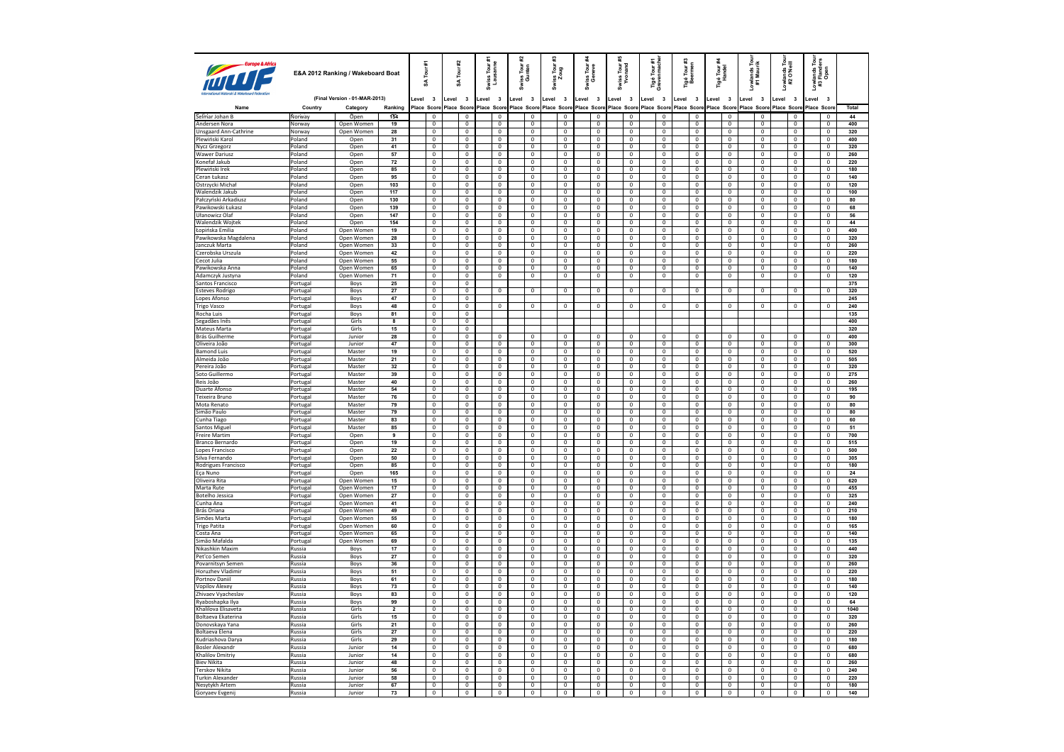**E&A 2012 Ranking / Wakeboard Boat**

(Final Version - 01-MAR-2013)

| Name | Country | Category | Ranking | SA Tour #1 | | SA Tour #2 | | Swiss Tour #1 Lausanne | | Swiss Tour #2 Gunten | | Swiss Tour #3 Zoug | | Swiss Tour #4 Geneve | | Swiss Tour #5 Yvonand | | Tigé Tour #1 Grevenmacher | | Tigé Tour #3 Beernem | | Tigé Tour #4 Handel | | Lowlands Tour #1 Maurik | | Lowlands Tour #2 O'Neill | | Lowlands Tour #3 Flanders Open | | Total |
|---|---|---|---|---|---|---|---|---|---|---|---|---|---|---|---|---|---|---|---|---|---|---|---|---|---|---|---|---|---|---|
| | | | | Level | 3 | Level | 3 | Level | 3 | Level | 3 | Level | 3 | Level | 3 | Level | 3 | Level | 3 | Level | 3 | Level | 3 | Level | 3 | Level | 3 | Level | 3 | |
| | | | | Place | Score | Place | Score | Place | Score | Place | Score | Place | Score | Place | Score | Place | Score | Place | Score | Place | Score | Place | Score | Place | Score | Place | Score | Place | Score | |
| Selmar Johan B | Norway | Open | 154 | | 0 | | 0 | | 0 | | 0 | | 0 | | 0 | | 0 | | 0 | | 0 | | 0 | | 0 | | 0 | | 0 | 44 |
| Andersen Nora | Norway | Open Women | 19 | | 0 | | 0 | | 0 | | 0 | | 0 | | 0 | | 0 | | 0 | | 0 | | 0 | | 0 | | 0 | | 0 | 400 |
| Unsgaard Ann-Cathrine | Norway | Open Women | 28 | | 0 | | 0 | | 0 | | 0 | | 0 | | 0 | | 0 | | 0 | | 0 | | 0 | | 0 | | 0 | | 0 | 320 |
| Plewiński Karol | Poland | Open | 31 | | 0 | | 0 | | 0 | | 0 | | 0 | | 0 | | 0 | | 0 | | 0 | | 0 | | 0 | | 0 | | 0 | 400 |
| Nycz Grzegorz | Poland | Open | 41 | | 0 | | 0 | | 0 | | 0 | | 0 | | 0 | | 0 | | 0 | | 0 | | 0 | | 0 | | 0 | | 0 | 320 |
| Wawer Dariusz | Poland | Open | 57 | | 0 | | 0 | | 0 | | 0 | | 0 | | 0 | | 0 | | 0 | | 0 | | 0 | | 0 | | 0 | | 0 | 260 |
| Konefał Jakub | Poland | Open | 72 | | 0 | | 0 | | 0 | | 0 | | 0 | | 0 | | 0 | | 0 | | 0 | | 0 | | 0 | | 0 | | 0 | 220 |
| Plewiński Irek | Poland | Open | 85 | | 0 | | 0 | | 0 | | 0 | | 0 | | 0 | | 0 | | 0 | | 0 | | 0 | | 0 | | 0 | | 0 | 180 |
| Ceran Łukasz | Poland | Open | 95 | | 0 | | 0 | | 0 | | 0 | | 0 | | 0 | | 0 | | 0 | | 0 | | 0 | | 0 | | 0 | | 0 | 140 |
| Ostrzycki Michał | Poland | Open | 103 | | 0 | | 0 | | 0 | | 0 | | 0 | | 0 | | 0 | | 0 | | 0 | | 0 | | 0 | | 0 | | 0 | 120 |
| Walendzik Jakub | Poland | Open | 117 | | 0 | | 0 | | 0 | | 0 | | 0 | | 0 | | 0 | | 0 | | 0 | | 0 | | 0 | | 0 | | 0 | 100 |
| Pałczyński Arkadiusz | Poland | Open | 130 | | 0 | | 0 | | 0 | | 0 | | 0 | | 0 | | 0 | | 0 | | 0 | | 0 | | 0 | | 0 | | 0 | 80 |
| Pawikowski Łukasz | Poland | Open | 139 | | 0 | | 0 | | 0 | | 0 | | 0 | | 0 | | 0 | | 0 | | 0 | | 0 | | 0 | | 0 | | 0 | 68 |
| Ułanowicz Olaf | Poland | Open | 147 | | 0 | | 0 | | 0 | | 0 | | 0 | | 0 | | 0 | | 0 | | 0 | | 0 | | 0 | | 0 | | 0 | 56 |
| Walendzik Wojtek | Poland | Open | 154 | | 0 | | 0 | | 0 | | 0 | | 0 | | 0 | | 0 | | 0 | | 0 | | 0 | | 0 | | 0 | | 0 | 44 |
| Łopińska Emilia | Poland | Open Women | 19 | | 0 | | 0 | | 0 | | 0 | | 0 | | 0 | | 0 | | 0 | | 0 | | 0 | | 0 | | 0 | | 0 | 400 |
| Pawikowska Magdalena | Poland | Open Women | 28 | | 0 | | 0 | | 0 | | 0 | | 0 | | 0 | | 0 | | 0 | | 0 | | 0 | | 0 | | 0 | | 0 | 320 |
| Janczuk Marta | Poland | Open Women | 33 | | 0 | | 0 | | 0 | | 0 | | 0 | | 0 | | 0 | | 0 | | 0 | | 0 | | 0 | | 0 | | 0 | 260 |
| Czerobska Urszula | Poland | Open Women | 42 | | 0 | | 0 | | 0 | | 0 | | 0 | | 0 | | 0 | | 0 | | 0 | | 0 | | 0 | | 0 | | 0 | 220 |
| Cecot Julia | Poland | Open Women | 55 | | 0 | | 0 | | 0 | | 0 | | 0 | | 0 | | 0 | | 0 | | 0 | | 0 | | 0 | | 0 | | 0 | 180 |
| Pawikowska Anna | Poland | Open Women | 65 | | 0 | | 0 | | 0 | | 0 | | 0 | | 0 | | 0 | | 0 | | 0 | | 0 | | 0 | | 0 | | 0 | 140 |
| Adamczyk Justyna | Poland | Open Women | 71 | | 0 | | 0 | | 0 | | 0 | | 0 | | 0 | | 0 | | 0 | | 0 | | 0 | | 0 | | 0 | | 0 | 120 |
| Santos Francisco | Portugal | Boys | 25 | | 0 | | 0 | | | | | | | | | | | | | | | | | | | | | | | 375 |
| Esteves Rodrigo | Portugal | Boys | 27 | | 0 | | 0 | | 0 | | 0 | | 0 | | 0 | | 0 | | 0 | | 0 | | 0 | | 0 | | 0 | | 0 | 320 |
| Lopes Afonso | Portugal | Boys | 47 | | 0 | | 0 | | | | | | | | | | | | | | | | | | | | | | | 245 |
| Trigo Vasco | Portugal | Boys | 48 | | 0 | | 0 | | 0 | | 0 | | 0 | | 0 | | 0 | | 0 | | 0 | | 0 | | 0 | | 0 | | 0 | 240 |
| Rocha Luis | Portugal | Boys | 81 | | 0 | | 0 | | | | | | | | | | | | | | | | | | | | | | | 135 |
| Segadães Inês | Portugal | Girls | 8 | | 0 | | 0 | | | | | | | | | | | | | | | | | | | | | | | 400 |
| Mateus Marta | Portugal | Girls | 15 | | 0 | | 0 | | | | | | | | | | | | | | | | | | | | | | | 320 |
| Brás Guilherme | Portugal | Junior | 28 | | 0 | | 0 | | 0 | | 0 | | 0 | | 0 | | 0 | | 0 | | 0 | | 0 | | 0 | | 0 | | 0 | 400 |
| Oliveira João | Portugal | Junior | 47 | | 0 | | 0 | | 0 | | 0 | | 0 | | 0 | | 0 | | 0 | | 0 | | 0 | | 0 | | 0 | | 0 | 300 |
| Bamond Luis | Portugal | Master | 19 | | 0 | | 0 | | 0 | | 0 | | 0 | | 0 | | 0 | | 0 | | 0 | | 0 | | 0 | | 0 | | 0 | 520 |
| Almeida João | Portugal | Master | 21 | | 0 | | 0 | | 0 | | 0 | | 0 | | 0 | | 0 | | 0 | | 0 | | 0 | | 0 | | 0 | | 0 | 505 |
| Pereira João | Portugal | Master | 32 | | 0 | | 0 | | 0 | | 0 | | 0 | | 0 | | 0 | | 0 | | 0 | | 0 | | 0 | | 0 | | 0 | 320 |
| Soto Guillermo | Portugal | Master | 39 | | 0 | | 0 | | 0 | | 0 | | 0 | | 0 | | 0 | | 0 | | 0 | | 0 | | 0 | | 0 | | 0 | 275 |
| Reis João | Portugal | Master | 40 | | 0 | | 0 | | 0 | | 0 | | 0 | | 0 | | 0 | | 0 | | 0 | | 0 | | 0 | | 0 | | 0 | 260 |
| Duarte Afonso | Portugal | Master | 54 | | 0 | | 0 | | 0 | | 0 | | 0 | | 0 | | 0 | | 0 | | 0 | | 0 | | 0 | | 0 | | 0 | 195 |
| Teixeira Bruno | Portugal | Master | 76 | | 0 | | 0 | | 0 | | 0 | | 0 | | 0 | | 0 | | 0 | | 0 | | 0 | | 0 | | 0 | | 0 | 90 |
| Mota Renato | Portugal | Master | 79 | | 0 | | 0 | | 0 | | 0 | | 0 | | 0 | | 0 | | 0 | | 0 | | 0 | | 0 | | 0 | | 0 | 80 |
| Simão Paulo | Portugal | Master | 79 | | 0 | | 0 | | 0 | | 0 | | 0 | | 0 | | 0 | | 0 | | 0 | | 0 | | 0 | | 0 | | 0 | 80 |
| Cunha Tiago | Portugal | Master | 83 | | 0 | | 0 | | 0 | | 0 | | 0 | | 0 | | 0 | | 0 | | 0 | | 0 | | 0 | | 0 | | 0 | 60 |
| Santos Miguel | Portugal | Master | 85 | | 0 | | 0 | | 0 | | 0 | | 0 | | 0 | | 0 | | 0 | | 0 | | 0 | | 0 | | 0 | | 0 | 51 |
| Freire Martim | Portugal | Open | 9 | | 0 | | 0 | | 0 | | 0 | | 0 | | 0 | | 0 | | 0 | | 0 | | 0 | | 0 | | 0 | | 0 | 700 |
| Branco Bernardo | Portugal | Open | 19 | | 0 | | 0 | | 0 | | 0 | | 0 | | 0 | | 0 | | 0 | | 0 | | 0 | | 0 | | 0 | | 0 | 515 |
| Lopes Francisco | Portugal | Open | 22 | | 0 | | 0 | | 0 | | 0 | | 0 | | 0 | | 0 | | 0 | | 0 | | 0 | | 0 | | 0 | | 0 | 500 |
| Silva Fernando | Portugal | Open | 50 | | 0 | | 0 | | 0 | | 0 | | 0 | | 0 | | 0 | | 0 | | 0 | | 0 | | 0 | | 0 | | 0 | 305 |
| Rodrigues Francisco | Portugal | Open | 85 | | 0 | | 0 | | 0 | | 0 | | 0 | | 0 | | 0 | | 0 | | 0 | | 0 | | 0 | | 0 | | 0 | 180 |
| Eça Nuno | Portugal | Open | 165 | | 0 | | 0 | | 0 | | 0 | | 0 | | 0 | | 0 | | 0 | | 0 | | 0 | | 0 | | 0 | | 0 | 24 |
| Oliveira Rita | Portugal | Open Women | 15 | | 0 | | 0 | | 0 | | 0 | | 0 | | 0 | | 0 | | 0 | | 0 | | 0 | | 0 | | 0 | | 0 | 620 |
| Marta Rute | Portugal | Open Women | 17 | | 0 | | 0 | | 0 | | 0 | | 0 | | 0 | | 0 | | 0 | | 0 | | 0 | | 0 | | 0 | | 0 | 455 |
| Botelho Jessica | Portugal | Open Women | 27 | | 0 | | 0 | | 0 | | 0 | | 0 | | 0 | | 0 | | 0 | | 0 | | 0 | | 0 | | 0 | | 0 | 325 |
| Cunha Ana | Portugal | Open Women | 41 | | 0 | | 0 | | 0 | | 0 | | 0 | | 0 | | 0 | | 0 | | 0 | | 0 | | 0 | | 0 | | 0 | 240 |
| Brás Oriana | Portugal | Open Women | 49 | | 0 | | 0 | | 0 | | 0 | | 0 | | 0 | | 0 | | 0 | | 0 | | 0 | | 0 | | 0 | | 0 | 210 |
| Simões Marta | Portugal | Open Women | 55 | | 0 | | 0 | | 0 | | 0 | | 0 | | 0 | | 0 | | 0 | | 0 | | 0 | | 0 | | 0 | | 0 | 180 |
| Trigo Patita | Portugal | Open Women | 60 | | 0 | | 0 | | 0 | | 0 | | 0 | | 0 | | 0 | | 0 | | 0 | | 0 | | 0 | | 0 | | 0 | 165 |
| Costa Ana | Portugal | Open Women | 65 | | 0 | | 0 | | 0 | | 0 | | 0 | | 0 | | 0 | | 0 | | 0 | | 0 | | 0 | | 0 | | 0 | 140 |
| Simão Mafalda | Portugal | Open Women | 69 | | 0 | | 0 | | 0 | | 0 | | 0 | | 0 | | 0 | | 0 | | 0 | | 0 | | 0 | | 0 | | 0 | 135 |
| Nikashkin Maxim | Russia | Boys | 17 | | 0 | | 0 | | 0 | | 0 | | 0 | | 0 | | 0 | | 0 | | 0 | | 0 | | 0 | | 0 | | 0 | 440 |
| Pet'co Semen | Russia | Boys | 27 | | 0 | | 0 | | 0 | | 0 | | 0 | | 0 | | 0 | | 0 | | 0 | | 0 | | 0 | | 0 | | 0 | 320 |
| Povarnitsyn Semen | Russia | Boys | 36 | | 0 | | 0 | | 0 | | 0 | | 0 | | 0 | | 0 | | 0 | | 0 | | 0 | | 0 | | 0 | | 0 | 260 |
| Horuzhev Vladimir | Russia | Boys | 51 | | 0 | | 0 | | 0 | | 0 | | 0 | | 0 | | 0 | | 0 | | 0 | | 0 | | 0 | | 0 | | 0 | 220 |
| Portnov Daniil | Russia | Boys | 61 | | 0 | | 0 | | 0 | | 0 | | 0 | | 0 | | 0 | | 0 | | 0 | | 0 | | 0 | | 0 | | 0 | 180 |
| Vopilov Alexey | Russia | Boys | 73 | | 0 | | 0 | | 0 | | 0 | | 0 | | 0 | | 0 | | 0 | | 0 | | 0 | | 0 | | 0 | | 0 | 140 |
| Zhivaev Vyacheslav | Russia | Boys | 83 | | 0 | | 0 | | 0 | | 0 | | 0 | | 0 | | 0 | | 0 | | 0 | | 0 | | 0 | | 0 | | 0 | 120 |
| Ryaboshapka Ilya | Russia | Boys | 99 | | 0 | | 0 | | 0 | | 0 | | 0 | | 0 | | 0 | | 0 | | 0 | | 0 | | 0 | | 0 | | 0 | 64 |
| Khalilova Elisaveta | Russia | Girls | 2 | | 0 | | 0 | | 0 | | 0 | | 0 | | 0 | | 0 | | 0 | | 0 | | 0 | | 0 | | 0 | | 0 | 1040 |
| Boltaeva Ekaterina | Russia | Girls | 15 | | 0 | | 0 | | 0 | | 0 | | 0 | | 0 | | 0 | | 0 | | 0 | | 0 | | 0 | | 0 | | 0 | 320 |
| Donovskaya Yana | Russia | Girls | 21 | | 0 | | 0 | | 0 | | 0 | | 0 | | 0 | | 0 | | 0 | | 0 | | 0 | | 0 | | 0 | | 0 | 260 |
| Boltaeva Elena | Russia | Girls | 27 | | 0 | | 0 | | 0 | | 0 | | 0 | | 0 | | 0 | | 0 | | 0 | | 0 | | 0 | | 0 | | 0 | 220 |
| Kudriashova Darya | Russia | Girls | 29 | | 0 | | 0 | | 0 | | 0 | | 0 | | 0 | | 0 | | 0 | | 0 | | 0 | | 0 | | 0 | | 0 | 180 |
| Bosler Alexandr | Russia | Junior | 14 | | 0 | | 0 | | 0 | | 0 | | 0 | | 0 | | 0 | | 0 | | 0 | | 0 | | 0 | | 0 | | 0 | 680 |
| Khalilov Dmitriy | Russia | Junior | 14 | | 0 | | 0 | | 0 | | 0 | | 0 | | 0 | | 0 | | 0 | | 0 | | 0 | | 0 | | 0 | | 0 | 680 |
| Biev Nikita | Russia | Junior | 48 | | 0 | | 0 | | 0 | | 0 | | 0 | | 0 | | 0 | | 0 | | 0 | | 0 | | 0 | | 0 | | 0 | 260 |
| Terskov Nikita | Russia | Junior | 56 | | 0 | | 0 | | 0 | | 0 | | 0 | | 0 | | 0 | | 0 | | 0 | | 0 | | 0 | | 0 | | 0 | 240 |
| Turkin Alexander | Russia | Junior | 58 | | 0 | | 0 | | 0 | | 0 | | 0 | | 0 | | 0 | | 0 | | 0 | | 0 | | 0 | | 0 | | 0 | 220 |
| Nesytykh Artem | Russia | Junior | 67 | | 0 | | 0 | | 0 | | 0 | | 0 | | 0 | | 0 | | 0 | | 0 | | 0 | | 0 | | 0 | | 0 | 180 |
| Goryaev Evgenij | Russia | Junior | 73 | | 0 | | 0 | | 0 | | 0 | | 0 | | 0 | | 0 | | 0 | | 0 | | 0 | | 0 | | 0 | | 0 | 140 |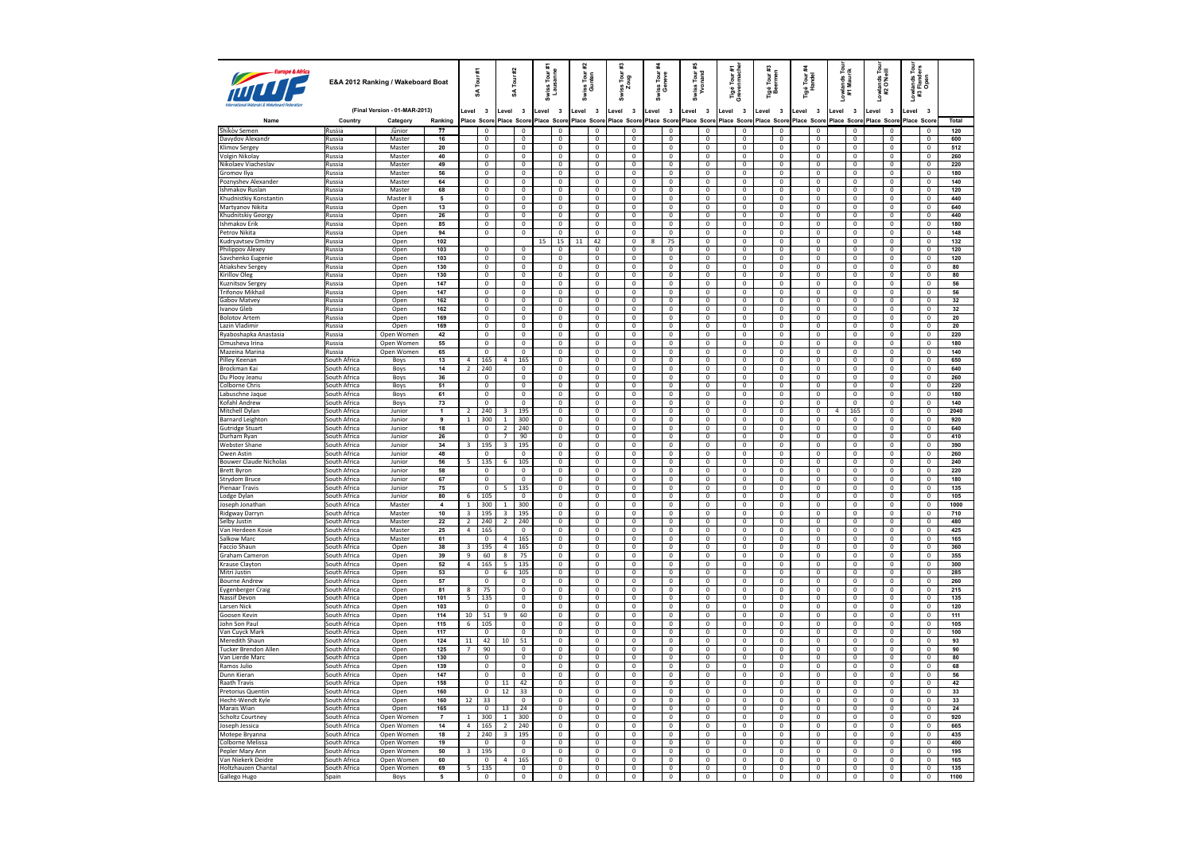# E&A 2012 Ranking / Wakeboard Boat

(Final Version - 01-MAR-2013)

| Name | Country | Category | Ranking | SA Tour #1 | | SA Tour #2 | | Swiss Tour #1 Lausanne | | Swiss Tour #2 Gunten | | Swiss Tour #3 Zoug | | Swiss Tour #4 Geneve | | Swiss Tour #5 Yvonand | | Tigé Tour #1 Grevenmacher | | Tigé Tour #3 Beernem | | Tigé Tour #4 Handel | | Lowlands Tour #1 Maurik | | Lowlands Tour #2 O'Neill | | Lowlands Tour #3 Flanders Open | | Total |
|---|---|---|---|---|---|---|---|---|---|---|---|---|---|---|---|---|---|---|---|---|---|---|---|---|---|---|---|---|---|---|
| | | | | Level | 3 | Level | 3 | Level | 3 | Level | 3 | Level | 3 | Level | 3 | Level | 3 | Level | 3 | Level | 3 | Level | 3 | Level | 3 | Level | 3 | Level | 3 | |
| | | | | Place | Score | Place | Score | Place | Score | Place | Score | Place | Score | Place | Score | Place | Score | Place | Score | Place | Score | Place | Score | Place | Score | Place | Score | Place | Score | |
| Shikov Semen | Russia | Junior | 77 | | 0 | | 0 | | 0 | | 0 | | 0 | | 0 | | 0 | | 0 | | 0 | | 0 | | 0 | | 0 | | 0 | 120 |
| Davydov Alexandr | Russia | Master | 16 | | 0 | | 0 | | 0 | | 0 | | 0 | | 0 | | 0 | | 0 | | 0 | | 0 | | 0 | | 0 | | 0 | 600 |
| Klimov Sergey | Russia | Master | 20 | | 0 | | 0 | | 0 | | 0 | | 0 | | 0 | | 0 | | 0 | | 0 | | 0 | | 0 | | 0 | | 0 | 512 |
| Volgin Nikolay | Russia | Master | 40 | | 0 | | 0 | | 0 | | 0 | | 0 | | 0 | | 0 | | 0 | | 0 | | 0 | | 0 | | 0 | | 0 | 260 |
| Nikolaev Viacheslav | Russia | Master | 49 | | 0 | | 0 | | 0 | | 0 | | 0 | | 0 | | 0 | | 0 | | 0 | | 0 | | 0 | | 0 | | 0 | 220 |
| Gromov Ilya | Russia | Master | 56 | | 0 | | 0 | | 0 | | 0 | | 0 | | 0 | | 0 | | 0 | | 0 | | 0 | | 0 | | 0 | | 0 | 180 |
| Poznyshev Alexander | Russia | Master | 64 | | 0 | | 0 | | 0 | | 0 | | 0 | | 0 | | 0 | | 0 | | 0 | | 0 | | 0 | | 0 | | 0 | 140 |
| Ishmakov Ruslan | Russia | Master | 68 | | 0 | | 0 | | 0 | | 0 | | 0 | | 0 | | 0 | | 0 | | 0 | | 0 | | 0 | | 0 | | 0 | 120 |
| Khudnistkiy Konstantin | Russia | Master II | 5 | | 0 | | 0 | | 0 | | 0 | | 0 | | 0 | | 0 | | 0 | | 0 | | 0 | | 0 | | 0 | | 0 | 440 |
| Martyanov Nikita | Russia | Open | 13 | | 0 | | 0 | | 0 | | 0 | | 0 | | 0 | | 0 | | 0 | | 0 | | 0 | | 0 | | 0 | | 0 | 640 |
| Khudnitskiy Georgy | Russia | Open | 26 | | 0 | | 0 | | 0 | | 0 | | 0 | | 0 | | 0 | | 0 | | 0 | | 0 | | 0 | | 0 | | 0 | 440 |
| Ishmakov Erik | Russia | Open | 85 | | 0 | | 0 | | 0 | | 0 | | 0 | | 0 | | 0 | | 0 | | 0 | | 0 | | 0 | | 0 | | 0 | 180 |
| Petrov Nikita | Russia | Open | 94 | | 0 | | 0 | | 0 | | 0 | | 0 | | 0 | | 0 | | 0 | | 0 | | 0 | | 0 | | 0 | | 0 | 148 |
| Kudryavtsev Dmitry | Russia | Open | 102 | | | | | 15 | 15 | 11 | 42 | | 0 | 8 | 75 | | 0 | | 0 | | 0 | | 0 | | 0 | | 0 | | 0 | 132 |
| Philippov Alexey | Russia | Open | 103 | | 0 | | 0 | | 0 | | 0 | | 0 | | 0 | | 0 | | 0 | | 0 | | 0 | | 0 | | 0 | | 0 | 120 |
| Savchenko Eugenie | Russia | Open | 103 | | 0 | | 0 | | 0 | | 0 | | 0 | | 0 | | 0 | | 0 | | 0 | | 0 | | 0 | | 0 | | 0 | 120 |
| Atiakshev Sergey | Russia | Open | 130 | | 0 | | 0 | | 0 | | 0 | | 0 | | 0 | | 0 | | 0 | | 0 | | 0 | | 0 | | 0 | | 0 | 80 |
| Kirillov Oleg | Russia | Open | 130 | | 0 | | 0 | | 0 | | 0 | | 0 | | 0 | | 0 | | 0 | | 0 | | 0 | | 0 | | 0 | | 0 | 80 |
| Kuznitsov Sergey | Russia | Open | 147 | | 0 | | 0 | | 0 | | 0 | | 0 | | 0 | | 0 | | 0 | | 0 | | 0 | | 0 | | 0 | | 0 | 56 |
| Trifonov Mikhail | Russia | Open | 147 | | 0 | | 0 | | 0 | | 0 | | 0 | | 0 | | 0 | | 0 | | 0 | | 0 | | 0 | | 0 | | 0 | 56 |
| Gabov Matvey | Russia | Open | 162 | | 0 | | 0 | | 0 | | 0 | | 0 | | 0 | | 0 | | 0 | | 0 | | 0 | | 0 | | 0 | | 0 | 32 |
| Ivanov Gleb | Russia | Open | 162 | | 0 | | 0 | | 0 | | 0 | | 0 | | 0 | | 0 | | 0 | | 0 | | 0 | | 0 | | 0 | | 0 | 32 |
| Bolotov Artem | Russia | Open | 169 | | 0 | | 0 | | 0 | | 0 | | 0 | | 0 | | 0 | | 0 | | 0 | | 0 | | 0 | | 0 | | 0 | 20 |
| Lazin Vladimir | Russia | Open | 169 | | 0 | | 0 | | 0 | | 0 | | 0 | | 0 | | 0 | | 0 | | 0 | | 0 | | 0 | | 0 | | 0 | 20 |
| Ryaboshapka Anastasia | Russia | Open Women | 42 | | 0 | | 0 | | 0 | | 0 | | 0 | | 0 | | 0 | | 0 | | 0 | | 0 | | 0 | | 0 | | 0 | 220 |
| Omusheva Irina | Russia | Open Women | 55 | | 0 | | 0 | | 0 | | 0 | | 0 | | 0 | | 0 | | 0 | | 0 | | 0 | | 0 | | 0 | | 0 | 180 |
| Mazeina Marina | Russia | Open Women | 65 | | 0 | | 0 | | 0 | | 0 | | 0 | | 0 | | 0 | | 0 | | 0 | | 0 | | 0 | | 0 | | 0 | 140 |
| Pilley Keenan | South Africa | Boys | 13 | 4 | 165 | 4 | 165 | | 0 | | 0 | | 0 | | 0 | | 0 | | 0 | | 0 | | 0 | | 0 | | 0 | | 0 | 650 |
| Brockman Kai | South Africa | Boys | 14 | 2 | 240 | | 0 | | 0 | | 0 | | 0 | | 0 | | 0 | | 0 | | 0 | | 0 | | 0 | | 0 | | 0 | 640 |
| Du Plooy Jeanu | South Africa | Boys | 36 | | 0 | | 0 | | 0 | | 0 | | 0 | | 0 | | 0 | | 0 | | 0 | | 0 | | 0 | | 0 | | 0 | 260 |
| Colborne Chris | South Africa | Boys | 51 | | 0 | | 0 | | 0 | | 0 | | 0 | | 0 | | 0 | | 0 | | 0 | | 0 | | 0 | | 0 | | 0 | 220 |
| Labuschne Jaque | South Africa | Boys | 61 | | 0 | | 0 | | 0 | | 0 | | 0 | | 0 | | 0 | | 0 | | 0 | | 0 | | 0 | | 0 | | 0 | 180 |
| Kofahl Andrew | South Africa | Boys | 73 | | 0 | | 0 | | 0 | | 0 | | 0 | | 0 | | 0 | | 0 | | 0 | | 0 | | 0 | | 0 | | 0 | 140 |
| Mitchell Dylan | South Africa | Junior | 1 | 2 | 240 | 3 | 195 | | 0 | | 0 | | 0 | | 0 | | 0 | | 0 | | 0 | | 0 | 4 | 165 | | 0 | | 0 | 2040 |
| Barnard Leighton | South Africa | Junior | 9 | 1 | 300 | 1 | 300 | | 0 | | 0 | | 0 | | 0 | | 0 | | 0 | | 0 | | 0 | | 0 | | 0 | | 0 | 920 |
| Gutridge Stuart | South Africa | Junior | 18 | | 0 | 2 | 240 | | 0 | | 0 | | 0 | | 0 | | 0 | | 0 | | 0 | | 0 | | 0 | | 0 | | 0 | 640 |
| Durham Ryan | South Africa | Junior | 26 | | 0 | 7 | 90 | | 0 | | 0 | | 0 | | 0 | | 0 | | 0 | | 0 | | 0 | | 0 | | 0 | | 0 | 410 |
| Webster Shane | South Africa | Junior | 34 | 3 | 195 | 3 | 195 | | 0 | | 0 | | 0 | | 0 | | 0 | | 0 | | 0 | | 0 | | 0 | | 0 | | 0 | 390 |
| Owen Astin | South Africa | Junior | 48 | | 0 | | 0 | | 0 | | 0 | | 0 | | 0 | | 0 | | 0 | | 0 | | 0 | | 0 | | 0 | | 0 | 260 |
| Bouwer Claude Nicholas | South Africa | Junior | 56 | 5 | 135 | 6 | 105 | | 0 | | 0 | | 0 | | 0 | | 0 | | 0 | | 0 | | 0 | | 0 | | 0 | | 0 | 240 |
| Brett Byron | South Africa | Junior | 58 | | 0 | | 0 | | 0 | | 0 | | 0 | | 0 | | 0 | | 0 | | 0 | | 0 | | 0 | | 0 | | 0 | 220 |
| Strydom Bruce | South Africa | Junior | 67 | | 0 | | 0 | | 0 | | 0 | | 0 | | 0 | | 0 | | 0 | | 0 | | 0 | | 0 | | 0 | | 0 | 180 |
| Pienaar Travis | South Africa | Junior | 75 | | 0 | 5 | 135 | | 0 | | 0 | | 0 | | 0 | | 0 | | 0 | | 0 | | 0 | | 0 | | 0 | | 0 | 135 |
| Lodge Dylan | South Africa | Junior | 80 | 6 | 105 | | 0 | | 0 | | 0 | | 0 | | 0 | | 0 | | 0 | | 0 | | 0 | | 0 | | 0 | | 0 | 105 |
| Joseph Jonathan | South Africa | Master | 4 | 1 | 300 | 1 | 300 | | 0 | | 0 | | 0 | | 0 | | 0 | | 0 | | 0 | | 0 | | 0 | | 0 | | 0 | 1000 |
| Ridgway Darryn | South Africa | Master | 10 | 3 | 195 | 3 | 195 | | 0 | | 0 | | 0 | | 0 | | 0 | | 0 | | 0 | | 0 | | 0 | | 0 | | 0 | 710 |
| Selby Justin | South Africa | Master | 22 | 2 | 240 | 2 | 240 | | 0 | | 0 | | 0 | | 0 | | 0 | | 0 | | 0 | | 0 | | 0 | | 0 | | 0 | 480 |
| Van Herdeen Kosie | South Africa | Master | 25 | 4 | 165 | | 0 | | 0 | | 0 | | 0 | | 0 | | 0 | | 0 | | 0 | | 0 | | 0 | | 0 | | 0 | 425 |
| Salkow Marc | South Africa | Master | 61 | | 0 | 4 | 165 | | 0 | | 0 | | 0 | | 0 | | 0 | | 0 | | 0 | | 0 | | 0 | | 0 | | 0 | 165 |
| Faccio Shaun | South Africa | Open | 38 | 3 | 195 | 4 | 165 | | 0 | | 0 | | 0 | | 0 | | 0 | | 0 | | 0 | | 0 | | 0 | | 0 | | 0 | 360 |
| Graham Cameron | South Africa | Open | 39 | 9 | 60 | 8 | 75 | | 0 | | 0 | | 0 | | 0 | | 0 | | 0 | | 0 | | 0 | | 0 | | 0 | | 0 | 355 |
| Krause Clayton | South Africa | Open | 52 | 4 | 165 | 5 | 135 | | 0 | | 0 | | 0 | | 0 | | 0 | | 0 | | 0 | | 0 | | 0 | | 0 | | 0 | 300 |
| Mitri Justin | South Africa | Open | 53 | | 0 | 6 | 105 | | 0 | | 0 | | 0 | | 0 | | 0 | | 0 | | 0 | | 0 | | 0 | | 0 | | 0 | 285 |
| Bourne Andrew | South Africa | Open | 57 | | 0 | | 0 | | 0 | | 0 | | 0 | | 0 | | 0 | | 0 | | 0 | | 0 | | 0 | | 0 | | 0 | 260 |
| Eygenberger Craig | South Africa | Open | 81 | 8 | 75 | | 0 | | 0 | | 0 | | 0 | | 0 | | 0 | | 0 | | 0 | | 0 | | 0 | | 0 | | 0 | 215 |
| Nassif Devon | South Africa | Open | 101 | 5 | 135 | | 0 | | 0 | | 0 | | 0 | | 0 | | 0 | | 0 | | 0 | | 0 | | 0 | | 0 | | 0 | 135 |
| Larsen Nick | South Africa | Open | 103 | | 0 | | 0 | | 0 | | 0 | | 0 | | 0 | | 0 | | 0 | | 0 | | 0 | | 0 | | 0 | | 0 | 120 |
| Goosen Kevin | South Africa | Open | 114 | 10 | 51 | 9 | 60 | | 0 | | 0 | | 0 | | 0 | | 0 | | 0 | | 0 | | 0 | | 0 | | 0 | | 0 | 111 |
| John Son Paul | South Africa | Open | 115 | 6 | 105 | | 0 | | 0 | | 0 | | 0 | | 0 | | 0 | | 0 | | 0 | | 0 | | 0 | | 0 | | 0 | 105 |
| Van Cuyck Mark | South Africa | Open | 117 | | 0 | | 0 | | 0 | | 0 | | 0 | | 0 | | 0 | | 0 | | 0 | | 0 | | 0 | | 0 | | 0 | 100 |
| Meredith Shaun | South Africa | Open | 124 | 11 | 42 | 10 | 51 | | 0 | | 0 | | 0 | | 0 | | 0 | | 0 | | 0 | | 0 | | 0 | | 0 | | 0 | 93 |
| Tucker Brendon Allen | South Africa | Open | 125 | 7 | 90 | | 0 | | 0 | | 0 | | 0 | | 0 | | 0 | | 0 | | 0 | | 0 | | 0 | | 0 | | 0 | 90 |
| Van Lierde Marc | South Africa | Open | 130 | | 0 | | 0 | | 0 | | 0 | | 0 | | 0 | | 0 | | 0 | | 0 | | 0 | | 0 | | 0 | | 0 | 80 |
| Ramos Julio | South Africa | Open | 139 | | 0 | | 0 | | 0 | | 0 | | 0 | | 0 | | 0 | | 0 | | 0 | | 0 | | 0 | | 0 | | 0 | 68 |
| Dunn Kieran | South Africa | Open | 147 | | 0 | | 0 | | 0 | | 0 | | 0 | | 0 | | 0 | | 0 | | 0 | | 0 | | 0 | | 0 | | 0 | 56 |
| Raath Travis | South Africa | Open | 158 | | 0 | 11 | 42 | | 0 | | 0 | | 0 | | 0 | | 0 | | 0 | | 0 | | 0 | | 0 | | 0 | | 0 | 42 |
| Pretorius Quentin | South Africa | Open | 160 | | 0 | 12 | 33 | | 0 | | 0 | | 0 | | 0 | | 0 | | 0 | | 0 | | 0 | | 0 | | 0 | | 0 | 33 |
| Hecht-Wendt Kyle | South Africa | Open | 160 | 12 | 33 | | 0 | | 0 | | 0 | | 0 | | 0 | | 0 | | 0 | | 0 | | 0 | | 0 | | 0 | | 0 | 33 |
| Marais Wian | South Africa | Open | 165 | | 0 | 13 | 24 | | 0 | | 0 | | 0 | | 0 | | 0 | | 0 | | 0 | | 0 | | 0 | | 0 | | 0 | 24 |
| Scholtz Courtney | South Africa | Open Women | 7 | 1 | 300 | 1 | 300 | | 0 | | 0 | | 0 | | 0 | | 0 | | 0 | | 0 | | 0 | | 0 | | 0 | | 0 | 920 |
| Joseph Jessica | South Africa | Open Women | 14 | 4 | 165 | 2 | 240 | | 0 | | 0 | | 0 | | 0 | | 0 | | 0 | | 0 | | 0 | | 0 | | 0 | | 0 | 665 |
| Motepe Bryanna | South Africa | Open Women | 18 | 2 | 240 | 3 | 195 | | 0 | | 0 | | 0 | | 0 | | 0 | | 0 | | 0 | | 0 | | 0 | | 0 | | 0 | 435 |
| Colborne Melissa | South Africa | Open Women | 19 | | 0 | | 0 | | 0 | | 0 | | 0 | | 0 | | 0 | | 0 | | 0 | | 0 | | 0 | | 0 | | 0 | 400 |
| Pepler Mary Ann | South Africa | Open Women | 50 | 3 | 195 | | 0 | | 0 | | 0 | | 0 | | 0 | | 0 | | 0 | | 0 | | 0 | | 0 | | 0 | | 0 | 195 |
| Van Niekerk Deidre | South Africa | Open Women | 60 | | 0 | 4 | 165 | | 0 | | 0 | | 0 | | 0 | | 0 | | 0 | | 0 | | 0 | | 0 | | 0 | | 0 | 165 |
| Holtzhauzen Chantal | South Africa | Open Women | 69 | 5 | 135 | | 0 | | 0 | | 0 | | 0 | | 0 | | 0 | | 0 | | 0 | | 0 | | 0 | | 0 | | 0 | 135 |
| Gallego Hugo | Spain | Boys | 5 | | 0 | | 0 | | 0 | | 0 | | 0 | | 0 | | 0 | | 0 | | 0 | | 0 | | 0 | | 0 | | 0 | 1100 |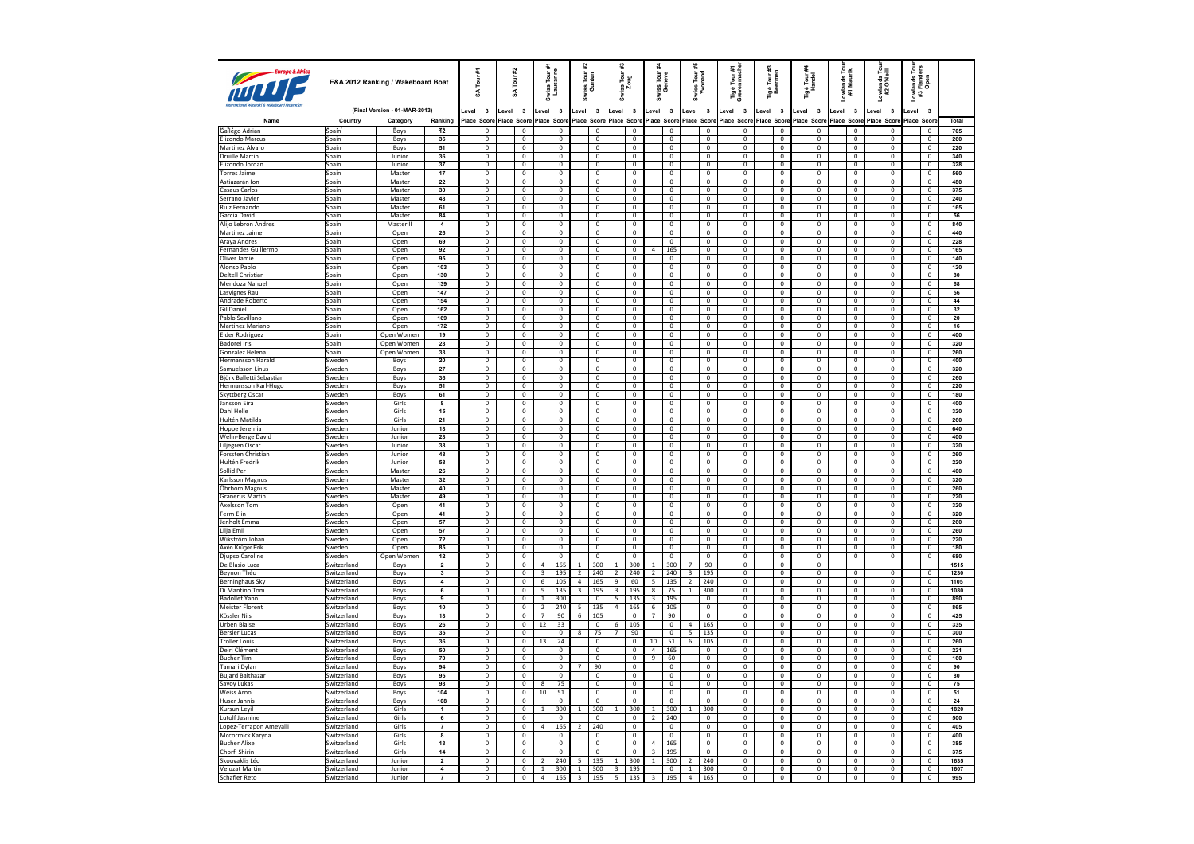# E&A 2012 Ranking / Wakeboard Boat

(Final Version - 01-MAR-2013)

| Name | Country | Category | Ranking | SA Tour #1 | | SA Tour #2 | | Swiss Tour #1 Lausanne | | Swiss Tour #2 Gunten | | Swiss Tour #3 Zoug | | Swiss Tour #4 Geneve | | Swiss Tour #5 Yvonand | | Tigé Tour #1 Grevenmacher | | Tigé Tour #3 Beernem | | Tigé Tour #4 Handel | | Lowlands Tour #1 Maurik | | Lowlands Tour #2 O'Neill | | Lowlands Tour #3 Flanders Open | | |
|---|---|---|---|---|---|---|---|---|---|---|---|---|---|---|---|---|---|---|---|---|---|---|---|---|---|---|---|---|---|---|
| | | | | Level 3 | | Level 3 | | Level 3 | | Level 3 | | Level 3 | | Level 3 | | Level 3 | | Level 3 | | Level 3 | | Level 3 | | Level 3 | | Level 3 | | Level 3 | | |
| | | | | Place | Score | Place | Score | Place | Score | Place | Score | Place | Score | Place | Score | Place | Score | Place | Score | Place | Score | Place | Score | Place | Score | Place | Score | Place | Score | Total |
| Gallego Adrian | Spain | Boys | 12 | | 0 | | 0 | | 0 | | 0 | | 0 | | 0 | | 0 | | 0 | | 0 | | 0 | | 0 | | 0 | | 0 | 705 |
| Elizondo Marcus | Spain | Boys | 36 | | 0 | | 0 | | 0 | | 0 | | 0 | | 0 | | 0 | | 0 | | 0 | | 0 | | 0 | | 0 | | 0 | 260 |
| Martinez Alvaro | Spain | Boys | 51 | | 0 | | 0 | | 0 | | 0 | | 0 | | 0 | | 0 | | 0 | | 0 | | 0 | | 0 | | 0 | | 0 | 220 |
| Druille Martin | Spain | Junior | 36 | | 0 | | 0 | | 0 | | 0 | | 0 | | 0 | | 0 | | 0 | | 0 | | 0 | | 0 | | 0 | | 0 | 340 |
| Elizondo Jordan | Spain | Junior | 37 | | 0 | | 0 | | 0 | | 0 | | 0 | | 0 | | 0 | | 0 | | 0 | | 0 | | 0 | | 0 | | 0 | 328 |
| Torres Jaime | Spain | Master | 17 | | 0 | | 0 | | 0 | | 0 | | 0 | | 0 | | 0 | | 0 | | 0 | | 0 | | 0 | | 0 | | 0 | 560 |
| Astiazarán Ion | Spain | Master | 22 | | 0 | | 0 | | 0 | | 0 | | 0 | | 0 | | 0 | | 0 | | 0 | | 0 | | 0 | | 0 | | 0 | 480 |
| Casaus Carlos | Spain | Master | 30 | | 0 | | 0 | | 0 | | 0 | | 0 | | 0 | | 0 | | 0 | | 0 | | 0 | | 0 | | 0 | | 0 | 375 |
| Serrano Javier | Spain | Master | 48 | | 0 | | 0 | | 0 | | 0 | | 0 | | 0 | | 0 | | 0 | | 0 | | 0 | | 0 | | 0 | | 0 | 240 |
| Ruiz Fernando | Spain | Master | 61 | | 0 | | 0 | | 0 | | 0 | | 0 | | 0 | | 0 | | 0 | | 0 | | 0 | | 0 | | 0 | | 0 | 165 |
| Garcia David | Spain | Master | 84 | | 0 | | 0 | | 0 | | 0 | | 0 | | 0 | | 0 | | 0 | | 0 | | 0 | | 0 | | 0 | | 0 | 56 |
| Alijo Lebron Andres | Spain | Master II | 4 | | 0 | | 0 | | 0 | | 0 | | 0 | | 0 | | 0 | | 0 | | 0 | | 0 | | 0 | | 0 | | 0 | 840 |
| Martinez Jaime | Spain | Open | 26 | | 0 | | 0 | | 0 | | 0 | | 0 | | 0 | | 0 | | 0 | | 0 | | 0 | | 0 | | 0 | | 0 | 440 |
| Araya Andres | Spain | Open | 69 | | 0 | | 0 | | 0 | | 0 | | 0 | | 0 | | 0 | | 0 | | 0 | | 0 | | 0 | | 0 | | 0 | 228 |
| Fernandes Guillermo | Spain | Open | 92 | | 0 | | 0 | | 0 | | 0 | | 0 | 4 | 165 | | 0 | | 0 | | 0 | | 0 | | 0 | | 0 | | 0 | 165 |
| Oliver Jamie | Spain | Open | 95 | | 0 | | 0 | | 0 | | 0 | | 0 | | 0 | | 0 | | 0 | | 0 | | 0 | | 0 | | 0 | | 0 | 140 |
| Alonso Pablo | Spain | Open | 103 | | 0 | | 0 | | 0 | | 0 | | 0 | | 0 | | 0 | | 0 | | 0 | | 0 | | 0 | | 0 | | 0 | 120 |
| Deltell Christian | Spain | Open | 130 | | 0 | | 0 | | 0 | | 0 | | 0 | | 0 | | 0 | | 0 | | 0 | | 0 | | 0 | | 0 | | 0 | 80 |
| Mendoza Nahuel | Spain | Open | 139 | | 0 | | 0 | | 0 | | 0 | | 0 | | 0 | | 0 | | 0 | | 0 | | 0 | | 0 | | 0 | | 0 | 68 |
| Lasvignes Raul | Spain | Open | 147 | | 0 | | 0 | | 0 | | 0 | | 0 | | 0 | | 0 | | 0 | | 0 | | 0 | | 0 | | 0 | | 0 | 56 |
| Andrade Roberto | Spain | Open | 154 | | 0 | | 0 | | 0 | | 0 | | 0 | | 0 | | 0 | | 0 | | 0 | | 0 | | 0 | | 0 | | 0 | 44 |
| Gil Daniel | Spain | Open | 162 | | 0 | | 0 | | 0 | | 0 | | 0 | | 0 | | 0 | | 0 | | 0 | | 0 | | 0 | | 0 | | 0 | 32 |
| Pablo Sevillano | Spain | Open | 169 | | 0 | | 0 | | 0 | | 0 | | 0 | | 0 | | 0 | | 0 | | 0 | | 0 | | 0 | | 0 | | 0 | 20 |
| Martinez Mariano | Spain | Open | 172 | | 0 | | 0 | | 0 | | 0 | | 0 | | 0 | | 0 | | 0 | | 0 | | 0 | | 0 | | 0 | | 0 | 16 |
| Eider Rodriguez | Spain | Open Women | 19 | | 0 | | 0 | | 0 | | 0 | | 0 | | 0 | | 0 | | 0 | | 0 | | 0 | | 0 | | 0 | | 0 | 400 |
| Badorei Iris | Spain | Open Women | 28 | | 0 | | 0 | | 0 | | 0 | | 0 | | 0 | | 0 | | 0 | | 0 | | 0 | | 0 | | 0 | | 0 | 320 |
| Gonzalez Helena | Spain | Open Women | 33 | | 0 | | 0 | | 0 | | 0 | | 0 | | 0 | | 0 | | 0 | | 0 | | 0 | | 0 | | 0 | | 0 | 260 |
| Hermansson Harald | Sweden | Boys | 20 | | 0 | | 0 | | 0 | | 0 | | 0 | | 0 | | 0 | | 0 | | 0 | | 0 | | 0 | | 0 | | 0 | 400 |
| Samuelsson Linus | Sweden | Boys | 27 | | 0 | | 0 | | 0 | | 0 | | 0 | | 0 | | 0 | | 0 | | 0 | | 0 | | 0 | | 0 | | 0 | 320 |
| Björk Balletti Sebastian | Sweden | Boys | 36 | | 0 | | 0 | | 0 | | 0 | | 0 | | 0 | | 0 | | 0 | | 0 | | 0 | | 0 | | 0 | | 0 | 260 |
| Hermansson Karl-Hugo | Sweden | Boys | 51 | | 0 | | 0 | | 0 | | 0 | | 0 | | 0 | | 0 | | 0 | | 0 | | 0 | | 0 | | 0 | | 0 | 220 |
| Skyttberg Oscar | Sweden | Boys | 61 | | 0 | | 0 | | 0 | | 0 | | 0 | | 0 | | 0 | | 0 | | 0 | | 0 | | 0 | | 0 | | 0 | 180 |
| Jansson Eira | Sweden | Girls | 8 | | 0 | | 0 | | 0 | | 0 | | 0 | | 0 | | 0 | | 0 | | 0 | | 0 | | 0 | | 0 | | 0 | 400 |
| Dahl Helle | Sweden | Girls | 15 | | 0 | | 0 | | 0 | | 0 | | 0 | | 0 | | 0 | | 0 | | 0 | | 0 | | 0 | | 0 | | 0 | 320 |
| Hultén Matilda | Sweden | Girls | 21 | | 0 | | 0 | | 0 | | 0 | | 0 | | 0 | | 0 | | 0 | | 0 | | 0 | | 0 | | 0 | | 0 | 260 |
| Hoppe Jeremia | Sweden | Junior | 18 | | 0 | | 0 | | 0 | | 0 | | 0 | | 0 | | 0 | | 0 | | 0 | | 0 | | 0 | | 0 | | 0 | 640 |
| Welin-Berge David | Sweden | Junior | 28 | | 0 | | 0 | | 0 | | 0 | | 0 | | 0 | | 0 | | 0 | | 0 | | 0 | | 0 | | 0 | | 0 | 400 |
| Liljegren Oscar | Sweden | Junior | 38 | | 0 | | 0 | | 0 | | 0 | | 0 | | 0 | | 0 | | 0 | | 0 | | 0 | | 0 | | 0 | | 0 | 320 |
| Forssten Christian | Sweden | Junior | 48 | | 0 | | 0 | | 0 | | 0 | | 0 | | 0 | | 0 | | 0 | | 0 | | 0 | | 0 | | 0 | | 0 | 260 |
| Hultén Fredrik | Sweden | Junior | 58 | | 0 | | 0 | | 0 | | 0 | | 0 | | 0 | | 0 | | 0 | | 0 | | 0 | | 0 | | 0 | | 0 | 220 |
| Sollid Per | Sweden | Master | 26 | | 0 | | 0 | | 0 | | 0 | | 0 | | 0 | | 0 | | 0 | | 0 | | 0 | | 0 | | 0 | | 0 | 400 |
| Karlsson Magnus | Sweden | Master | 32 | | 0 | | 0 | | 0 | | 0 | | 0 | | 0 | | 0 | | 0 | | 0 | | 0 | | 0 | | 0 | | 0 | 320 |
| Öhrbom Magnus | Sweden | Master | 40 | | 0 | | 0 | | 0 | | 0 | | 0 | | 0 | | 0 | | 0 | | 0 | | 0 | | 0 | | 0 | | 0 | 260 |
| Granerus Martin | Sweden | Master | 49 | | 0 | | 0 | | 0 | | 0 | | 0 | | 0 | | 0 | | 0 | | 0 | | 0 | | 0 | | 0 | | 0 | 220 |
| Axelsson Tom | Sweden | Open | 41 | | 0 | | 0 | | 0 | | 0 | | 0 | | 0 | | 0 | | 0 | | 0 | | 0 | | 0 | | 0 | | 0 | 320 |
| Ferm Elin | Sweden | Open | 41 | | 0 | | 0 | | 0 | | 0 | | 0 | | 0 | | 0 | | 0 | | 0 | | 0 | | 0 | | 0 | | 0 | 320 |
| Jenholt Emma | Sweden | Open | 57 | | 0 | | 0 | | 0 | | 0 | | 0 | | 0 | | 0 | | 0 | | 0 | | 0 | | 0 | | 0 | | 0 | 260 |
| Lilja Emil | Sweden | Open | 57 | | 0 | | 0 | | 0 | | 0 | | 0 | | 0 | | 0 | | 0 | | 0 | | 0 | | 0 | | 0 | | 0 | 260 |
| Wikström Johan | Sweden | Open | 72 | | 0 | | 0 | | 0 | | 0 | | 0 | | 0 | | 0 | | 0 | | 0 | | 0 | | 0 | | 0 | | 0 | 220 |
| Axén Krüger Erik | Sweden | Open | 85 | | 0 | | 0 | | 0 | | 0 | | 0 | | 0 | | 0 | | 0 | | 0 | | 0 | | 0 | | 0 | | 0 | 180 |
| Djupso Caroline | Sweden | Open Women | 12 | | 0 | | 0 | | 0 | | 0 | | 0 | | 0 | | 0 | | 0 | | 0 | | 0 | | 0 | | 0 | | 0 | 680 |
| De Blasio Luca | Switzerland | Boys | 2 | | 0 | | 0 | 4 | 165 | 1 | 300 | 1 | 300 | 1 | 300 | 7 | 90 | | 0 | | 0 | | 0 | | | | | | | 1515 |
| Beynon Théo | Switzerland | Boys | 3 | | 0 | | 0 | 3 | 195 | 2 | 240 | 2 | 240 | 2 | 240 | 3 | 195 | | 0 | | 0 | | 0 | | 0 | | 0 | | 0 | 1230 |
| Berninghaus Sky | Switzerland | Boys | 4 | | 0 | | 0 | 6 | 105 | 4 | 165 | 9 | 60 | 5 | 135 | 2 | 240 | | 0 | | 0 | | 0 | | 0 | | 0 | | 0 | 1105 |
| Di Mantino Tom | Switzerland | Boys | 6 | | 0 | | 0 | 5 | 135 | 3 | 195 | 3 | 195 | 8 | 75 | 1 | 300 | | 0 | | 0 | | 0 | | 0 | | 0 | | 0 | 1080 |
| Badollet Yann | Switzerland | Boys | 9 | | 0 | | 0 | 1 | 300 | | 0 | 5 | 135 | 3 | 195 | | 0 | | 0 | | 0 | | 0 | | 0 | | 0 | | 0 | 890 |
| Meister Florent | Switzerland | Boys | 10 | | 0 | | 0 | 2 | 240 | 5 | 135 | 4 | 165 | 6 | 105 | | 0 | | 0 | | 0 | | 0 | | 0 | | 0 | | 0 | 865 |
| Kössler Nils | Switzerland | Boys | 18 | | 0 | | 0 | 7 | 90 | 6 | 105 | | 0 | 7 | 90 | | 0 | | 0 | | 0 | | 0 | | 0 | | 0 | | 0 | 425 |
| Urben Blaise | Switzerland | Boys | 26 | | 0 | | 0 | 12 | 33 | | 0 | 6 | 105 | | 0 | 4 | 165 | | 0 | | 0 | | 0 | | 0 | | 0 | | 0 | 335 |
| Bersier Lucas | Switzerland | Boys | 35 | | 0 | | 0 | | 0 | 8 | 75 | 7 | 90 | | 0 | 5 | 135 | | 0 | | 0 | | 0 | | 0 | | 0 | | 0 | 300 |
| Troller Louis | Switzerland | Boys | 36 | | 0 | | 0 | 13 | 24 | | 0 | | 0 | 10 | 51 | 6 | 105 | | 0 | | 0 | | 0 | | 0 | | 0 | | 0 | 260 |
| Deiri Clément | Switzerland | Boys | 50 | | 0 | | 0 | | 0 | | 0 | | 0 | 4 | 165 | | 0 | | 0 | | 0 | | 0 | | 0 | | 0 | | 0 | 221 |
| Bucher Tim | Switzerland | Boys | 70 | | 0 | | 0 | | 0 | | 0 | | 0 | 9 | 60 | | 0 | | 0 | | 0 | | 0 | | 0 | | 0 | | 0 | 160 |
| Tamari Dylan | Switzerland | Boys | 94 | | 0 | | 0 | | 0 | 7 | 90 | | 0 | | 0 | | 0 | | 0 | | 0 | | 0 | | 0 | | 0 | | 0 | 90 |
| Bujard Balthazar | Switzerland | Boys | 95 | | 0 | | 0 | | 0 | | 0 | | 0 | | 0 | | 0 | | 0 | | 0 | | 0 | | 0 | | 0 | | 0 | 80 |
| Savoy Lukas | Switzerland | Boys | 98 | | 0 | | 0 | 8 | 75 | | 0 | | 0 | | 0 | | 0 | | 0 | | 0 | | 0 | | 0 | | 0 | | 0 | 75 |
| Weiss Arno | Switzerland | Boys | 104 | | 0 | | 0 | 10 | 51 | | 0 | | 0 | | 0 | | 0 | | 0 | | 0 | | 0 | | 0 | | 0 | | 0 | 51 |
| Huser Jannis | Switzerland | Boys | 108 | | 0 | | 0 | | 0 | | 0 | | 0 | | 0 | | 0 | | 0 | | 0 | | 0 | | 0 | | 0 | | 0 | 24 |
| Kursun Leyil | Switzerland | Girls | 1 | | 0 | | 0 | 1 | 300 | 1 | 300 | 1 | 300 | 1 | 300 | 1 | 300 | | 0 | | 0 | | 0 | | 0 | | 0 | | 0 | 1820 |
| Lutolf Jasmine | Switzerland | Girls | 6 | | 0 | | 0 | | 0 | | 0 | | 0 | 2 | 240 | | 0 | | 0 | | 0 | | 0 | | 0 | | 0 | | 0 | 500 |
| Lopez-Terrapon Ameyalli | Switzerland | Girls | 7 | | 0 | | 0 | 4 | 165 | 2 | 240 | | 0 | | 0 | | 0 | | 0 | | 0 | | 0 | | 0 | | 0 | | 0 | 405 |
| Mccormick Karyna | Switzerland | Girls | 8 | | 0 | | 0 | | 0 | | 0 | | 0 | | 0 | | 0 | | 0 | | 0 | | 0 | | 0 | | 0 | | 0 | 400 |
| Bucher Alixe | Switzerland | Girls | 13 | | 0 | | 0 | | 0 | | 0 | | 0 | 4 | 165 | | 0 | | 0 | | 0 | | 0 | | 0 | | 0 | | 0 | 385 |
| Chorfi Shirin | Switzerland | Girls | 14 | | 0 | | 0 | | 0 | | 0 | | 0 | 3 | 195 | | 0 | | 0 | | 0 | | 0 | | 0 | | 0 | | 0 | 375 |
| Skouvaklis Léo | Switzerland | Junior | 2 | | 0 | | 0 | 2 | 240 | 5 | 135 | 1 | 300 | 1 | 300 | 2 | 240 | | 0 | | 0 | | 0 | | 0 | | 0 | | 0 | 1635 |
| Veluzat Martin | Switzerland | Junior | 4 | | 0 | | 0 | 1 | 300 | 1 | 300 | 3 | 195 | | 0 | 1 | 300 | | 0 | | 0 | | 0 | | 0 | | 0 | | 0 | 1607 |
| Schafter Reto | Switzerland | Junior | 7 | | 0 | | 0 | 4 | 165 | 3 | 195 | 5 | 135 | 3 | 195 | 4 | 165 | | 0 | | 0 | | 0 | | 0 | | 0 | | 0 | 995 |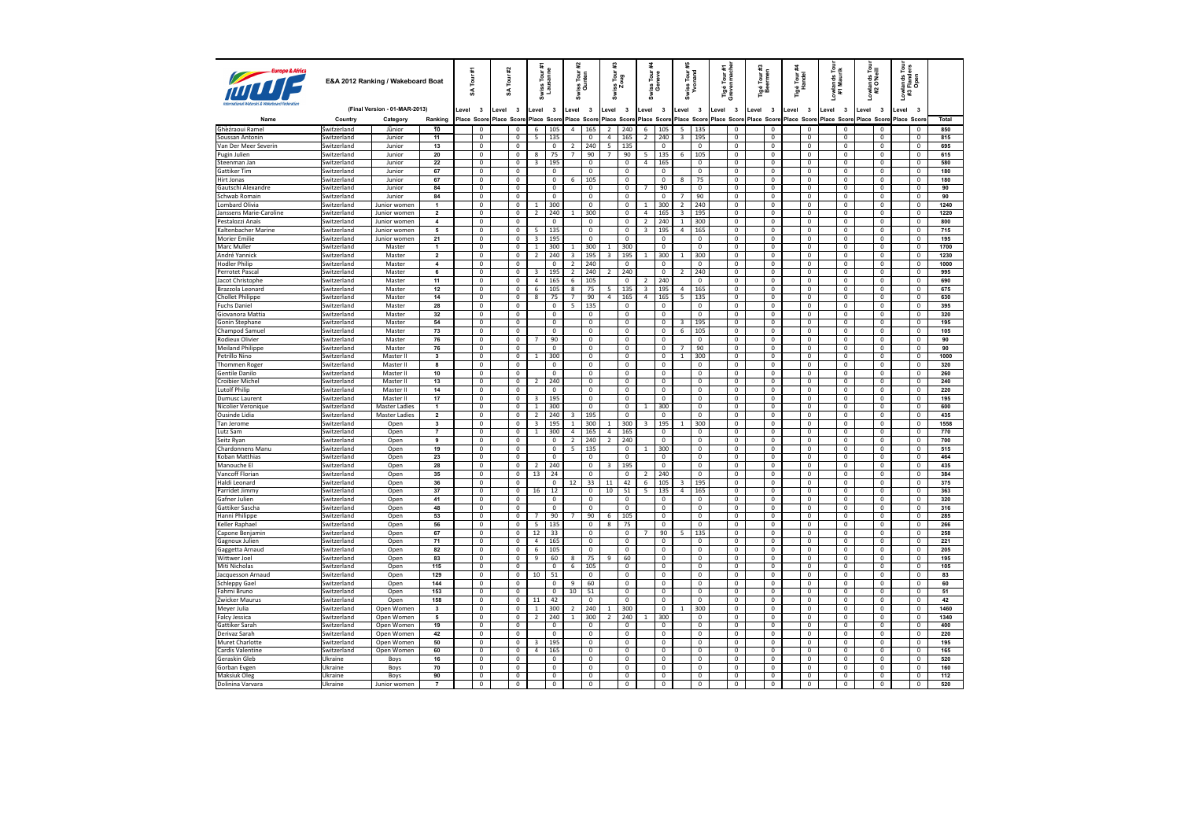# E&A 2012 Ranking / Wakeboard Boat

(Final Version - 01-MAR-2013)

| | | | | SA Tour #1 | | SA Tour #2 | | Swiss Tour #1 Lausanne | | Swiss Tour #2 Gunten | | Swiss Tour #3 Zoug | | Swiss Tour #4 Geneve | | Swiss Tour #5 Yvonand | | Tigé Tour #1 Grevenmacher | | Tigé Tour #3 Beernem | | Tigé Tour #4 Handel | | Lowlands Tour #1 Maurik | | Lowlands Tour #2 O'Neill | | Lowlands Tour #3 Flanders Open | | |
|---|---|---|---|---|---|---|---|---|---|---|---|---|---|---|---|---|---|---|---|---|---|---|---|---|---|---|---|---|---|---|---|---|
| | | | | Level | 3 | Level | 3 | Level | 3 | Level | 3 | Level | 3 | Level | 3 | Level | 3 | Level | 3 | Level | 3 | Level | 3 | Level | 3 | Level | 3 | Level | 3 | |
| Name | Country | Category | Ranking | Place | Score | Place | Score | Place | Score | Place | Score | Place | Score | Place | Score | Place | Score | Place | Score | Place | Score | Place | Score | Place | Score | Place | Score | Place | Score | Total |
| Ghezraoui Ramel | Switzerland | Junior | 10 | | 0 | | 0 | 6 | 105 | 4 | 165 | 2 | 240 | 6 | 105 | 5 | 135 | | 0 | | 0 | | 0 | | 0 | | 0 | | 0 | 850 |
| Soussan Antonin | Switzerland | Junior | 11 | | 0 | | 0 | 5 | 135 | | 0 | 4 | 165 | 2 | 240 | 3 | 195 | | 0 | | 0 | | 0 | | 0 | | 0 | | 0 | 815 |
| Van Der Meer Severin | Switzerland | Junior | 13 | | 0 | | 0 | | 0 | 2 | 240 | 5 | 135 | | 0 | | 0 | | 0 | | 0 | | 0 | | 0 | | 0 | | 0 | 695 |
| Pugin Julien | Switzerland | Junior | 20 | | 0 | | 0 | 8 | 75 | 7 | 90 | 7 | 90 | 5 | 135 | 6 | 105 | | 0 | | 0 | | 0 | | 0 | | 0 | | 0 | 615 |
| Steenman Jan | Switzerland | Junior | 22 | | 0 | | 0 | 3 | 195 | | 0 | | 0 | 4 | 165 | | 0 | | 0 | | 0 | | 0 | | 0 | | 0 | | 0 | 580 |
| Gattiker Tim | Switzerland | Junior | 67 | | 0 | | 0 | | 0 | | 0 | | 0 | | 0 | | 0 | | 0 | | 0 | | 0 | | 0 | | 0 | | 0 | 180 |
| Hirt Jonas | Switzerland | Junior | 67 | | 0 | | 0 | | 0 | 6 | 105 | | 0 | | 0 | 8 | 75 | | 0 | | 0 | | 0 | | 0 | | 0 | | 0 | 180 |
| Gautschi Alexandre | Switzerland | Junior | 84 | | 0 | | 0 | | 0 | | 0 | | 0 | 7 | 90 | | 0 | | 0 | | 0 | | 0 | | 0 | | 0 | | 0 | 90 |
| Schwab Romain | Switzerland | Junior | 84 | | 0 | | 0 | | 0 | | 0 | | 0 | | 0 | 7 | 90 | | 0 | | 0 | | 0 | | 0 | | 0 | | 0 | 90 |
| Lombard Olivia | Switzerland | Junior women | 1 | | 0 | | 0 | 1 | 300 | | 0 | | 0 | 1 | 300 | 2 | 240 | | 0 | | 0 | | 0 | | 0 | | 0 | | 0 | 1240 |
| Janssens Marie-Caroline | Switzerland | Junior women | 2 | | 0 | | 0 | 2 | 240 | 1 | 300 | | 0 | 4 | 165 | 3 | 195 | | 0 | | 0 | | 0 | | 0 | | 0 | | 0 | 1220 |
| Pestalozzi Anaïs | Switzerland | Junior women | 4 | | 0 | | 0 | | 0 | | 0 | | 0 | 2 | 240 | 1 | 300 | | 0 | | 0 | | 0 | | 0 | | 0 | | 0 | 800 |
| Kaltenbacher Marine | Switzerland | Junior women | 5 | | 0 | | 0 | 5 | 135 | | 0 | | 0 | 3 | 195 | 4 | 165 | | 0 | | 0 | | 0 | | 0 | | 0 | | 0 | 715 |
| Morier Emilie | Switzerland | Junior women | 21 | | 0 | | 0 | 3 | 195 | | 0 | | 0 | | 0 | | 0 | | 0 | | 0 | | 0 | | 0 | | 0 | | 0 | 195 |
| Marc Muller | Switzerland | Master | 1 | | 0 | | 0 | 1 | 300 | 1 | 300 | 1 | 300 | | 0 | | 0 | | 0 | | 0 | | 0 | | 0 | | 0 | | 0 | 1700 |
| André Yannick | Switzerland | Master | 2 | | 0 | | 0 | 2 | 240 | 3 | 195 | 3 | 195 | 1 | 300 | 1 | 300 | | 0 | | 0 | | 0 | | 0 | | 0 | | 0 | 1230 |
| Hodler Philip | Switzerland | Master | 4 | | 0 | | 0 | | 0 | 2 | 240 | | 0 | | 0 | | 0 | | 0 | | 0 | | 0 | | 0 | | 0 | | 0 | 1000 |
| Perrotet Pascal | Switzerland | Master | 6 | | 0 | | 0 | 3 | 195 | 2 | 240 | 2 | 240 | | 0 | 2 | 240 | | 0 | | 0 | | 0 | | 0 | | 0 | | 0 | 995 |
| Jacot Christophe | Switzerland | Master | 11 | | 0 | | 0 | 4 | 165 | 6 | 105 | | 0 | 2 | 240 | | 0 | | 0 | | 0 | | 0 | | 0 | | 0 | | 0 | 690 |
| Brazzola Leonard | Switzerland | Master | 12 | | 0 | | 0 | 6 | 105 | 8 | 75 | 5 | 135 | 3 | 195 | 4 | 165 | | 0 | | 0 | | 0 | | 0 | | 0 | | 0 | 675 |
| Chollet Philippe | Switzerland | Master | 14 | | 0 | | 0 | 8 | 75 | 7 | 90 | 4 | 165 | 4 | 165 | 5 | 135 | | 0 | | 0 | | 0 | | 0 | | 0 | | 0 | 630 |
| Fuchs Daniel | Switzerland | Master | 28 | | 0 | | 0 | | 0 | 5 | 135 | | 0 | | 0 | | 0 | | 0 | | 0 | | 0 | | 0 | | 0 | | 0 | 395 |
| Giovanora Mattia | Switzerland | Master | 32 | | 0 | | 0 | | 0 | | 0 | | 0 | | 0 | | 0 | | 0 | | 0 | | 0 | | 0 | | 0 | | 0 | 320 |
| Gonin Stephane | Switzerland | Master | 54 | | 0 | | 0 | | 0 | | 0 | | 0 | | 0 | 3 | 195 | | 0 | | 0 | | 0 | | 0 | | 0 | | 0 | 195 |
| Champod Samuel | Switzerland | Master | 73 | | 0 | | 0 | | 0 | | 0 | | 0 | | 0 | 6 | 105 | | 0 | | 0 | | 0 | | 0 | | 0 | | 0 | 105 |
| Rodieux Olivier | Switzerland | Master | 76 | | 0 | | 0 | 7 | 90 | | 0 | | 0 | | 0 | | 0 | | 0 | | 0 | | 0 | | 0 | | 0 | | 0 | 90 |
| Meiland Philippe | Switzerland | Master | 76 | | 0 | | 0 | | 0 | | 0 | | 0 | | 0 | 7 | 90 | | 0 | | 0 | | 0 | | 0 | | 0 | | 0 | 90 |
| Petrillo Nino | Switzerland | Master II | 3 | | 0 | | 0 | 1 | 300 | | 0 | | 0 | | 0 | 1 | 300 | | 0 | | 0 | | 0 | | 0 | | 0 | | 0 | 1000 |
| Thommen Roger | Switzerland | Master II | 8 | | 0 | | 0 | | 0 | | 0 | | 0 | | 0 | | 0 | | 0 | | 0 | | 0 | | 0 | | 0 | | 0 | 320 |
| Gentile Danilo | Switzerland | Master II | 10 | | 0 | | 0 | | 0 | | 0 | | 0 | | 0 | | 0 | | 0 | | 0 | | 0 | | 0 | | 0 | | 0 | 260 |
| Croibier Michel | Switzerland | Master II | 13 | | 0 | | 0 | 2 | 240 | | 0 | | 0 | | 0 | | 0 | | 0 | | 0 | | 0 | | 0 | | 0 | | 0 | 240 |
| Lutolf Philip | Switzerland | Master II | 14 | | 0 | | 0 | | 0 | | 0 | | 0 | | 0 | | 0 | | 0 | | 0 | | 0 | | 0 | | 0 | | 0 | 220 |
| Dumusc Laurent | Switzerland | Master II | 17 | | 0 | | 0 | 3 | 195 | | 0 | | 0 | | 0 | | 0 | | 0 | | 0 | | 0 | | 0 | | 0 | | 0 | 195 |
| Nicolier Veronique | Switzerland | Master Ladies | 1 | | 0 | | 0 | 1 | 300 | | 0 | | 0 | 1 | 300 | | 0 | | 0 | | 0 | | 0 | | 0 | | 0 | | 0 | 600 |
| Ousinde Lidia | Switzerland | Master Ladies | 2 | | 0 | | 0 | 2 | 240 | 3 | 195 | | 0 | | 0 | | 0 | | 0 | | 0 | | 0 | | 0 | | 0 | | 0 | 435 |
| Tan Jerome | Switzerland | Open | 3 | | 0 | | 0 | 3 | 195 | 1 | 300 | 1 | 300 | 3 | 195 | 1 | 300 | | 0 | | 0 | | 0 | | 0 | | 0 | | 0 | 1558 |
| Lutz Sam | Switzerland | Open | 7 | | 0 | | 0 | 1 | 300 | 4 | 165 | 4 | 165 | | 0 | | 0 | | 0 | | 0 | | 0 | | 0 | | 0 | | 0 | 770 |
| Seitz Ryan | Switzerland | Open | 9 | | 0 | | 0 | | 0 | 2 | 240 | 2 | 240 | | 0 | | 0 | | 0 | | 0 | | 0 | | 0 | | 0 | | 0 | 700 |
| Chardonnens Manu | Switzerland | Open | 19 | | 0 | | 0 | | 0 | 5 | 135 | | 0 | 1 | 300 | | 0 | | 0 | | 0 | | 0 | | 0 | | 0 | | 0 | 515 |
| Koban Matthias | Switzerland | Open | 23 | | 0 | | 0 | | 0 | | 0 | | 0 | | 0 | | 0 | | 0 | | 0 | | 0 | | 0 | | 0 | | 0 | 464 |
| Manouche El | Switzerland | Open | 28 | | 0 | | 0 | 2 | 240 | | 0 | 3 | 195 | | 0 | | 0 | | 0 | | 0 | | 0 | | 0 | | 0 | | 0 | 435 |
| Vancoff Florian | Switzerland | Open | 35 | | 0 | | 0 | 13 | 24 | | 0 | | 0 | 2 | 240 | | 0 | | 0 | | 0 | | 0 | | 0 | | 0 | | 0 | 384 |
| Haldi Leonard | Switzerland | Open | 36 | | 0 | | 0 | | 0 | 12 | 33 | 11 | 42 | 6 | 105 | 3 | 195 | | 0 | | 0 | | 0 | | 0 | | 0 | | 0 | 375 |
| Parridet Jimmy | Switzerland | Open | 37 | | 0 | | 0 | 16 | 12 | | 0 | 10 | 51 | 5 | 135 | 4 | 165 | | 0 | | 0 | | 0 | | 0 | | 0 | | 0 | 363 |
| Gafner Julien | Switzerland | Open | 41 | | 0 | | 0 | | 0 | | 0 | | 0 | | 0 | | 0 | | 0 | | 0 | | 0 | | 0 | | 0 | | 0 | 320 |
| Gattiker Sascha | Switzerland | Open | 48 | | 0 | | 0 | | 0 | | 0 | | 0 | | 0 | | 0 | | 0 | | 0 | | 0 | | 0 | | 0 | | 0 | 316 |
| Hanni Philippe | Switzerland | Open | 53 | | 0 | | 0 | 7 | 90 | 7 | 90 | 6 | 105 | | 0 | | 0 | | 0 | | 0 | | 0 | | 0 | | 0 | | 0 | 285 |
| Keller Raphael | Switzerland | Open | 56 | | 0 | | 0 | 5 | 135 | | 0 | 8 | 75 | | 0 | | 0 | | 0 | | 0 | | 0 | | 0 | | 0 | | 0 | 266 |
| Capone Benjamin | Switzerland | Open | 67 | | 0 | | 0 | 12 | 33 | | 0 | | 0 | 7 | 90 | 5 | 135 | | 0 | | 0 | | 0 | | 0 | | 0 | | 0 | 258 |
| Gagnoux Julien | Switzerland | Open | 71 | | 0 | | 0 | 4 | 165 | | 0 | | 0 | | 0 | | 0 | | 0 | | 0 | | 0 | | 0 | | 0 | | 0 | 221 |
| Gaggetta Arnaud | Switzerland | Open | 82 | | 0 | | 0 | 6 | 105 | | 0 | | 0 | | 0 | | 0 | | 0 | | 0 | | 0 | | 0 | | 0 | | 0 | 205 |
| Wittwer Joel | Switzerland | Open | 83 | | 0 | | 0 | 9 | 60 | 8 | 75 | 9 | 60 | | 0 | | 0 | | 0 | | 0 | | 0 | | 0 | | 0 | | 0 | 195 |
| Miti Nicholas | Switzerland | Open | 115 | | 0 | | 0 | | 0 | 6 | 105 | | 0 | | 0 | | 0 | | 0 | | 0 | | 0 | | 0 | | 0 | | 0 | 105 |
| Jacquesson Arnaud | Switzerland | Open | 129 | | 0 | | 0 | 10 | 51 | | 0 | | 0 | | 0 | | 0 | | 0 | | 0 | | 0 | | 0 | | 0 | | 0 | 83 |
| Schleppy Gael | Switzerland | Open | 144 | | 0 | | 0 | | 0 | 9 | 60 | | 0 | | 0 | | 0 | | 0 | | 0 | | 0 | | 0 | | 0 | | 0 | 60 |
| Fahrni Bruno | Switzerland | Open | 153 | | 0 | | 0 | | 0 | 10 | 51 | | 0 | | 0 | | 0 | | 0 | | 0 | | 0 | | 0 | | 0 | | 0 | 51 |
| Zwicker Maurus | Switzerland | Open | 158 | | 0 | | 0 | 11 | 42 | | 0 | | 0 | | 0 | | 0 | | 0 | | 0 | | 0 | | 0 | | 0 | | 0 | 42 |
| Meyer Julia | Switzerland | Open Women | 3 | | 0 | | 0 | 1 | 300 | 2 | 240 | 1 | 300 | | 0 | 1 | 300 | | 0 | | 0 | | 0 | | 0 | | 0 | | 0 | 1460 |
| Falcy Jessica | Switzerland | Open Women | 5 | | 0 | | 0 | 2 | 240 | 1 | 300 | 2 | 240 | 1 | 300 | | 0 | | 0 | | 0 | | 0 | | 0 | | 0 | | 0 | 1340 |
| Gattiker Sarah | Switzerland | Open Women | 19 | | 0 | | 0 | | 0 | | 0 | | 0 | | 0 | | 0 | | 0 | | 0 | | 0 | | 0 | | 0 | | 0 | 400 |
| Derivaz Sarah | Switzerland | Open Women | 42 | | 0 | | 0 | | 0 | | 0 | | 0 | | 0 | | 0 | | 0 | | 0 | | 0 | | 0 | | 0 | | 0 | 220 |
| Muret Charlotte | Switzerland | Open Women | 50 | | 0 | | 0 | 3 | 195 | | 0 | | 0 | | 0 | | 0 | | 0 | | 0 | | 0 | | 0 | | 0 | | 0 | 195 |
| Cardis Valentine | Switzerland | Open Women | 60 | | 0 | | 0 | 4 | 165 | | 0 | | 0 | | 0 | | 0 | | 0 | | 0 | | 0 | | 0 | | 0 | | 0 | 165 |
| Geraskin Gleb | Ukraine | Boys | 16 | | 0 | | 0 | | 0 | | 0 | | 0 | | 0 | | 0 | | 0 | | 0 | | 0 | | 0 | | 0 | | 0 | 520 |
| Gorban Evgen | Ukraine | Boys | 70 | | 0 | | 0 | | 0 | | 0 | | 0 | | 0 | | 0 | | 0 | | 0 | | 0 | | 0 | | 0 | | 0 | 160 |
| Maksiuk Oleg | Ukraine | Boys | 90 | | 0 | | 0 | | 0 | | 0 | | 0 | | 0 | | 0 | | 0 | | 0 | | 0 | | 0 | | 0 | | 0 | 112 |
| Dolinina Varvara | Ukraine | Junior women | 7 | | 0 | | 0 | | 0 | | 0 | | 0 | | 0 | | 0 | | 0 | | 0 | | 0 | | 0 | | 0 | | 0 | 520 |